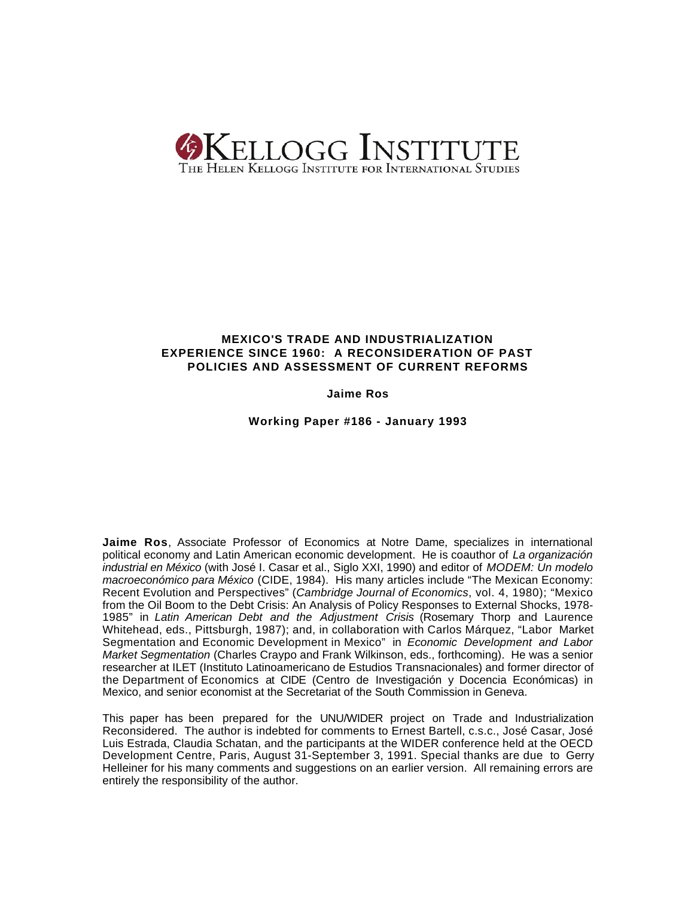KELLOGG INSTITUTE

THE HELEN KELLOGG INSTITUTE FOR INTERNATIONAL STUDIES

# MEXICO'S TRADE AND INDUSTRIALIZATION EXPERIENCE SINCE 1960: A RECONSIDERATION OF PAST POLICIES AND ASSESSMENT OF CURRENT REFORMS

**Jaime Ros**

**Working Paper #186 - January 1993**

**Jaime Ros**, Associate Professor of Economics at Notre Dame, specializes in international political economy and Latin American economic development. He is coauthor of *La organización industrial en México* (with José I. Casar et al., Siglo XXI, 1990) and editor of *MODEM: Un modelo macroeconómico para México* (CIDE, 1984). His many articles include "The Mexican Economy: Recent Evolution and Perspectives" (*Cambridge Journal of Economics*, vol. 4, 1980); "Mexico from the Oil Boom to the Debt Crisis: An Analysis of Policy Responses to External Shocks, 1978-1985" in *Latin American Debt and the Adjustment Crisis* (Rosemary Thorp and Laurence Whitehead, eds., Pittsburgh, 1987); and, in collaboration with Carlos Márquez, "Labor Market Segmentation and Economic Development in Mexico" in *Economic Development and Labor Market Segmentation* (Charles Craypo and Frank Wilkinson, eds., forthcoming). He was a senior researcher at ILET (Instituto Latinoamericano de Estudios Transnacionales) and former director of the Department of Economics at CIDE (Centro de Investigación y Docencia Económicas) in Mexico, and senior economist at the Secretariat of the South Commission in Geneva.

This paper has been prepared for the UNU/WIDER project on Trade and Industrialization Reconsidered. The author is indebted for comments to Ernest Bartell, c.s.c., José Casar, José Luis Estrada, Claudia Schatan, and the participants at the WIDER conference held at the OECD Development Centre, Paris, August 31-September 3, 1991. Special thanks are due to Gerry Helleiner for his many comments and suggestions on an earlier version. All remaining errors are entirely the responsibility of the author.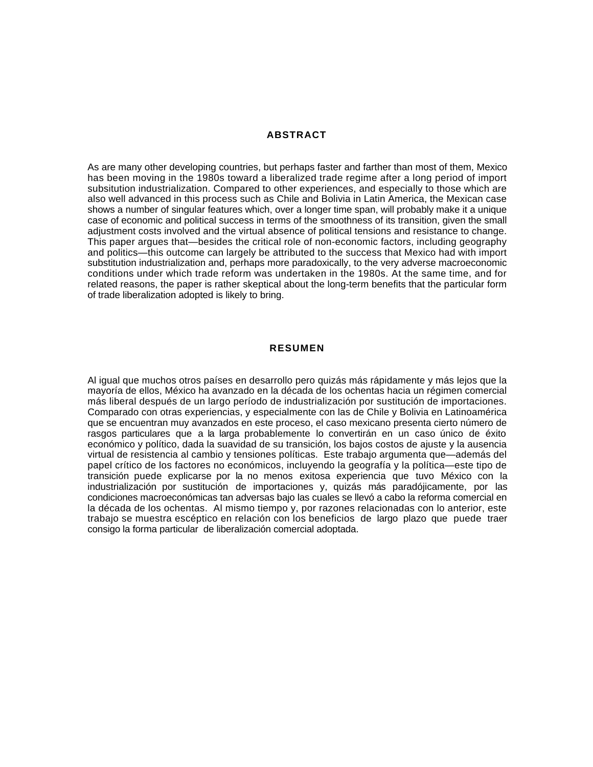## ABSTRACT

As are many other developing countries, but perhaps faster and farther than most of them, Mexico has been moving in the 1980s toward a liberalized trade regime after a long period of import subsitution industrialization. Compared to other experiences, and especially to those which are also well advanced in this process such as Chile and Bolivia in Latin America, the Mexican case shows a number of singular features which, over a longer time span, will probably make it a unique case of economic and political success in terms of the smoothness of its transition, given the small adjustment costs involved and the virtual absence of political tensions and resistance to change. This paper argues that—besides the critical role of non-economic factors, including geography and politics—this outcome can largely be attributed to the success that Mexico had with import substitution industrialization and, perhaps more paradoxically, to the very adverse macroeconomic conditions under which trade reform was undertaken in the 1980s. At the same time, and for related reasons, the paper is rather skeptical about the long-term benefits that the particular form of trade liberalization adopted is likely to bring.

## RESUMEN

Al igual que muchos otros países en desarrollo pero quizás más rápidamente y más lejos que la mayoría de ellos, México ha avanzado en la década de los ochentas hacia un régimen comercial más liberal después de un largo período de industrialización por sustitución de importaciones. Comparado con otras experiencias, y especialmente con las de Chile y Bolivia en Latinoamérica que se encuentran muy avanzados en este proceso, el caso mexicano presenta cierto número de rasgos particulares que a la larga probablemente lo convertirán en un caso único de éxito económico y político, dada la suavidad de su transición, los bajos costos de ajuste y la ausencia virtual de resistencia al cambio y tensiones políticas. Este trabajo argumenta que—además del papel crítico de los factores no económicos, incluyendo la geografía y la política—este tipo de transición puede explicarse por la no menos exitosa experiencia que tuvo México con la industrialización por sustitución de importaciones y, quizás más paradójicamente, por las condiciones macroeconómicas tan adversas bajo las cuales se llevó a cabo la reforma comercial en la década de los ochentas. Al mismo tiempo y, por razones relacionadas con lo anterior, este trabajo se muestra escéptico en relación con los beneficios de largo plazo que puede traer consigo la forma particular de liberalización comercial adoptada.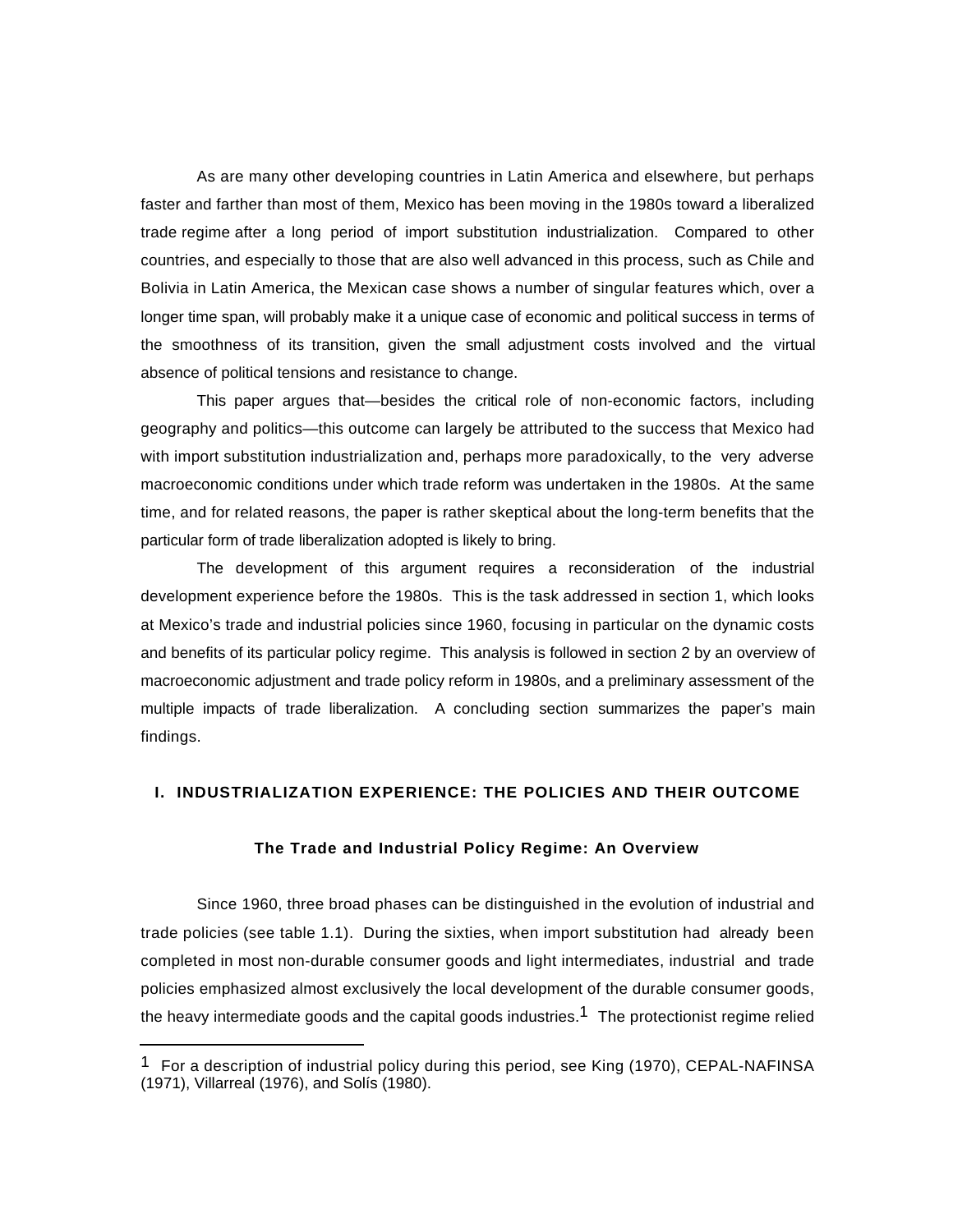As are many other developing countries in Latin America and elsewhere, but perhaps faster and farther than most of them, Mexico has been moving in the 1980s toward a liberalized trade regime after a long period of import substitution industrialization. Compared to other countries, and especially to those that are also well advanced in this process, such as Chile and Bolivia in Latin America, the Mexican case shows a number of singular features which, over a longer time span, will probably make it a unique case of economic and political success in terms of the smoothness of its transition, given the small adjustment costs involved and the virtual absence of political tensions and resistance to change.

This paper argues that—besides the critical role of non-economic factors, including geography and politics—this outcome can largely be attributed to the success that Mexico had with import substitution industrialization and, perhaps more paradoxically, to the very adverse macroeconomic conditions under which trade reform was undertaken in the 1980s. At the same time, and for related reasons, the paper is rather skeptical about the long-term benefits that the particular form of trade liberalization adopted is likely to bring.

The development of this argument requires a reconsideration of the industrial development experience before the 1980s. This is the task addressed in section 1, which looks at Mexico's trade and industrial policies since 1960, focusing in particular on the dynamic costs and benefits of its particular policy regime. This analysis is followed in section 2 by an overview of macroeconomic adjustment and trade policy reform in 1980s, and a preliminary assessment of the multiple impacts of trade liberalization. A concluding section summarizes the paper's main findings.

## I. INDUSTRIALIZATION EXPERIENCE: THE POLICIES AND THEIR OUTCOME

### The Trade and Industrial Policy Regime: An Overview

Since 1960, three broad phases can be distinguished in the evolution of industrial and trade policies (see table 1.1). During the sixties, when import substitution had already been completed in most non-durable consumer goods and light intermediates, industrial and trade policies emphasized almost exclusively the local development of the durable consumer goods, the heavy intermediate goods and the capital goods industries.[1] The protectionist regime relied

---

[1] For a description of industrial policy during this period, see King (1970), CEPAL-NAFINSA (1971), Villarreal (1976), and Solís (1980).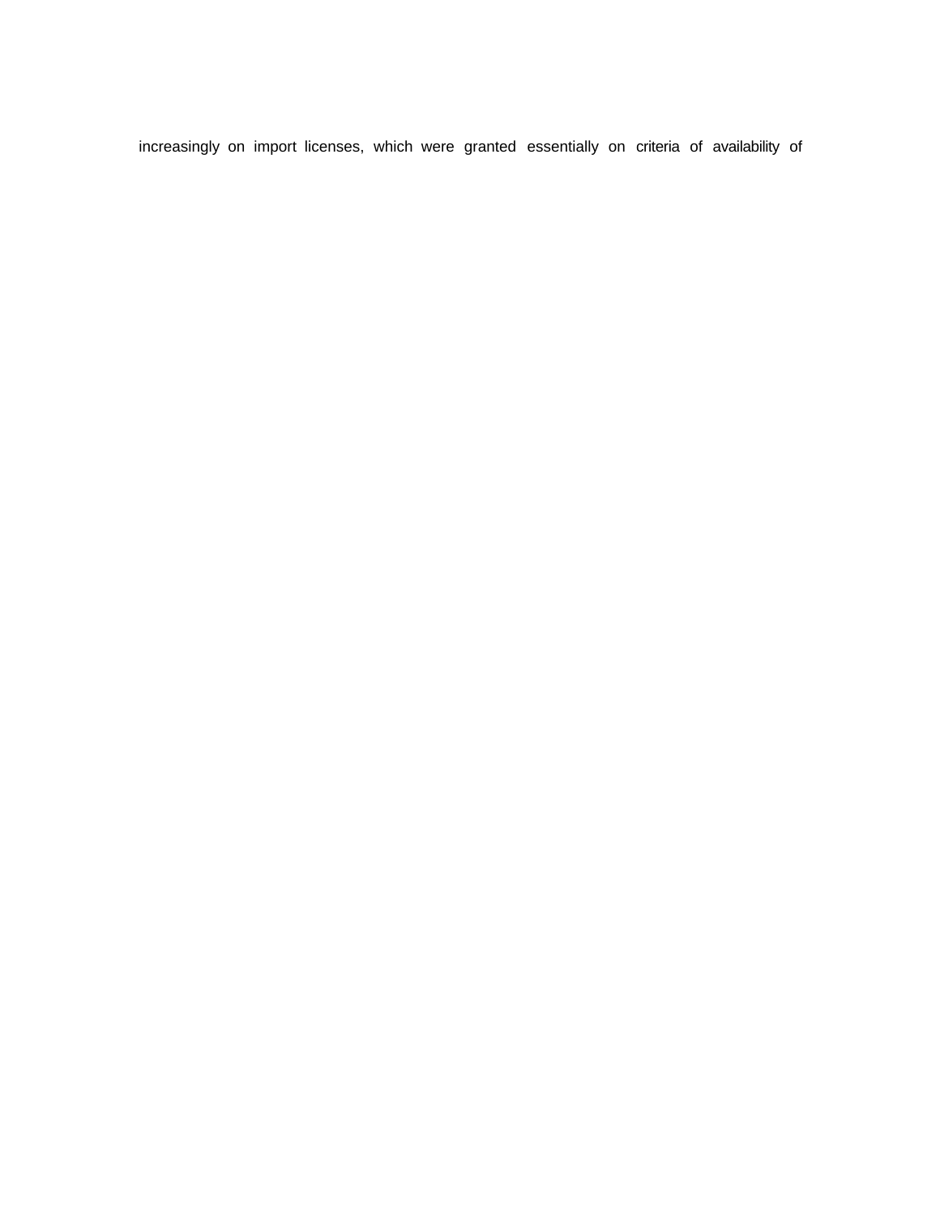increasingly on import licenses, which were granted essentially on criteria of availability of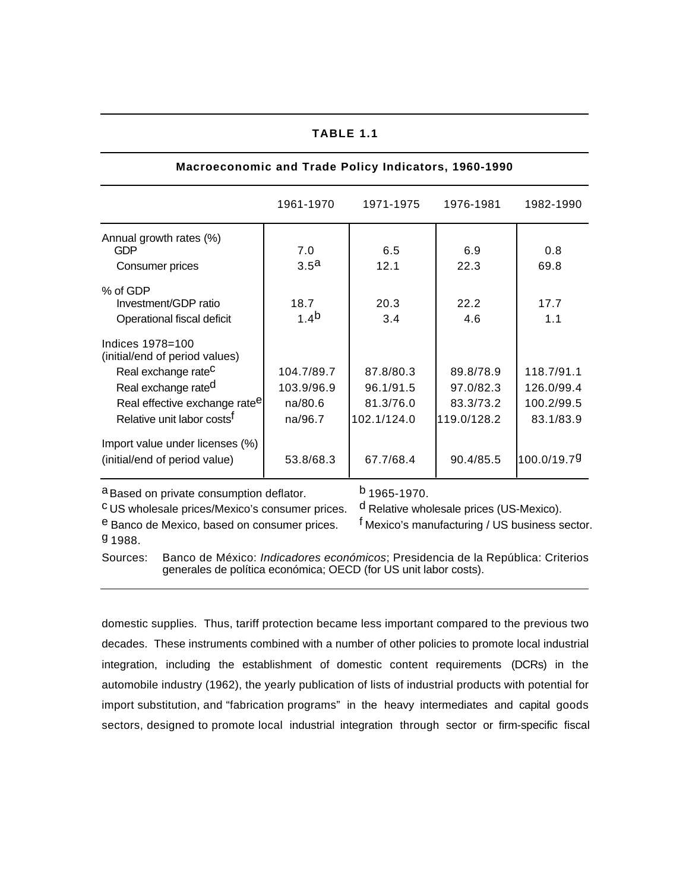**TABLE 1.1**

**Macroeconomic and Trade Policy Indicators, 1960-1990**

| | 1961-1970 | 1971-1975 | 1976-1981 | 1982-1990 |
|---|---|---|---|---|
| Annual growth rates (%) | | | | |
| GDP | 7.0 | 6.5 | 6.9 | 0.8 |
| Consumer prices | 3.5[a] | 12.1 | 22.3 | 69.8 |
| % of GDP | | | | |
| Investment/GDP ratio | 18.7 | 20.3 | 22.2 | 17.7 |
| Operational fiscal deficit | 1.4[b] | 3.4 | 4.6 | 1.1 |
| Indices 1978=100 (initial/end of period values) | | | | |
| Real exchange rate[c] | 104.7/89.7 | 87.8/80.3 | 89.8/78.9 | 118.7/91.1 |
| Real exchange rate[d] | 103.9/96.9 | 96.1/91.5 | 97.0/82.3 | 126.0/99.4 |
| Real effective exchange rate[e] | na/80.6 | 81.3/76.0 | 83.3/73.2 | 100.2/99.5 |
| Relative unit labor costs[f] | na/96.7 | 102.1/124.0 | 119.0/128.2 | 83.1/83.9 |
| Import value under licenses (%) (initial/end of period value) | 53.8/68.3 | 67.7/68.4 | 90.4/85.5 | 100.0/19.7[g] |

[a] Based on private consumption deflator.
[b] 1965-1970.
[c] US wholesale prices/Mexico's consumer prices.
[d] Relative wholesale prices (US-Mexico).
[e] Banco de Mexico, based on consumer prices.
[f] Mexico's manufacturing / US business sector.
[g] 1988.

Sources: Banco de México: *Indicadores económicos*; Presidencia de la República: Criterios generales de política económica; OECD (for US unit labor costs).

domestic supplies. Thus, tariff protection became less important compared to the previous two decades. These instruments combined with a number of other policies to promote local industrial integration, including the establishment of domestic content requirements (DCRs) in the automobile industry (1962), the yearly publication of lists of industrial products with potential for import substitution, and "fabrication programs" in the heavy intermediates and capital goods sectors, designed to promote local industrial integration through sector or firm-specific fiscal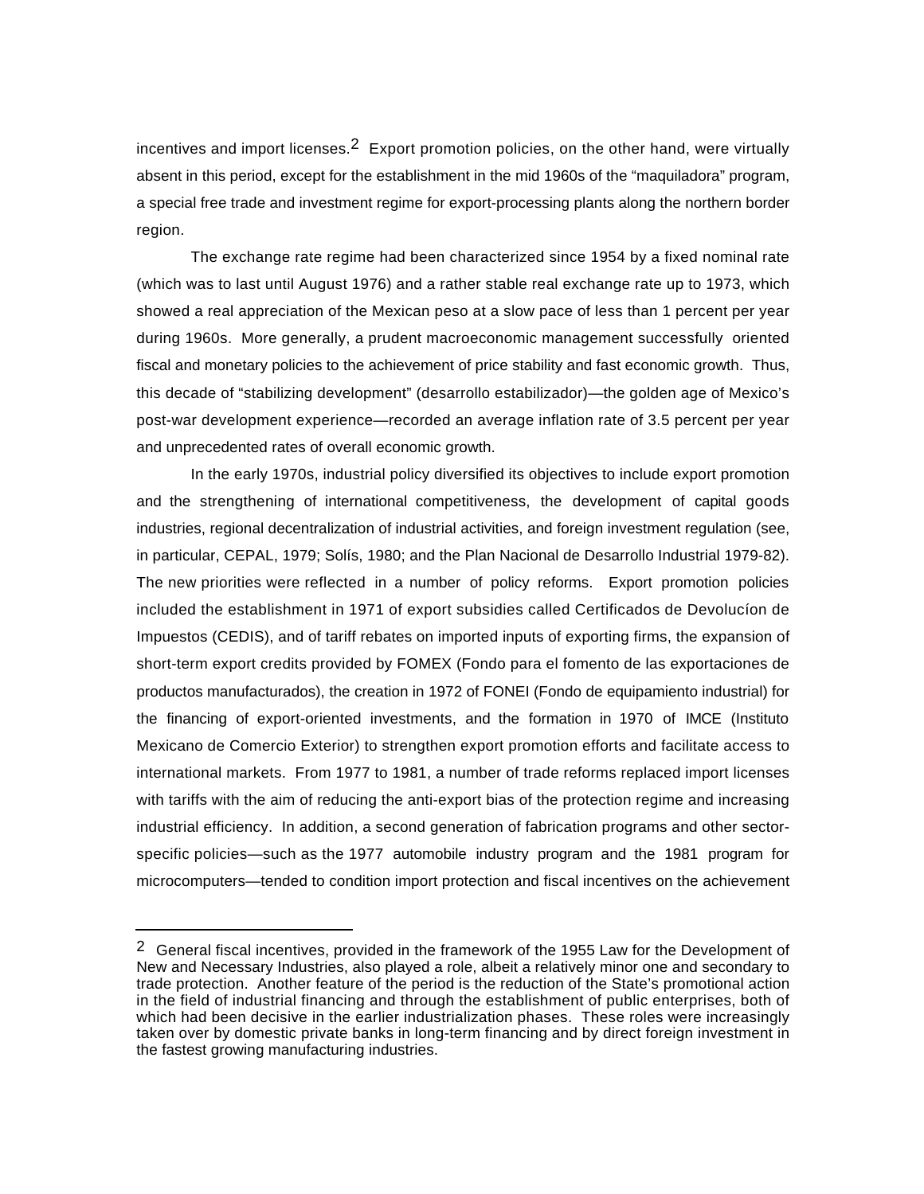incentives and import licenses.[2] Export promotion policies, on the other hand, were virtually absent in this period, except for the establishment in the mid 1960s of the "maquiladora" program, a special free trade and investment regime for export-processing plants along the northern border region.

The exchange rate regime had been characterized since 1954 by a fixed nominal rate (which was to last until August 1976) and a rather stable real exchange rate up to 1973, which showed a real appreciation of the Mexican peso at a slow pace of less than 1 percent per year during 1960s. More generally, a prudent macroeconomic management successfully oriented fiscal and monetary policies to the achievement of price stability and fast economic growth. Thus, this decade of "stabilizing development" (desarrollo estabilizador)—the golden age of Mexico's post-war development experience—recorded an average inflation rate of 3.5 percent per year and unprecedented rates of overall economic growth.

In the early 1970s, industrial policy diversified its objectives to include export promotion and the strengthening of international competitiveness, the development of capital goods industries, regional decentralization of industrial activities, and foreign investment regulation (see, in particular, CEPAL, 1979; Solís, 1980; and the Plan Nacional de Desarrollo Industrial 1979-82). The new priorities were reflected in a number of policy reforms. Export promotion policies included the establishment in 1971 of export subsidies called Certificados de Devolucíon de Impuestos (CEDIS), and of tariff rebates on imported inputs of exporting firms, the expansion of short-term export credits provided by FOMEX (Fondo para el fomento de las exportaciones de productos manufacturados), the creation in 1972 of FONEI (Fondo de equipamiento industrial) for the financing of export-oriented investments, and the formation in 1970 of IMCE (Instituto Mexicano de Comercio Exterior) to strengthen export promotion efforts and facilitate access to international markets. From 1977 to 1981, a number of trade reforms replaced import licenses with tariffs with the aim of reducing the anti-export bias of the protection regime and increasing industrial efficiency. In addition, a second generation of fabrication programs and other sector-specific policies—such as the 1977 automobile industry program and the 1981 program for microcomputers—tended to condition import protection and fiscal incentives on the achievement

---

[2] General fiscal incentives, provided in the framework of the 1955 Law for the Development of New and Necessary Industries, also played a role, albeit a relatively minor one and secondary to trade protection. Another feature of the period is the reduction of the State's promotional action in the field of industrial financing and through the establishment of public enterprises, both of which had been decisive in the earlier industrialization phases. These roles were increasingly taken over by domestic private banks in long-term financing and by direct foreign investment in the fastest growing manufacturing industries.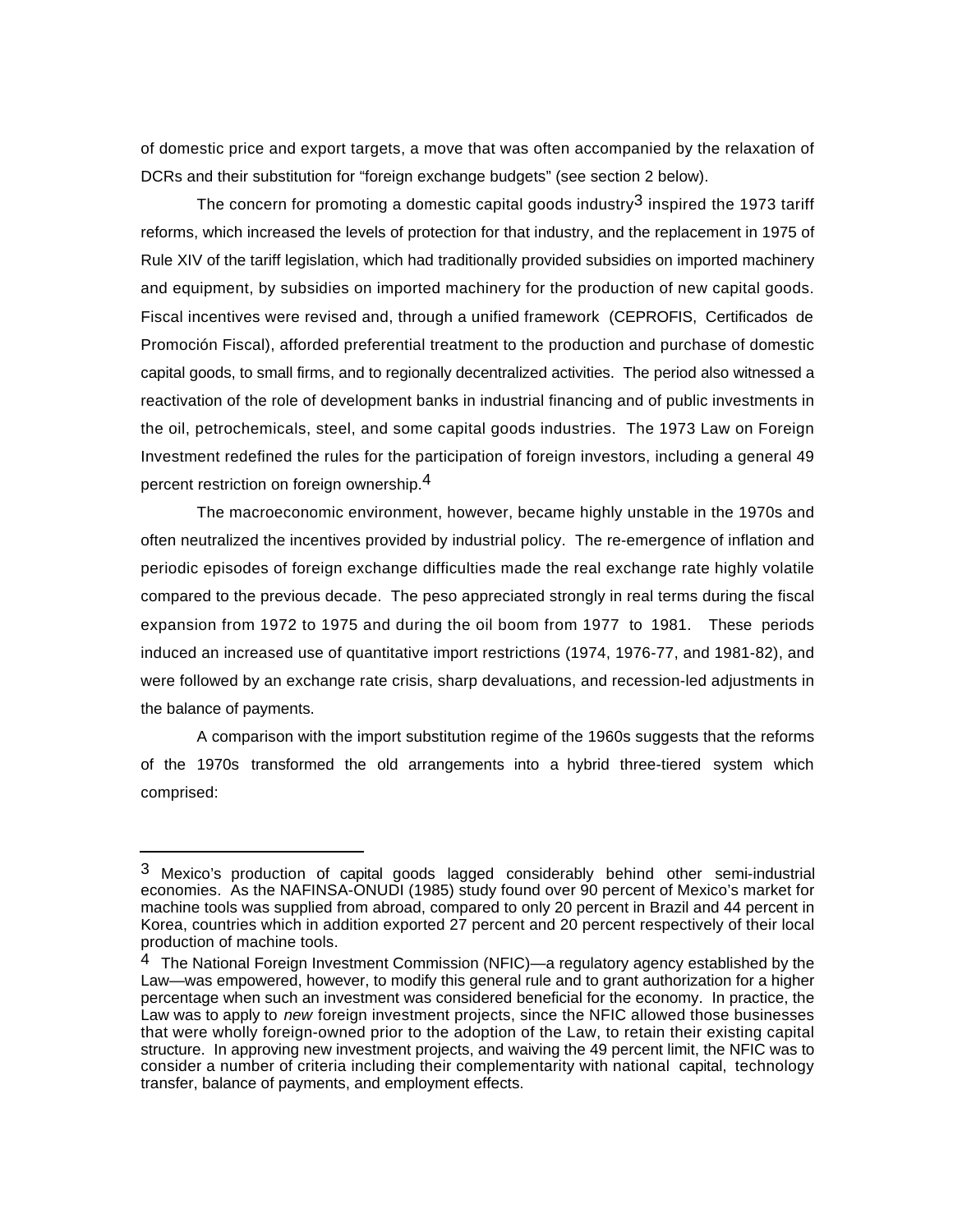of domestic price and export targets, a move that was often accompanied by the relaxation of DCRs and their substitution for "foreign exchange budgets" (see section 2 below).

The concern for promoting a domestic capital goods industry[3] inspired the 1973 tariff reforms, which increased the levels of protection for that industry, and the replacement in 1975 of Rule XIV of the tariff legislation, which had traditionally provided subsidies on imported machinery and equipment, by subsidies on imported machinery for the production of new capital goods. Fiscal incentives were revised and, through a unified framework (CEPROFIS, Certificados de Promoción Fiscal), afforded preferential treatment to the production and purchase of domestic capital goods, to small firms, and to regionally decentralized activities. The period also witnessed a reactivation of the role of development banks in industrial financing and of public investments in the oil, petrochemicals, steel, and some capital goods industries. The 1973 Law on Foreign Investment redefined the rules for the participation of foreign investors, including a general 49 percent restriction on foreign ownership.[4]

The macroeconomic environment, however, became highly unstable in the 1970s and often neutralized the incentives provided by industrial policy. The re-emergence of inflation and periodic episodes of foreign exchange difficulties made the real exchange rate highly volatile compared to the previous decade. The peso appreciated strongly in real terms during the fiscal expansion from 1972 to 1975 and during the oil boom from 1977 to 1981. These periods induced an increased use of quantitative import restrictions (1974, 1976-77, and 1981-82), and were followed by an exchange rate crisis, sharp devaluations, and recession-led adjustments in the balance of payments.

A comparison with the import substitution regime of the 1960s suggests that the reforms of the 1970s transformed the old arrangements into a hybrid three-tiered system which comprised:

---

[3] Mexico's production of capital goods lagged considerably behind other semi-industrial economies. As the NAFINSA-ONUDI (1985) study found over 90 percent of Mexico's market for machine tools was supplied from abroad, compared to only 20 percent in Brazil and 44 percent in Korea, countries which in addition exported 27 percent and 20 percent respectively of their local production of machine tools.

[4] The National Foreign Investment Commission (NFIC)—a regulatory agency established by the Law—was empowered, however, to modify this general rule and to grant authorization for a higher percentage when such an investment was considered beneficial for the economy. In practice, the Law was to apply to *new* foreign investment projects, since the NFIC allowed those businesses that were wholly foreign-owned prior to the adoption of the Law, to retain their existing capital structure. In approving new investment projects, and waiving the 49 percent limit, the NFIC was to consider a number of criteria including their complementarity with national capital, technology transfer, balance of payments, and employment effects.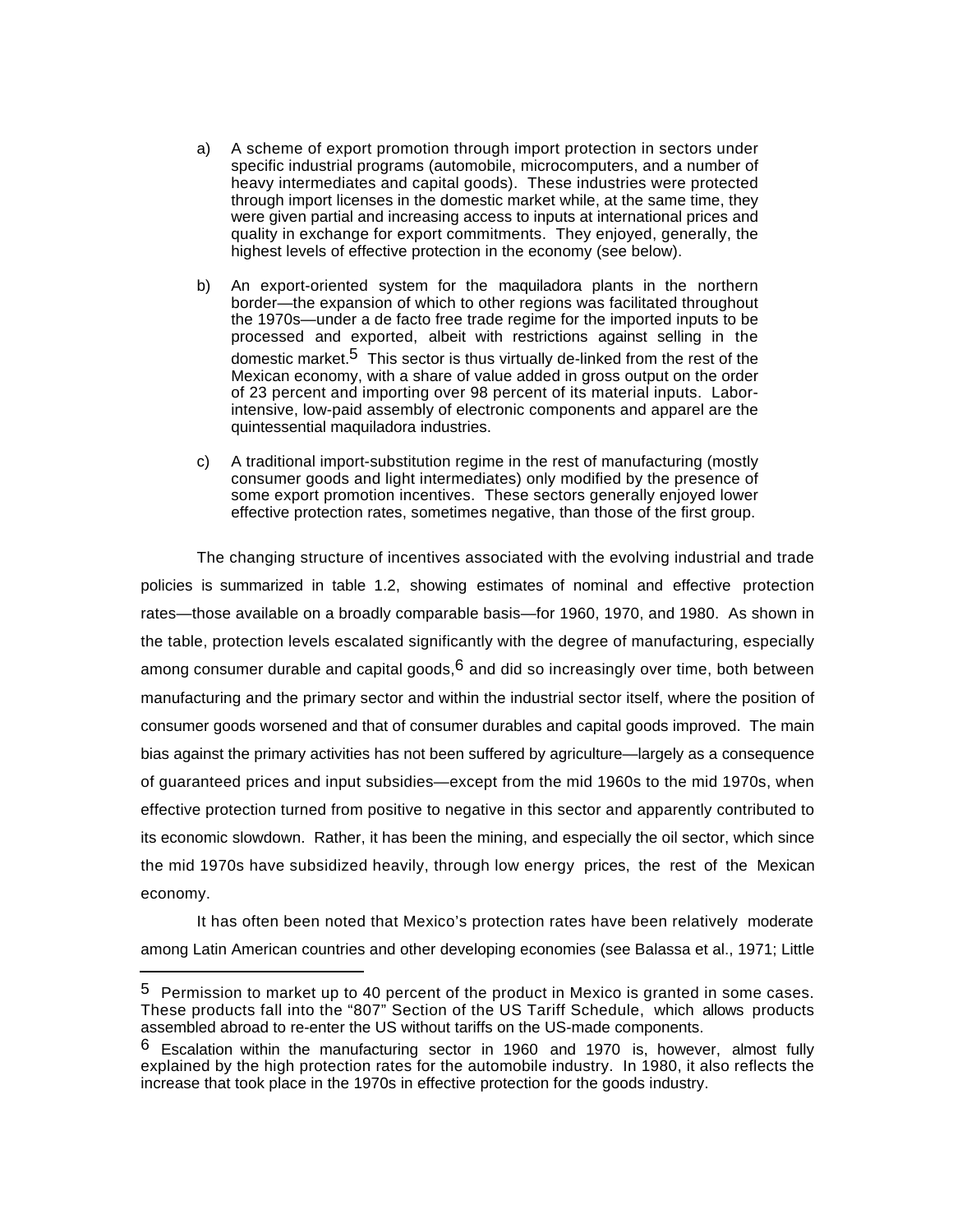a) A scheme of export promotion through import protection in sectors under specific industrial programs (automobile, microcomputers, and a number of heavy intermediates and capital goods). These industries were protected through import licenses in the domestic market while, at the same time, they were given partial and increasing access to inputs at international prices and quality in exchange for export commitments. They enjoyed, generally, the highest levels of effective protection in the economy (see below).

b) An export-oriented system for the maquiladora plants in the northern border—the expansion of which to other regions was facilitated throughout the 1970s—under a de facto free trade regime for the imported inputs to be processed and exported, albeit with restrictions against selling in the domestic market.[5] This sector is thus virtually de-linked from the rest of the Mexican economy, with a share of value added in gross output on the order of 23 percent and importing over 98 percent of its material inputs. Labor-intensive, low-paid assembly of electronic components and apparel are the quintessential maquiladora industries.

c) A traditional import-substitution regime in the rest of manufacturing (mostly consumer goods and light intermediates) only modified by the presence of some export promotion incentives. These sectors generally enjoyed lower effective protection rates, sometimes negative, than those of the first group.

The changing structure of incentives associated with the evolving industrial and trade policies is summarized in table 1.2, showing estimates of nominal and effective protection rates—those available on a broadly comparable basis—for 1960, 1970, and 1980. As shown in the table, protection levels escalated significantly with the degree of manufacturing, especially among consumer durable and capital goods,[6] and did so increasingly over time, both between manufacturing and the primary sector and within the industrial sector itself, where the position of consumer goods worsened and that of consumer durables and capital goods improved. The main bias against the primary activities has not been suffered by agriculture—largely as a consequence of guaranteed prices and input subsidies—except from the mid 1960s to the mid 1970s, when effective protection turned from positive to negative in this sector and apparently contributed to its economic slowdown. Rather, it has been the mining, and especially the oil sector, which since the mid 1970s have subsidized heavily, through low energy prices, the rest of the Mexican economy.

It has often been noted that Mexico's protection rates have been relatively moderate among Latin American countries and other developing economies (see Balassa et al., 1971; Little

---

[5] Permission to market up to 40 percent of the product in Mexico is granted in some cases. These products fall into the "807" Section of the US Tariff Schedule, which allows products assembled abroad to re-enter the US without tariffs on the US-made components.

[6] Escalation within the manufacturing sector in 1960 and 1970 is, however, almost fully explained by the high protection rates for the automobile industry. In 1980, it also reflects the increase that took place in the 1970s in effective protection for the goods industry.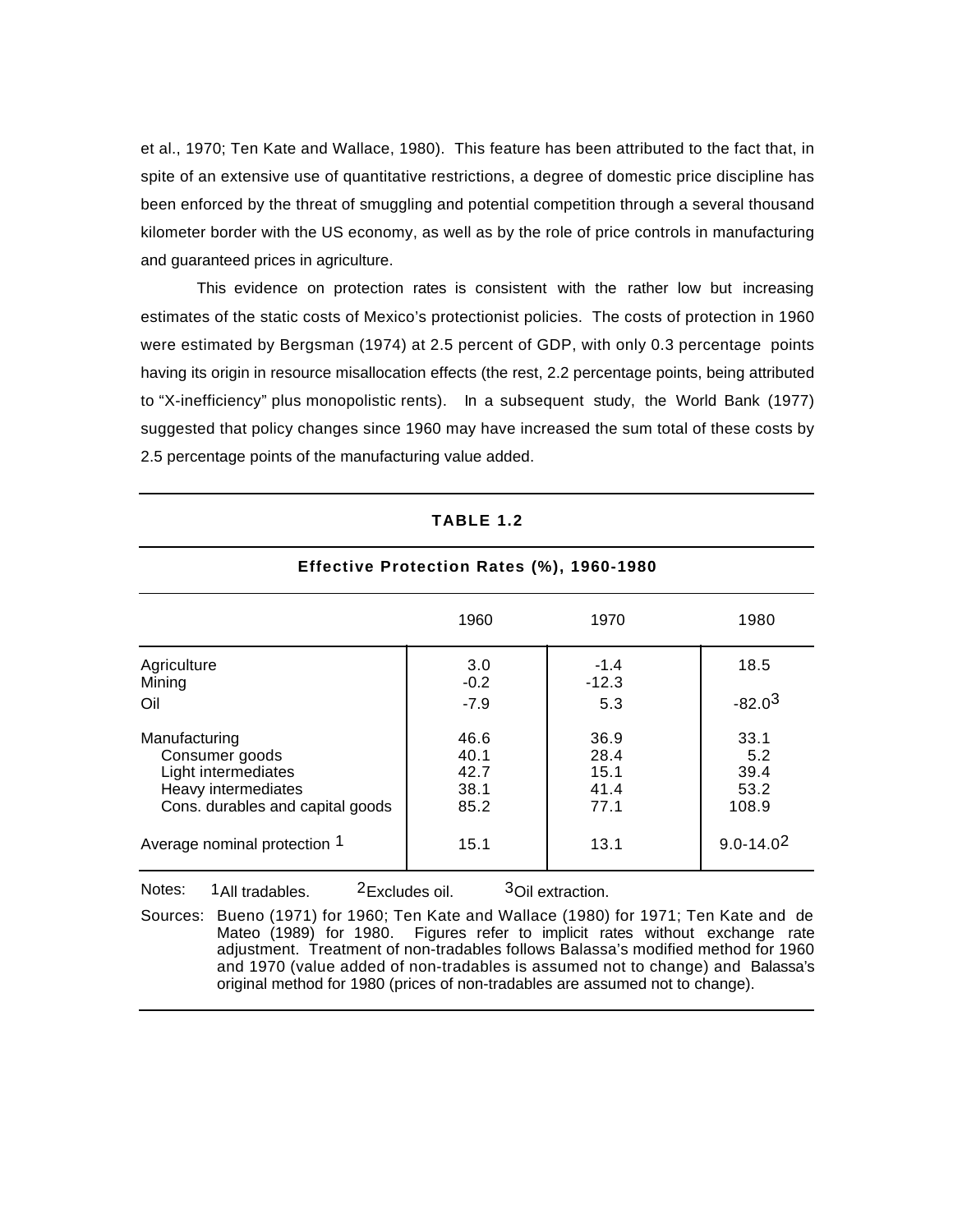et al., 1970; Ten Kate and Wallace, 1980). This feature has been attributed to the fact that, in spite of an extensive use of quantitative restrictions, a degree of domestic price discipline has been enforced by the threat of smuggling and potential competition through a several thousand kilometer border with the US economy, as well as by the role of price controls in manufacturing and guaranteed prices in agriculture.

This evidence on protection rates is consistent with the rather low but increasing estimates of the static costs of Mexico's protectionist policies. The costs of protection in 1960 were estimated by Bergsman (1974) at 2.5 percent of GDP, with only 0.3 percentage points having its origin in resource misallocation effects (the rest, 2.2 percentage points, being attributed to "X-inefficiency" plus monopolistic rents). In a subsequent study, the World Bank (1977) suggested that policy changes since 1960 may have increased the sum total of these costs by 2.5 percentage points of the manufacturing value added.

**TABLE 1.2**

**Effective Protection Rates (%), 1960-1980**

| | 1960 | 1970 | 1980 |
|---|---|---|---|
| Agriculture | 3.0 | -1.4 | 18.5 |
| Mining | -0.2 | -12.3 | |
| Oil | -7.9 | 5.3 | -82.0[3] |
| Manufacturing | 46.6 | 36.9 | 33.1 |
| Consumer goods | 40.1 | 28.4 | 5.2 |
| Light intermediates | 42.7 | 15.1 | 39.4 |
| Heavy intermediates | 38.1 | 41.4 | 53.2 |
| Cons. durables and capital goods | 85.2 | 77.1 | 108.9 |
| Average nominal protection [1] | 15.1 | 13.1 | 9.0-14.0[2] |

Notes: [1]All tradables. [2]Excludes oil. [3]Oil extraction.

Sources: Bueno (1971) for 1960; Ten Kate and Wallace (1980) for 1971; Ten Kate and de Mateo (1989) for 1980. Figures refer to implicit rates without exchange rate adjustment. Treatment of non-tradables follows Balassa's modified method for 1960 and 1970 (value added of non-tradables is assumed not to change) and Balassa's original method for 1980 (prices of non-tradables are assumed not to change).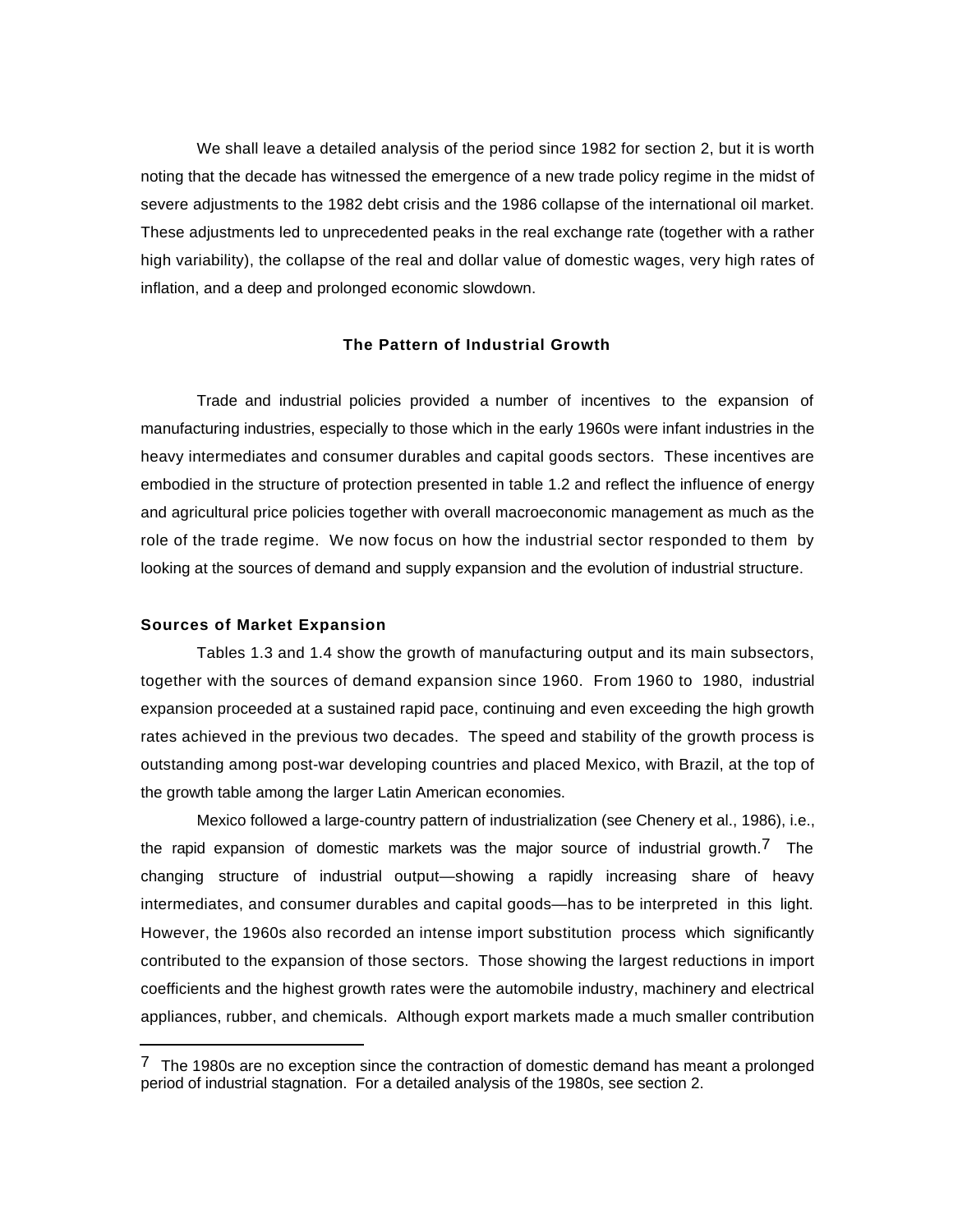We shall leave a detailed analysis of the period since 1982 for section 2, but it is worth noting that the decade has witnessed the emergence of a new trade policy regime in the midst of severe adjustments to the 1982 debt crisis and the 1986 collapse of the international oil market. These adjustments led to unprecedented peaks in the real exchange rate (together with a rather high variability), the collapse of the real and dollar value of domestic wages, very high rates of inflation, and a deep and prolonged economic slowdown.

## The Pattern of Industrial Growth

Trade and industrial policies provided a number of incentives to the expansion of manufacturing industries, especially to those which in the early 1960s were infant industries in the heavy intermediates and consumer durables and capital goods sectors. These incentives are embodied in the structure of protection presented in table 1.2 and reflect the influence of energy and agricultural price policies together with overall macroeconomic management as much as the role of the trade regime. We now focus on how the industrial sector responded to them by looking at the sources of demand and supply expansion and the evolution of industrial structure.

### Sources of Market Expansion

Tables 1.3 and 1.4 show the growth of manufacturing output and its main subsectors, together with the sources of demand expansion since 1960. From 1960 to 1980, industrial expansion proceeded at a sustained rapid pace, continuing and even exceeding the high growth rates achieved in the previous two decades. The speed and stability of the growth process is outstanding among post-war developing countries and placed Mexico, with Brazil, at the top of the growth table among the larger Latin American economies.

Mexico followed a large-country pattern of industrialization (see Chenery et al., 1986), i.e., the rapid expansion of domestic markets was the major source of industrial growth.[7] The changing structure of industrial output—showing a rapidly increasing share of heavy intermediates, and consumer durables and capital goods—has to be interpreted in this light. However, the 1960s also recorded an intense import substitution process which significantly contributed to the expansion of those sectors. Those showing the largest reductions in import coefficients and the highest growth rates were the automobile industry, machinery and electrical appliances, rubber, and chemicals. Although export markets made a much smaller contribution

---

[7] The 1980s are no exception since the contraction of domestic demand has meant a prolonged period of industrial stagnation. For a detailed analysis of the 1980s, see section 2.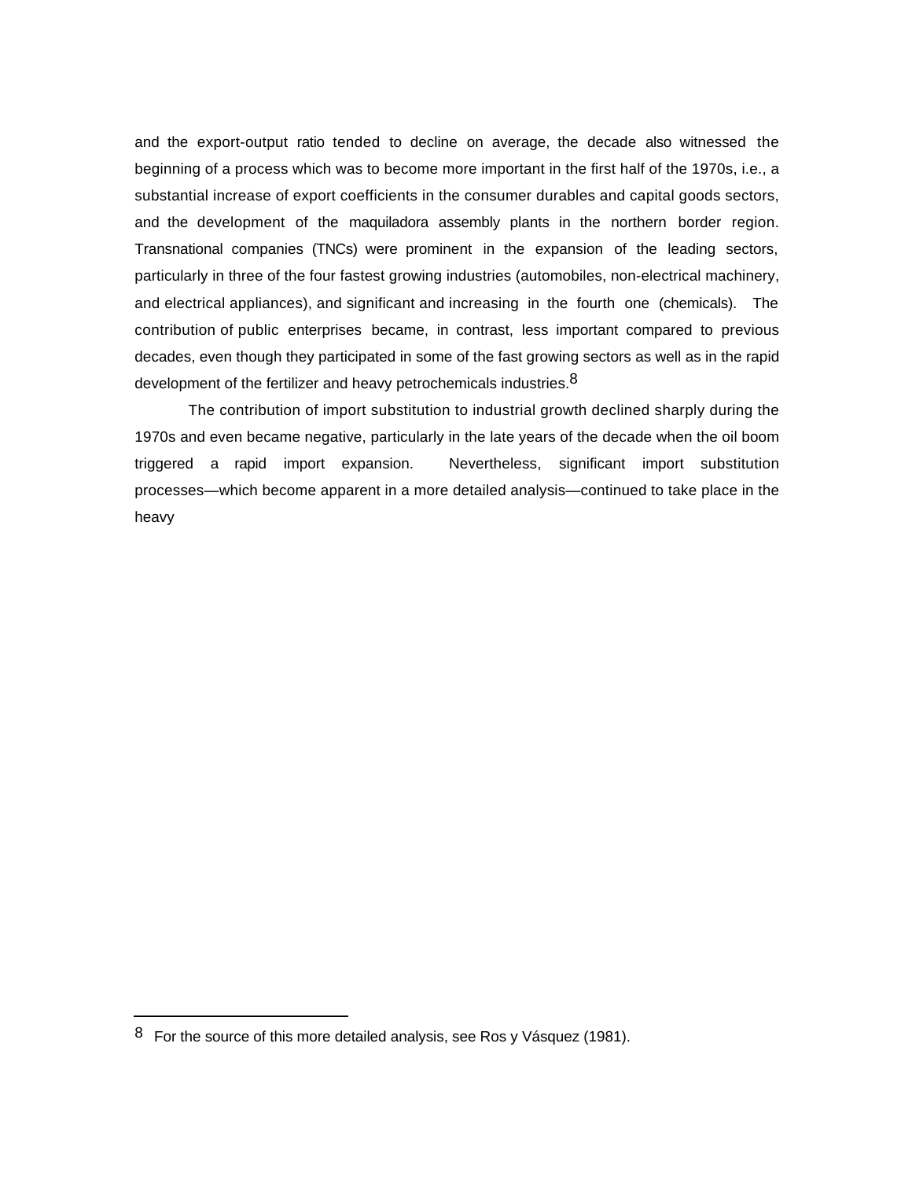and the export-output ratio tended to decline on average, the decade also witnessed the beginning of a process which was to become more important in the first half of the 1970s, i.e., a substantial increase of export coefficients in the consumer durables and capital goods sectors, and the development of the maquiladora assembly plants in the northern border region. Transnational companies (TNCs) were prominent in the expansion of the leading sectors, particularly in three of the four fastest growing industries (automobiles, non-electrical machinery, and electrical appliances), and significant and increasing in the fourth one (chemicals). The contribution of public enterprises became, in contrast, less important compared to previous decades, even though they participated in some of the fast growing sectors as well as in the rapid development of the fertilizer and heavy petrochemicals industries.[8]

The contribution of import substitution to industrial growth declined sharply during the 1970s and even became negative, particularly in the late years of the decade when the oil boom triggered a rapid import expansion. Nevertheless, significant import substitution processes—which become apparent in a more detailed analysis—continued to take place in the heavy

[8] For the source of this more detailed analysis, see Ros y Vásquez (1981).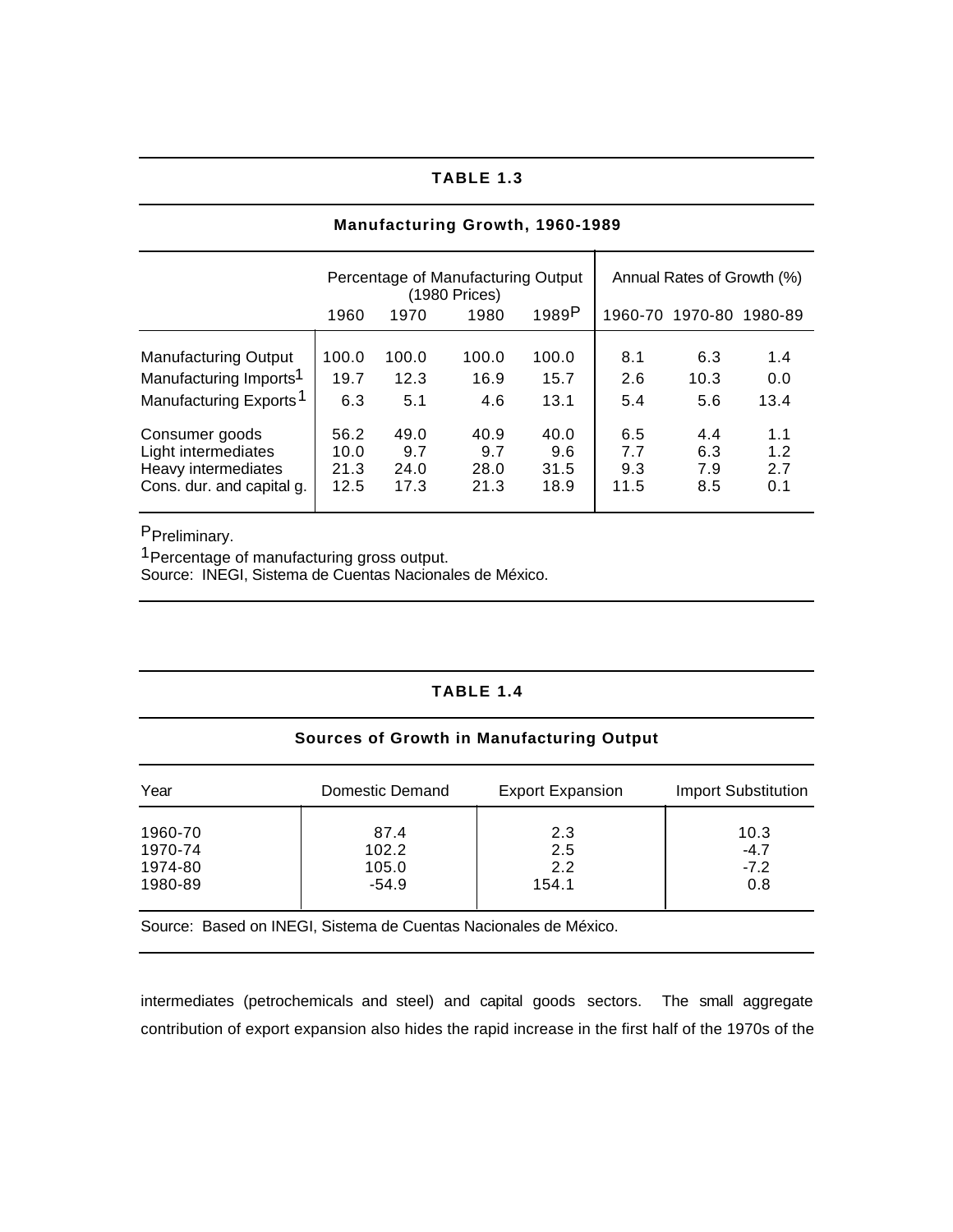**TABLE 1.3**

**Manufacturing Growth, 1960-1989**

| | Percentage of Manufacturing Output (1980 Prices) | | | | Annual Rates of Growth (%) | | |
|---|---|---|---|---|---|---|---|
| | 1960 | 1970 | 1980 | 1989[P] | 1960-70 | 1970-80 | 1980-89 |
| Manufacturing Output | 100.0 | 100.0 | 100.0 | 100.0 | 8.1 | 6.3 | 1.4 |
| Manufacturing Imports[1] | 19.7 | 12.3 | 16.9 | 15.7 | 2.6 | 10.3 | 0.0 |
| Manufacturing Exports[1] | 6.3 | 5.1 | 4.6 | 13.1 | 5.4 | 5.6 | 13.4 |
| Consumer goods | 56.2 | 49.0 | 40.9 | 40.0 | 6.5 | 4.4 | 1.1 |
| Light intermediates | 10.0 | 9.7 | 9.7 | 9.6 | 7.7 | 6.3 | 1.2 |
| Heavy intermediates | 21.3 | 24.0 | 28.0 | 31.5 | 9.3 | 7.9 | 2.7 |
| Cons. dur. and capital g. | 12.5 | 17.3 | 21.3 | 18.9 | 11.5 | 8.5 | 0.1 |

[P]Preliminary.
[1]Percentage of manufacturing gross output.
Source: INEGI, Sistema de Cuentas Nacionales de México.

**TABLE 1.4**

**Sources of Growth in Manufacturing Output**

| Year | Domestic Demand | Export Expansion | Import Substitution |
|---|---|---|---|
| 1960-70 | 87.4 | 2.3 | 10.3 |
| 1970-74 | 102.2 | 2.5 | -4.7 |
| 1974-80 | 105.0 | 2.2 | -7.2 |
| 1980-89 | -54.9 | 154.1 | 0.8 |

Source: Based on INEGI, Sistema de Cuentas Nacionales de México.

intermediates (petrochemicals and steel) and capital goods sectors. The small aggregate contribution of export expansion also hides the rapid increase in the first half of the 1970s of the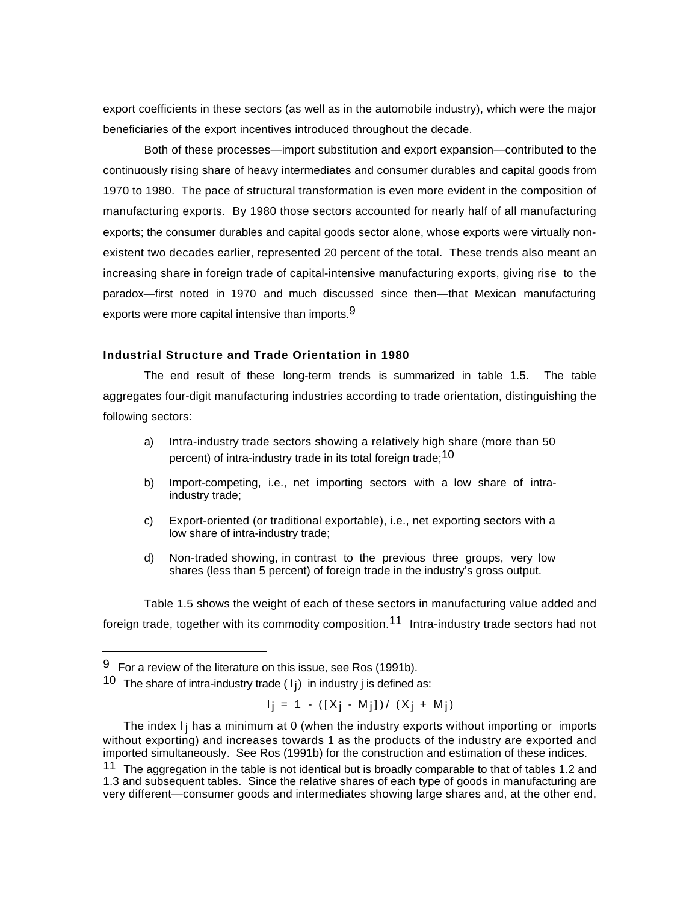export coefficients in these sectors (as well as in the automobile industry), which were the major beneficiaries of the export incentives introduced throughout the decade.

Both of these processes—import substitution and export expansion—contributed to the continuously rising share of heavy intermediates and consumer durables and capital goods from 1970 to 1980. The pace of structural transformation is even more evident in the composition of manufacturing exports. By 1980 those sectors accounted for nearly half of all manufacturing exports; the consumer durables and capital goods sector alone, whose exports were virtually non-existent two decades earlier, represented 20 percent of the total. These trends also meant an increasing share in foreign trade of capital-intensive manufacturing exports, giving rise to the paradox—first noted in 1970 and much discussed since then—that Mexican manufacturing exports were more capital intensive than imports.[9]

### Industrial Structure and Trade Orientation in 1980

The end result of these long-term trends is summarized in table 1.5. The table aggregates four-digit manufacturing industries according to trade orientation, distinguishing the following sectors:

a) Intra-industry trade sectors showing a relatively high share (more than 50 percent) of intra-industry trade in its total foreign trade;[10]

b) Import-competing, i.e., net importing sectors with a low share of intra-industry trade;

c) Export-oriented (or traditional exportable), i.e., net exporting sectors with a low share of intra-industry trade;

d) Non-traded showing, in contrast to the previous three groups, very low shares (less than 5 percent) of foreign trade in the industry's gross output.

Table 1.5 shows the weight of each of these sectors in manufacturing value added and foreign trade, together with its commodity composition.[11] Intra-industry trade sectors had not

---

[9] For a review of the literature on this issue, see Ros (1991b).

[10] The share of intra-industry trade ($I_j$) in industry j is defined as:

$$I_j = 1 - ([X_j - M_j]) / (X_j + M_j)$$

The index $I_j$ has a minimum at 0 (when the industry exports without importing or imports without exporting) and increases towards 1 as the products of the industry are exported and imported simultaneously. See Ros (1991b) for the construction and estimation of these indices.

[11] The aggregation in the table is not identical but is broadly comparable to that of tables 1.2 and 1.3 and subsequent tables. Since the relative shares of each type of goods in manufacturing are very different—consumer goods and intermediates showing large shares and, at the other end,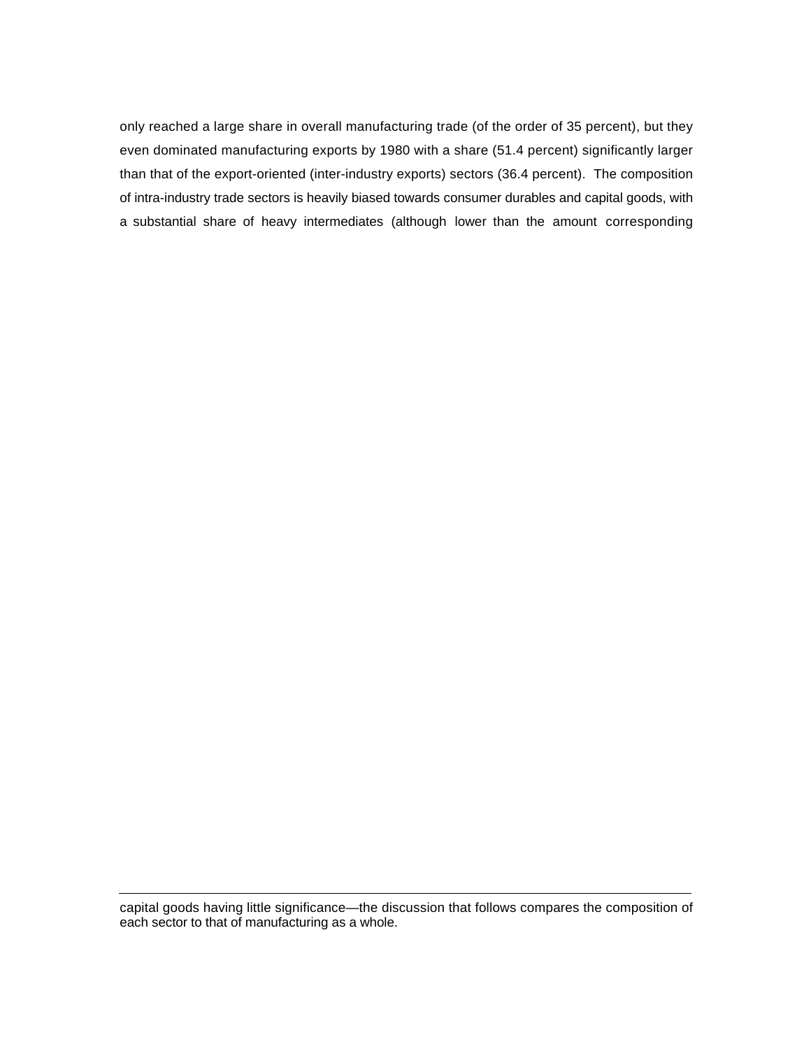only reached a large share in overall manufacturing trade (of the order of 35 percent), but they even dominated manufacturing exports by 1980 with a share (51.4 percent) significantly larger than that of the export-oriented (inter-industry exports) sectors (36.4 percent). The composition of intra-industry trade sectors is heavily biased towards consumer durables and capital goods, with a substantial share of heavy intermediates (although lower than the amount corresponding

---

capital goods having little significance—the discussion that follows compares the composition of each sector to that of manufacturing as a whole.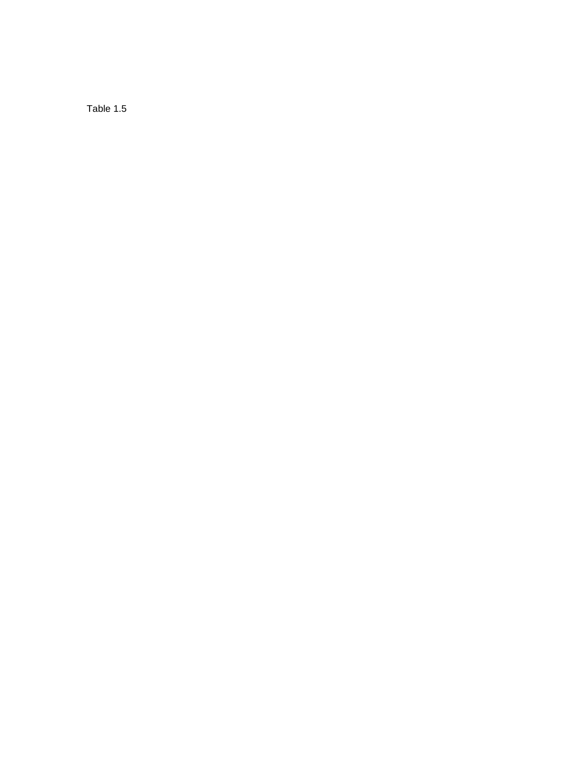Table 1.5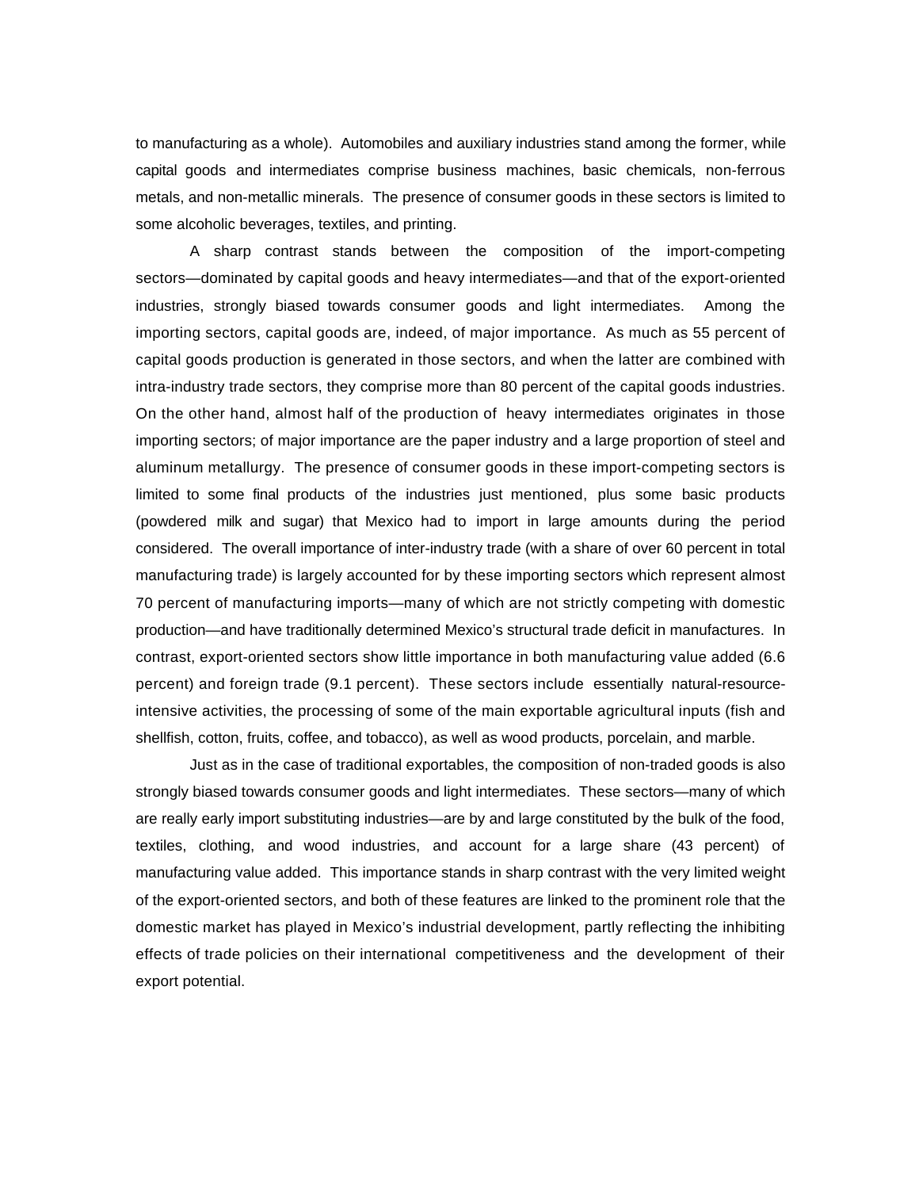to manufacturing as a whole). Automobiles and auxiliary industries stand among the former, while capital goods and intermediates comprise business machines, basic chemicals, non-ferrous metals, and non-metallic minerals. The presence of consumer goods in these sectors is limited to some alcoholic beverages, textiles, and printing.

A sharp contrast stands between the composition of the import-competing sectors—dominated by capital goods and heavy intermediates—and that of the export-oriented industries, strongly biased towards consumer goods and light intermediates. Among the importing sectors, capital goods are, indeed, of major importance. As much as 55 percent of capital goods production is generated in those sectors, and when the latter are combined with intra-industry trade sectors, they comprise more than 80 percent of the capital goods industries. On the other hand, almost half of the production of heavy intermediates originates in those importing sectors; of major importance are the paper industry and a large proportion of steel and aluminum metallurgy. The presence of consumer goods in these import-competing sectors is limited to some final products of the industries just mentioned, plus some basic products (powdered milk and sugar) that Mexico had to import in large amounts during the period considered. The overall importance of inter-industry trade (with a share of over 60 percent in total manufacturing trade) is largely accounted for by these importing sectors which represent almost 70 percent of manufacturing imports—many of which are not strictly competing with domestic production—and have traditionally determined Mexico's structural trade deficit in manufactures. In contrast, export-oriented sectors show little importance in both manufacturing value added (6.6 percent) and foreign trade (9.1 percent). These sectors include essentially natural-resource-intensive activities, the processing of some of the main exportable agricultural inputs (fish and shellfish, cotton, fruits, coffee, and tobacco), as well as wood products, porcelain, and marble.

Just as in the case of traditional exportables, the composition of non-traded goods is also strongly biased towards consumer goods and light intermediates. These sectors—many of which are really early import substituting industries—are by and large constituted by the bulk of the food, textiles, clothing, and wood industries, and account for a large share (43 percent) of manufacturing value added. This importance stands in sharp contrast with the very limited weight of the export-oriented sectors, and both of these features are linked to the prominent role that the domestic market has played in Mexico's industrial development, partly reflecting the inhibiting effects of trade policies on their international competitiveness and the development of their export potential.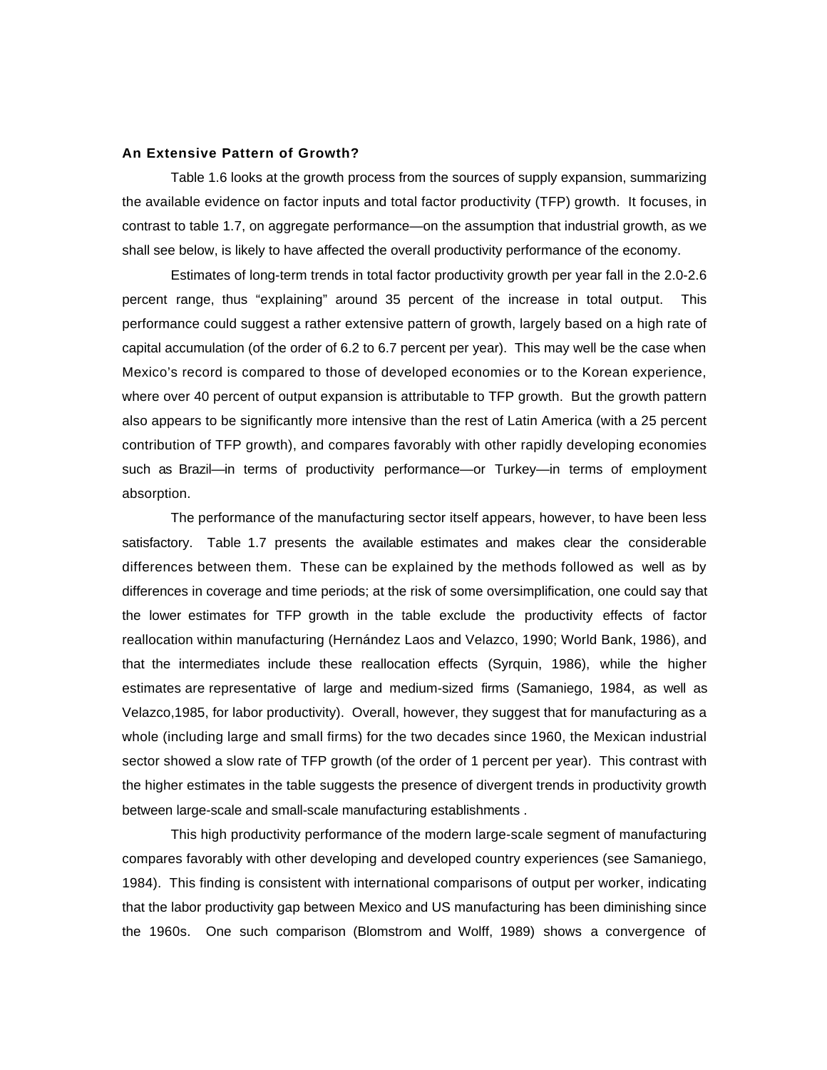**An Extensive Pattern of Growth?**

Table 1.6 looks at the growth process from the sources of supply expansion, summarizing the available evidence on factor inputs and total factor productivity (TFP) growth. It focuses, in contrast to table 1.7, on aggregate performance—on the assumption that industrial growth, as we shall see below, is likely to have affected the overall productivity performance of the economy.

Estimates of long-term trends in total factor productivity growth per year fall in the 2.0-2.6 percent range, thus "explaining" around 35 percent of the increase in total output. This performance could suggest a rather extensive pattern of growth, largely based on a high rate of capital accumulation (of the order of 6.2 to 6.7 percent per year). This may well be the case when Mexico's record is compared to those of developed economies or to the Korean experience, where over 40 percent of output expansion is attributable to TFP growth. But the growth pattern also appears to be significantly more intensive than the rest of Latin America (with a 25 percent contribution of TFP growth), and compares favorably with other rapidly developing economies such as Brazil—in terms of productivity performance—or Turkey—in terms of employment absorption.

The performance of the manufacturing sector itself appears, however, to have been less satisfactory. Table 1.7 presents the available estimates and makes clear the considerable differences between them. These can be explained by the methods followed as well as by differences in coverage and time periods; at the risk of some oversimplification, one could say that the lower estimates for TFP growth in the table exclude the productivity effects of factor reallocation within manufacturing (Hernández Laos and Velazco, 1990; World Bank, 1986), and that the intermediates include these reallocation effects (Syrquin, 1986), while the higher estimates are representative of large and medium-sized firms (Samaniego, 1984, as well as Velazco,1985, for labor productivity). Overall, however, they suggest that for manufacturing as a whole (including large and small firms) for the two decades since 1960, the Mexican industrial sector showed a slow rate of TFP growth (of the order of 1 percent per year). This contrast with the higher estimates in the table suggests the presence of divergent trends in productivity growth between large-scale and small-scale manufacturing establishments .

This high productivity performance of the modern large-scale segment of manufacturing compares favorably with other developing and developed country experiences (see Samaniego, 1984). This finding is consistent with international comparisons of output per worker, indicating that the labor productivity gap between Mexico and US manufacturing has been diminishing since the 1960s. One such comparison (Blomstrom and Wolff, 1989) shows a convergence of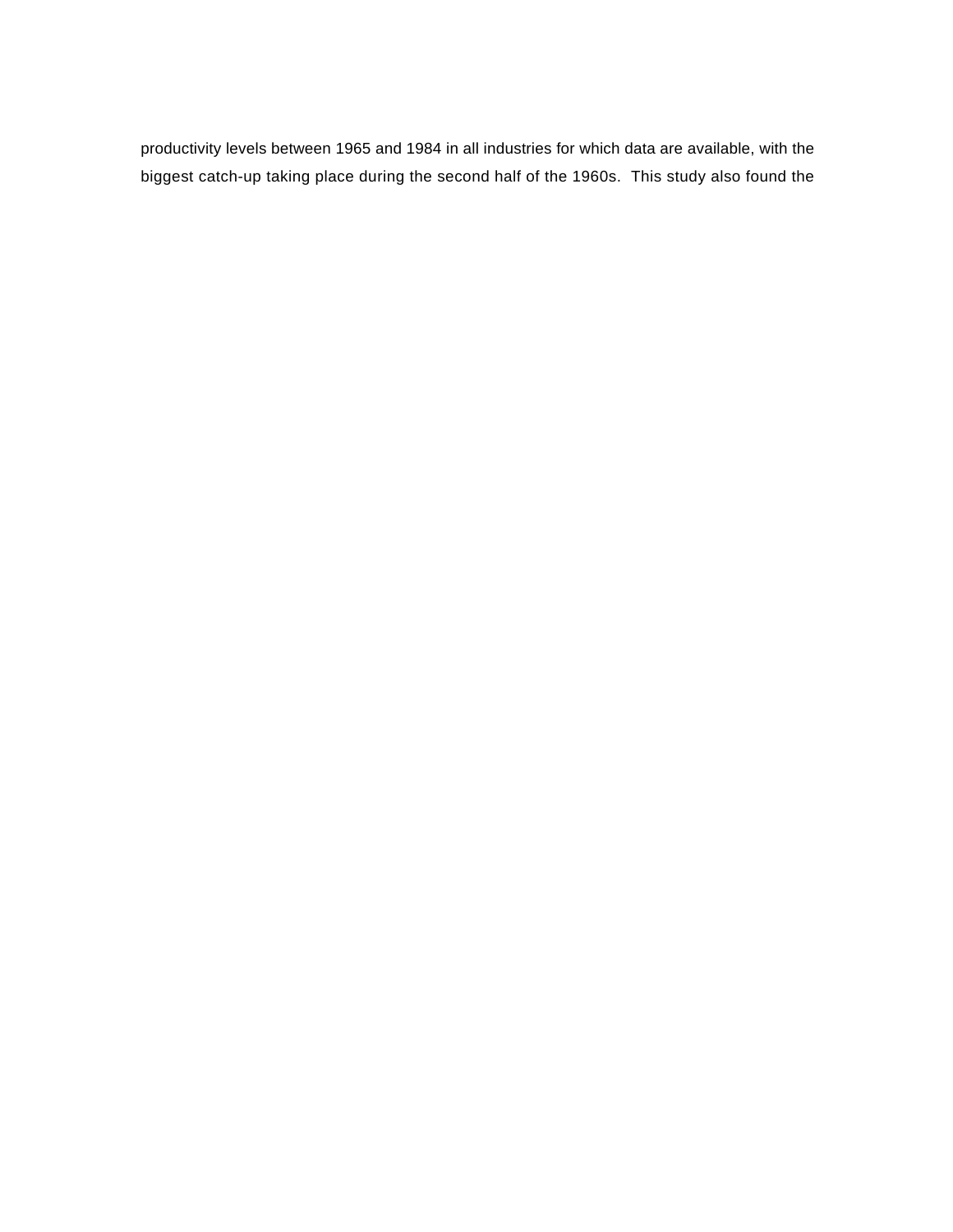productivity levels between 1965 and 1984 in all industries for which data are available, with the biggest catch-up taking place during the second half of the 1960s. This study also found the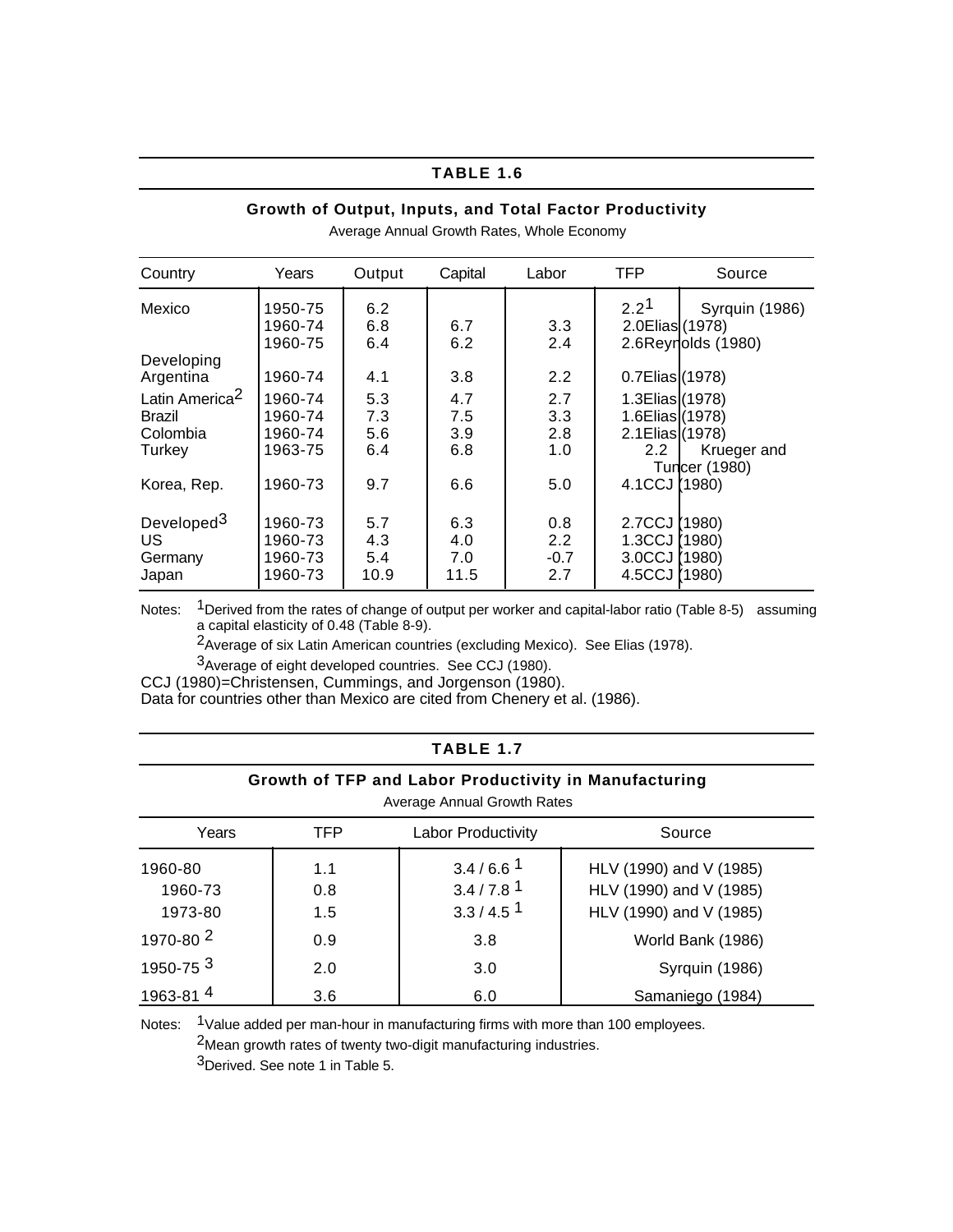## TABLE 1.6

### Growth of Output, Inputs, and Total Factor Productivity

Average Annual Growth Rates, Whole Economy

| Country | Years | Output | Capital | Labor | TFP | Source |
|---|---|---|---|---|---|---|
| Mexico | 1950-75 | 6.2 | | | 2.2[1] | Syrquin (1986) |
| | 1960-74 | 6.8 | 6.7 | 3.3 | 2.0 | Elias (1978) |
| | 1960-75 | 6.4 | 6.2 | 2.4 | 2.6 | Reynolds (1980) |
| Developing | | | | | | |
| Argentina | 1960-74 | 4.1 | 3.8 | 2.2 | 0.7 | Elias (1978) |
| Latin America[2] | 1960-74 | 5.3 | 4.7 | 2.7 | 1.3 | Elias (1978) |
| Brazil | 1960-74 | 7.3 | 7.5 | 3.3 | 1.6 | Elias (1978) |
| Colombia | 1960-74 | 5.6 | 3.9 | 2.8 | 2.1 | Elias (1978) |
| Turkey | 1963-75 | 6.4 | 6.8 | 1.0 | 2.2 | Krueger and Tuncer (1980) |
| Korea, Rep. | 1960-73 | 9.7 | 6.6 | 5.0 | 4.1 | CCJ (1980) |
| Developed[3] | 1960-73 | 5.7 | 6.3 | 0.8 | 2.7 | CCJ (1980) |
| US | 1960-73 | 4.3 | 4.0 | 2.2 | 1.3 | CCJ (1980) |
| Germany | 1960-73 | 5.4 | 7.0 | -0.7 | 3.0 | CCJ (1980) |
| Japan | 1960-73 | 10.9 | 11.5 | 2.7 | 4.5 | CCJ (1980) |

Notes: [1]Derived from the rates of change of output per worker and capital-labor ratio (Table 8-5) assuming a capital elasticity of 0.48 (Table 8-9).

[2]Average of six Latin American countries (excluding Mexico). See Elias (1978).

[3]Average of eight developed countries. See CCJ (1980).

CCJ (1980)=Christensen, Cummings, and Jorgenson (1980).

Data for countries other than Mexico are cited from Chenery et al. (1986).

## TABLE 1.7

### Growth of TFP and Labor Productivity in Manufacturing

Average Annual Growth Rates

| Years | TFP | Labor Productivity | Source |
|---|---|---|---|
| 1960-80 | 1.1 | 3.4 / 6.6 [1] | HLV (1990) and V (1985) |
| 1960-73 | 0.8 | 3.4 / 7.8 [1] | HLV (1990) and V (1985) |
| 1973-80 | 1.5 | 3.3 / 4.5 [1] | HLV (1990) and V (1985) |
| 1970-80 [2] | 0.9 | 3.8 | World Bank (1986) |
| 1950-75 [3] | 2.0 | 3.0 | Syrquin (1986) |
| 1963-81 [4] | 3.6 | 6.0 | Samaniego (1984) |

Notes: [1]Value added per man-hour in manufacturing firms with more than 100 employees.

[2]Mean growth rates of twenty two-digit manufacturing industries.

[3]Derived. See note 1 in Table 5.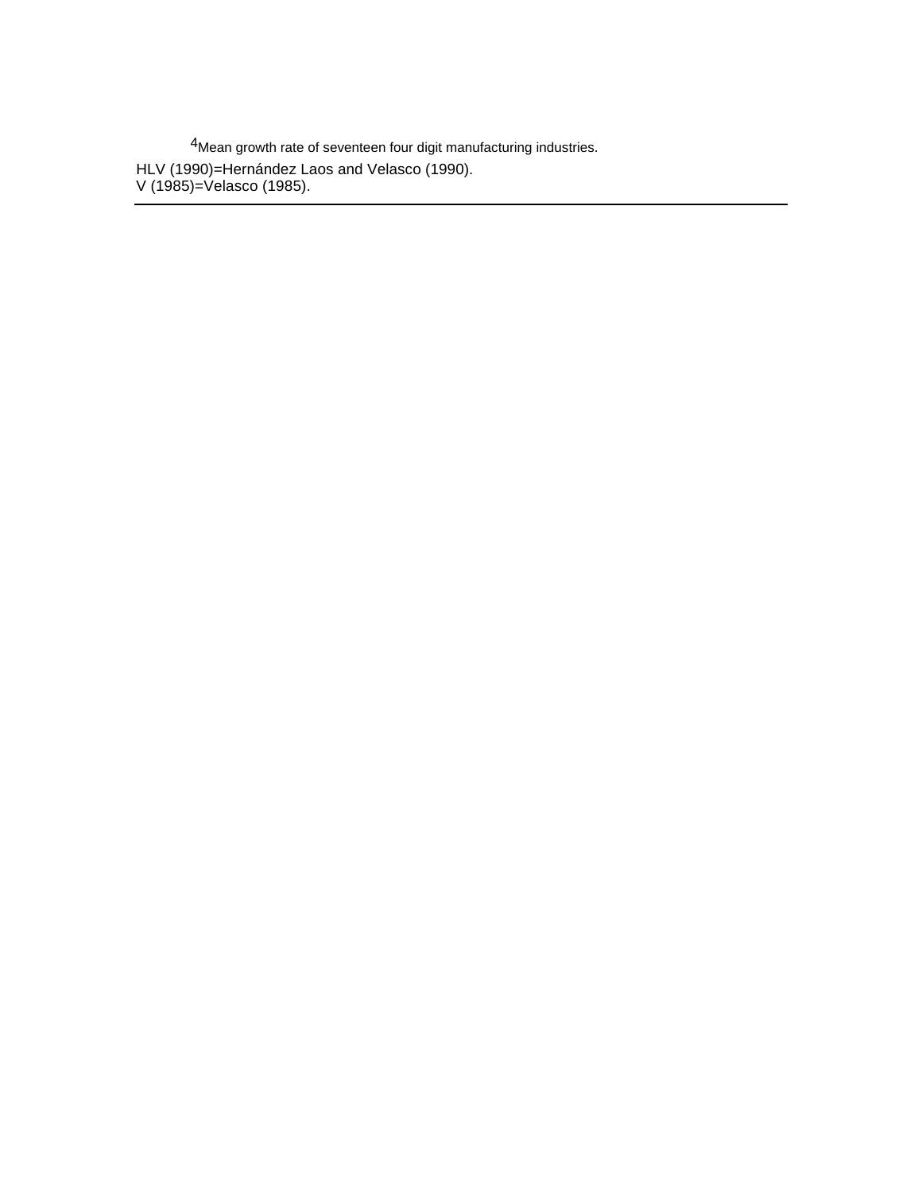[4]Mean growth rate of seventeen four digit manufacturing industries.

HLV (1990)=Hernández Laos and Velasco (1990).
V (1985)=Velasco (1985).

---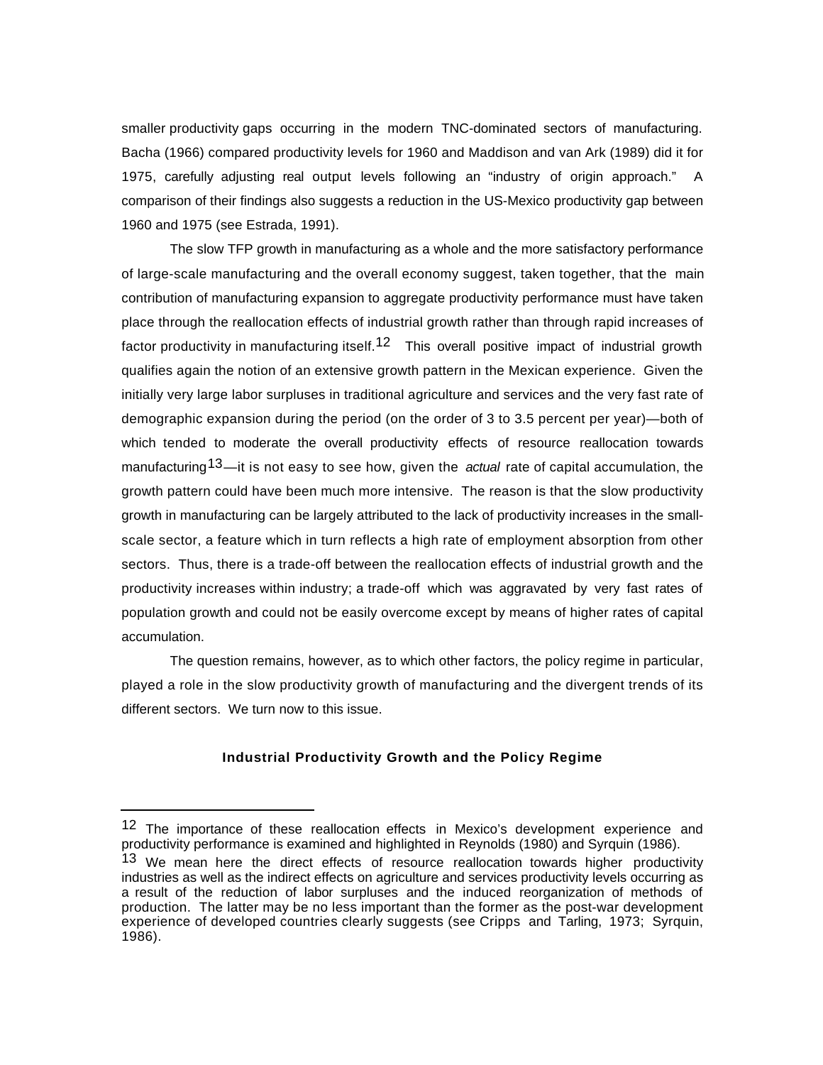smaller productivity gaps occurring in the modern TNC-dominated sectors of manufacturing. Bacha (1966) compared productivity levels for 1960 and Maddison and van Ark (1989) did it for 1975, carefully adjusting real output levels following an "industry of origin approach." A comparison of their findings also suggests a reduction in the US-Mexico productivity gap between 1960 and 1975 (see Estrada, 1991).

The slow TFP growth in manufacturing as a whole and the more satisfactory performance of large-scale manufacturing and the overall economy suggest, taken together, that the main contribution of manufacturing expansion to aggregate productivity performance must have taken place through the reallocation effects of industrial growth rather than through rapid increases of factor productivity in manufacturing itself.[12] This overall positive impact of industrial growth qualifies again the notion of an extensive growth pattern in the Mexican experience. Given the initially very large labor surpluses in traditional agriculture and services and the very fast rate of demographic expansion during the period (on the order of 3 to 3.5 percent per year)—both of which tended to moderate the overall productivity effects of resource reallocation towards manufacturing[13]—it is not easy to see how, given the *actual* rate of capital accumulation, the growth pattern could have been much more intensive. The reason is that the slow productivity growth in manufacturing can be largely attributed to the lack of productivity increases in the small-scale sector, a feature which in turn reflects a high rate of employment absorption from other sectors. Thus, there is a trade-off between the reallocation effects of industrial growth and the productivity increases within industry; a trade-off which was aggravated by very fast rates of population growth and could not be easily overcome except by means of higher rates of capital accumulation.

The question remains, however, as to which other factors, the policy regime in particular, played a role in the slow productivity growth of manufacturing and the divergent trends of its different sectors. We turn now to this issue.

## Industrial Productivity Growth and the Policy Regime

---

[12] The importance of these reallocation effects in Mexico's development experience and productivity performance is examined and highlighted in Reynolds (1980) and Syrquin (1986).

[13] We mean here the direct effects of resource reallocation towards higher productivity industries as well as the indirect effects on agriculture and services productivity levels occurring as a result of the reduction of labor surpluses and the induced reorganization of methods of production. The latter may be no less important than the former as the post-war development experience of developed countries clearly suggests (see Cripps and Tarling, 1973; Syrquin, 1986).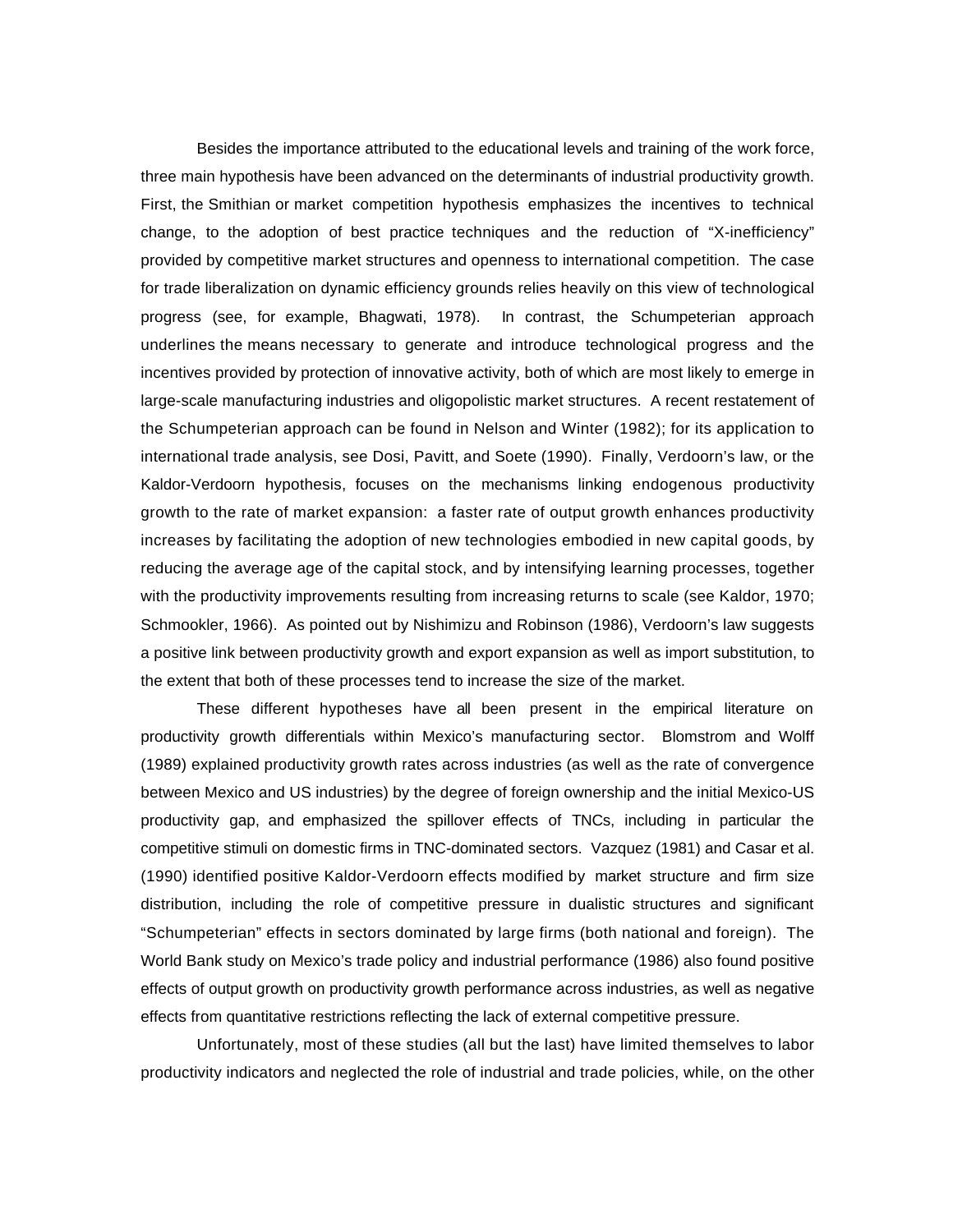Besides the importance attributed to the educational levels and training of the work force, three main hypothesis have been advanced on the determinants of industrial productivity growth. First, the Smithian or market competition hypothesis emphasizes the incentives to technical change, to the adoption of best practice techniques and the reduction of "X-inefficiency" provided by competitive market structures and openness to international competition. The case for trade liberalization on dynamic efficiency grounds relies heavily on this view of technological progress (see, for example, Bhagwati, 1978). In contrast, the Schumpeterian approach underlines the means necessary to generate and introduce technological progress and the incentives provided by protection of innovative activity, both of which are most likely to emerge in large-scale manufacturing industries and oligopolistic market structures. A recent restatement of the Schumpeterian approach can be found in Nelson and Winter (1982); for its application to international trade analysis, see Dosi, Pavitt, and Soete (1990). Finally, Verdoorn's law, or the Kaldor-Verdoorn hypothesis, focuses on the mechanisms linking endogenous productivity growth to the rate of market expansion: a faster rate of output growth enhances productivity increases by facilitating the adoption of new technologies embodied in new capital goods, by reducing the average age of the capital stock, and by intensifying learning processes, together with the productivity improvements resulting from increasing returns to scale (see Kaldor, 1970; Schmookler, 1966). As pointed out by Nishimizu and Robinson (1986), Verdoorn's law suggests a positive link between productivity growth and export expansion as well as import substitution, to the extent that both of these processes tend to increase the size of the market.

These different hypotheses have all been present in the empirical literature on productivity growth differentials within Mexico's manufacturing sector. Blomstrom and Wolff (1989) explained productivity growth rates across industries (as well as the rate of convergence between Mexico and US industries) by the degree of foreign ownership and the initial Mexico-US productivity gap, and emphasized the spillover effects of TNCs, including in particular the competitive stimuli on domestic firms in TNC-dominated sectors. Vazquez (1981) and Casar et al. (1990) identified positive Kaldor-Verdoorn effects modified by market structure and firm size distribution, including the role of competitive pressure in dualistic structures and significant "Schumpeterian" effects in sectors dominated by large firms (both national and foreign). The World Bank study on Mexico's trade policy and industrial performance (1986) also found positive effects of output growth on productivity growth performance across industries, as well as negative effects from quantitative restrictions reflecting the lack of external competitive pressure.

Unfortunately, most of these studies (all but the last) have limited themselves to labor productivity indicators and neglected the role of industrial and trade policies, while, on the other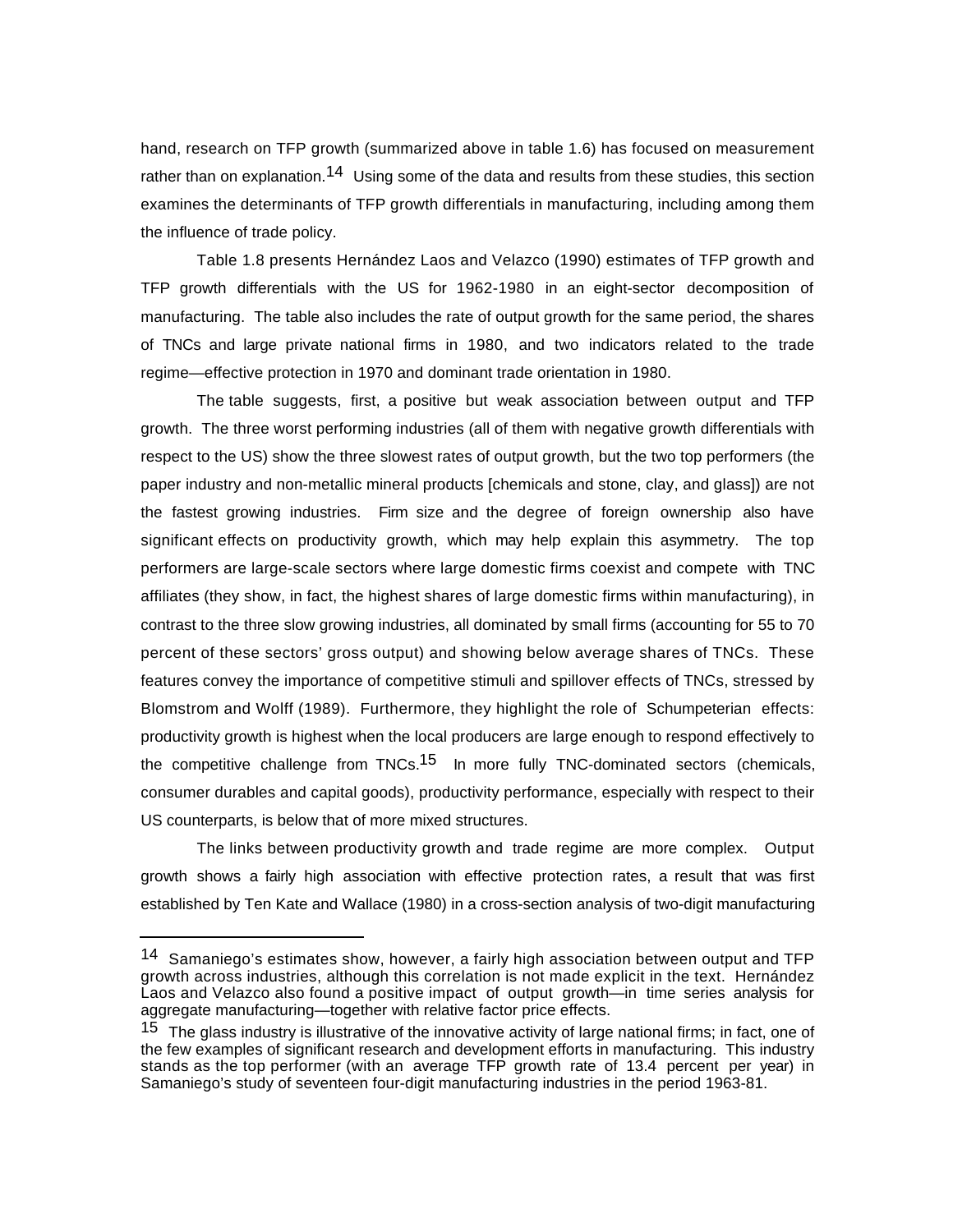hand, research on TFP growth (summarized above in table 1.6) has focused on measurement rather than on explanation.[14] Using some of the data and results from these studies, this section examines the determinants of TFP growth differentials in manufacturing, including among them the influence of trade policy.

Table 1.8 presents Hernández Laos and Velazco (1990) estimates of TFP growth and TFP growth differentials with the US for 1962-1980 in an eight-sector decomposition of manufacturing. The table also includes the rate of output growth for the same period, the shares of TNCs and large private national firms in 1980, and two indicators related to the trade regime—effective protection in 1970 and dominant trade orientation in 1980.

The table suggests, first, a positive but weak association between output and TFP growth. The three worst performing industries (all of them with negative growth differentials with respect to the US) show the three slowest rates of output growth, but the two top performers (the paper industry and non-metallic mineral products [chemicals and stone, clay, and glass]) are not the fastest growing industries. Firm size and the degree of foreign ownership also have significant effects on productivity growth, which may help explain this asymmetry. The top performers are large-scale sectors where large domestic firms coexist and compete with TNC affiliates (they show, in fact, the highest shares of large domestic firms within manufacturing), in contrast to the three slow growing industries, all dominated by small firms (accounting for 55 to 70 percent of these sectors' gross output) and showing below average shares of TNCs. These features convey the importance of competitive stimuli and spillover effects of TNCs, stressed by Blomstrom and Wolff (1989). Furthermore, they highlight the role of Schumpeterian effects: productivity growth is highest when the local producers are large enough to respond effectively to the competitive challenge from TNCs.[15] In more fully TNC-dominated sectors (chemicals, consumer durables and capital goods), productivity performance, especially with respect to their US counterparts, is below that of more mixed structures.

The links between productivity growth and trade regime are more complex. Output growth shows a fairly high association with effective protection rates, a result that was first established by Ten Kate and Wallace (1980) in a cross-section analysis of two-digit manufacturing

---

[14] Samaniego's estimates show, however, a fairly high association between output and TFP growth across industries, although this correlation is not made explicit in the text. Hernández Laos and Velazco also found a positive impact of output growth—in time series analysis for aggregate manufacturing—together with relative factor price effects.

[15] The glass industry is illustrative of the innovative activity of large national firms; in fact, one of the few examples of significant research and development efforts in manufacturing. This industry stands as the top performer (with an average TFP growth rate of 13.4 percent per year) in Samaniego's study of seventeen four-digit manufacturing industries in the period 1963-81.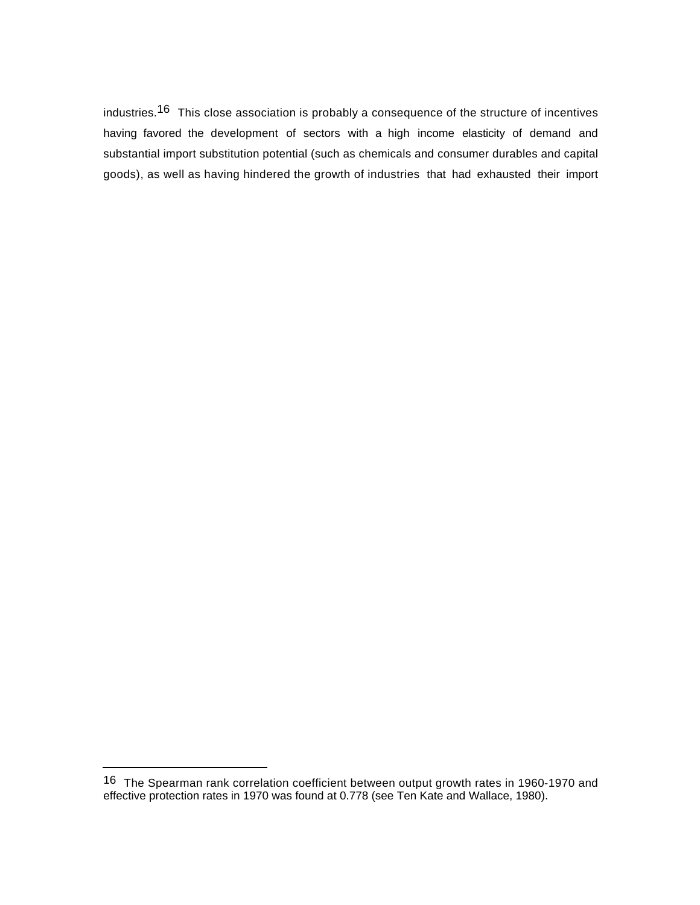industries.[16] This close association is probably a consequence of the structure of incentives having favored the development of sectors with a high income elasticity of demand and substantial import substitution potential (such as chemicals and consumer durables and capital goods), as well as having hindered the growth of industries that had exhausted their import

---

[16] The Spearman rank correlation coefficient between output growth rates in 1960-1970 and effective protection rates in 1970 was found at 0.778 (see Ten Kate and Wallace, 1980).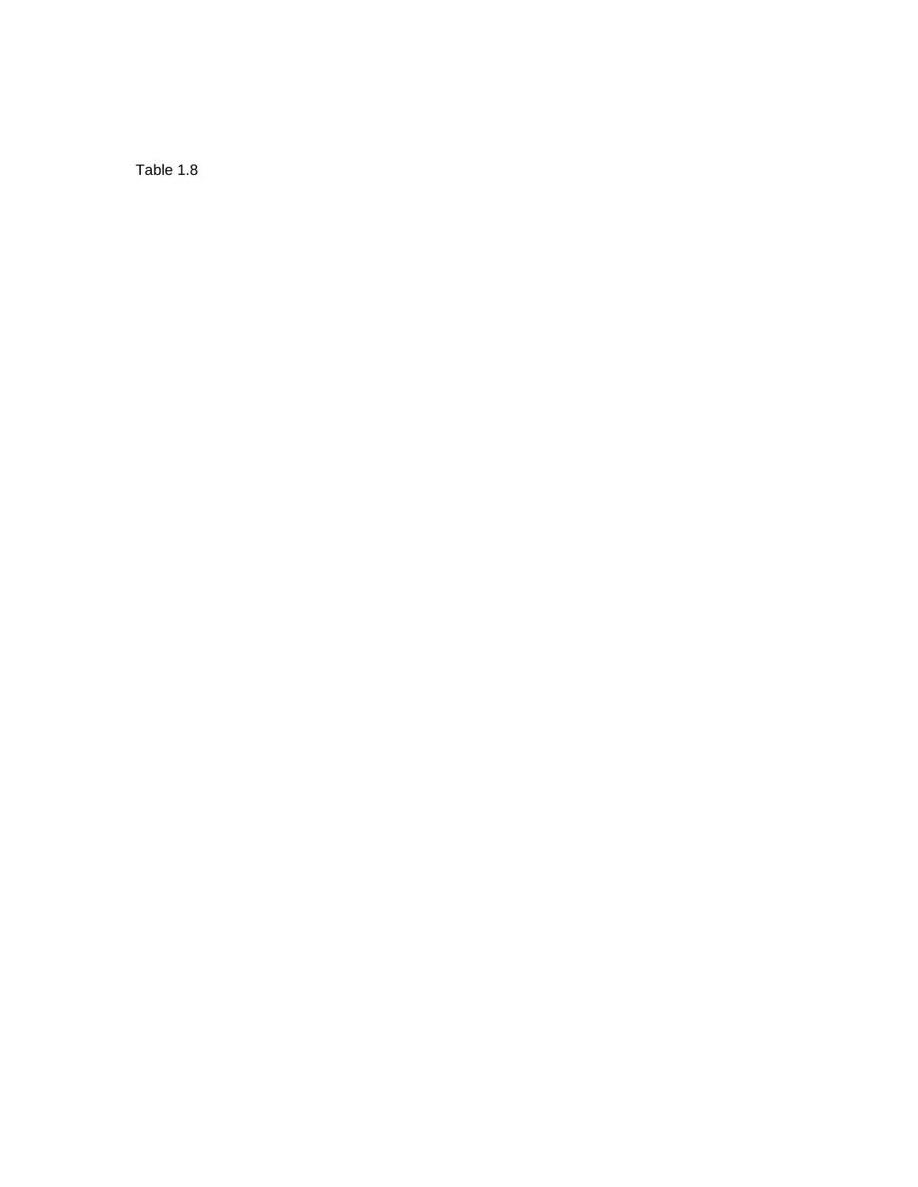Table 1.8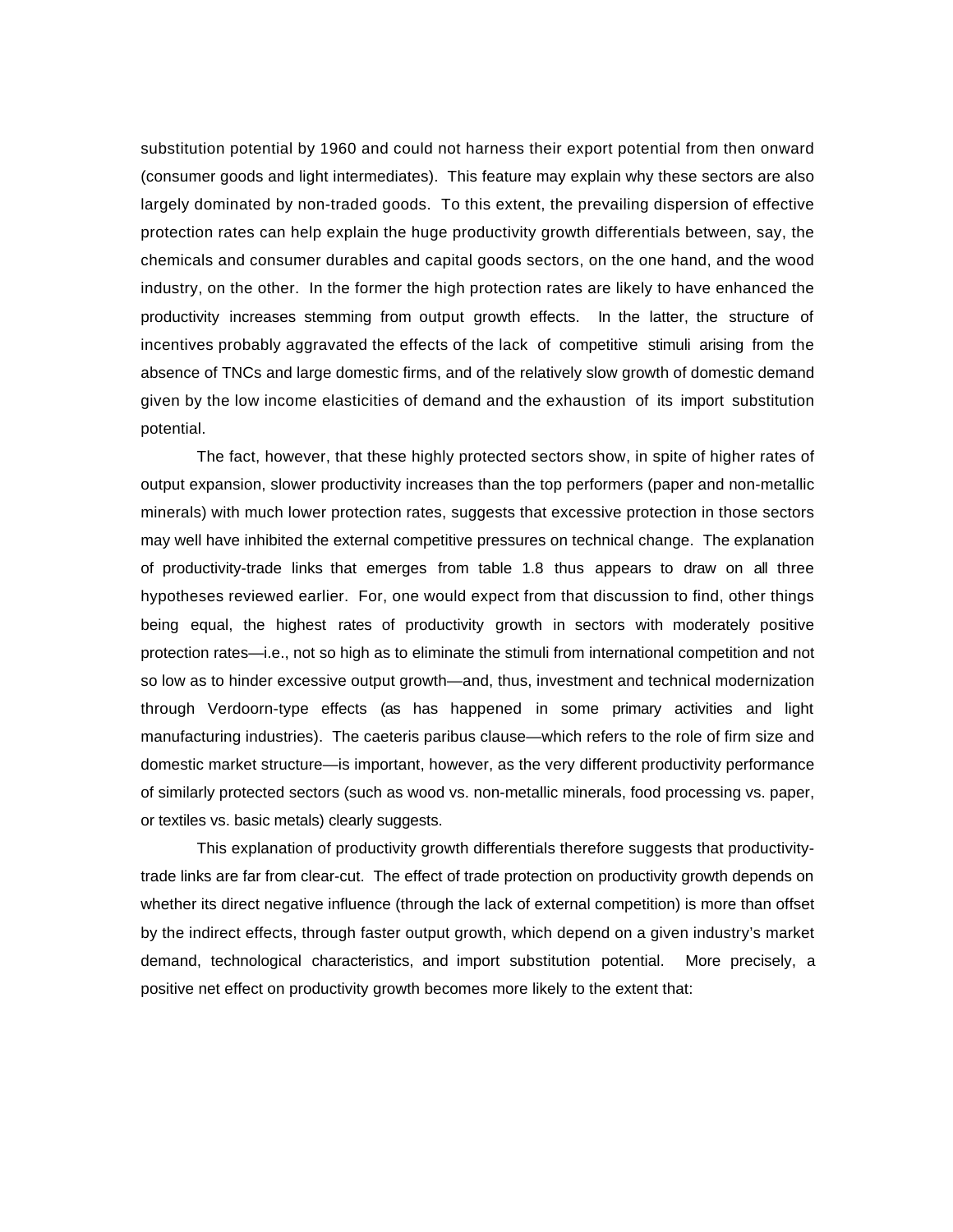substitution potential by 1960 and could not harness their export potential from then onward (consumer goods and light intermediates). This feature may explain why these sectors are also largely dominated by non-traded goods. To this extent, the prevailing dispersion of effective protection rates can help explain the huge productivity growth differentials between, say, the chemicals and consumer durables and capital goods sectors, on the one hand, and the wood industry, on the other. In the former the high protection rates are likely to have enhanced the productivity increases stemming from output growth effects. In the latter, the structure of incentives probably aggravated the effects of the lack of competitive stimuli arising from the absence of TNCs and large domestic firms, and of the relatively slow growth of domestic demand given by the low income elasticities of demand and the exhaustion of its import substitution potential.

The fact, however, that these highly protected sectors show, in spite of higher rates of output expansion, slower productivity increases than the top performers (paper and non-metallic minerals) with much lower protection rates, suggests that excessive protection in those sectors may well have inhibited the external competitive pressures on technical change. The explanation of productivity-trade links that emerges from table 1.8 thus appears to draw on all three hypotheses reviewed earlier. For, one would expect from that discussion to find, other things being equal, the highest rates of productivity growth in sectors with moderately positive protection rates—i.e., not so high as to eliminate the stimuli from international competition and not so low as to hinder excessive output growth—and, thus, investment and technical modernization through Verdoorn-type effects (as has happened in some primary activities and light manufacturing industries). The caeteris paribus clause—which refers to the role of firm size and domestic market structure—is important, however, as the very different productivity performance of similarly protected sectors (such as wood vs. non-metallic minerals, food processing vs. paper, or textiles vs. basic metals) clearly suggests.

This explanation of productivity growth differentials therefore suggests that productivity-trade links are far from clear-cut. The effect of trade protection on productivity growth depends on whether its direct negative influence (through the lack of external competition) is more than offset by the indirect effects, through faster output growth, which depend on a given industry's market demand, technological characteristics, and import substitution potential. More precisely, a positive net effect on productivity growth becomes more likely to the extent that: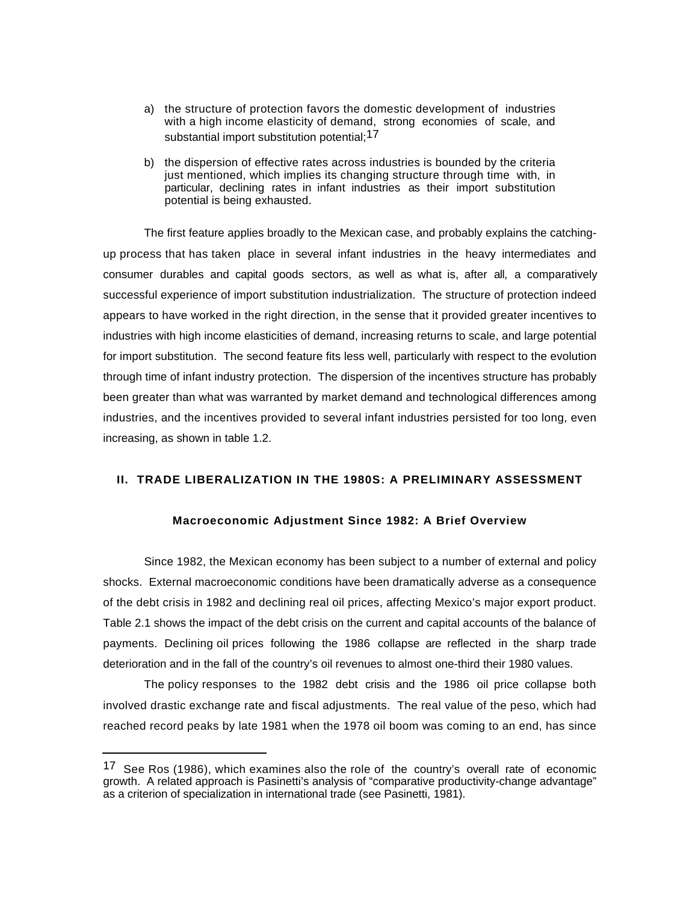a) the structure of protection favors the domestic development of industries with a high income elasticity of demand, strong economies of scale, and substantial import substitution potential;[17]

b) the dispersion of effective rates across industries is bounded by the criteria just mentioned, which implies its changing structure through time with, in particular, declining rates in infant industries as their import substitution potential is being exhausted.

The first feature applies broadly to the Mexican case, and probably explains the catching-up process that has taken place in several infant industries in the heavy intermediates and consumer durables and capital goods sectors, as well as what is, after all, a comparatively successful experience of import substitution industrialization. The structure of protection indeed appears to have worked in the right direction, in the sense that it provided greater incentives to industries with high income elasticities of demand, increasing returns to scale, and large potential for import substitution. The second feature fits less well, particularly with respect to the evolution through time of infant industry protection. The dispersion of the incentives structure has probably been greater than what was warranted by market demand and technological differences among industries, and the incentives provided to several infant industries persisted for too long, even increasing, as shown in table 1.2.

## II. TRADE LIBERALIZATION IN THE 1980S: A PRELIMINARY ASSESSMENT

### Macroeconomic Adjustment Since 1982: A Brief Overview

Since 1982, the Mexican economy has been subject to a number of external and policy shocks. External macroeconomic conditions have been dramatically adverse as a consequence of the debt crisis in 1982 and declining real oil prices, affecting Mexico's major export product. Table 2.1 shows the impact of the debt crisis on the current and capital accounts of the balance of payments. Declining oil prices following the 1986 collapse are reflected in the sharp trade deterioration and in the fall of the country's oil revenues to almost one-third their 1980 values.

The policy responses to the 1982 debt crisis and the 1986 oil price collapse both involved drastic exchange rate and fiscal adjustments. The real value of the peso, which had reached record peaks by late 1981 when the 1978 oil boom was coming to an end, has since

---

[17] See Ros (1986), which examines also the role of the country's overall rate of economic growth. A related approach is Pasinetti's analysis of "comparative productivity-change advantage" as a criterion of specialization in international trade (see Pasinetti, 1981).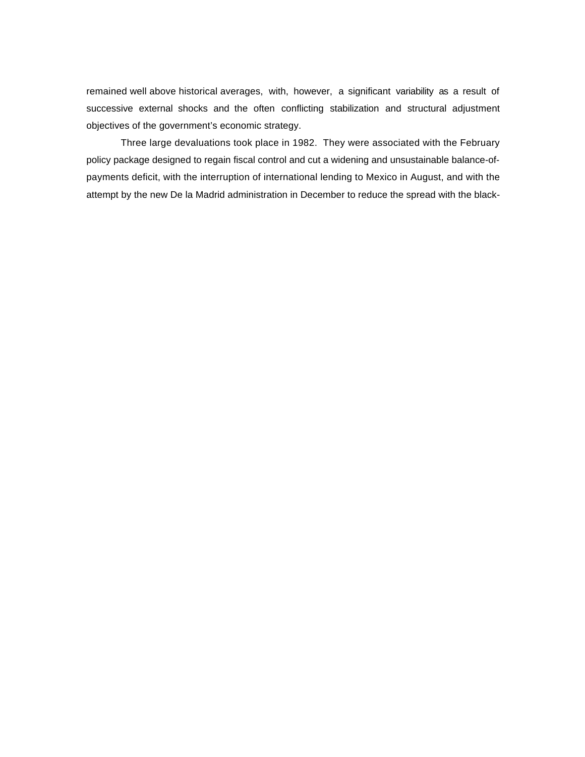remained well above historical averages, with, however, a significant variability as a result of successive external shocks and the often conflicting stabilization and structural adjustment objectives of the government's economic strategy.

Three large devaluations took place in 1982. They were associated with the February policy package designed to regain fiscal control and cut a widening and unsustainable balance-of-payments deficit, with the interruption of international lending to Mexico in August, and with the attempt by the new De la Madrid administration in December to reduce the spread with the black-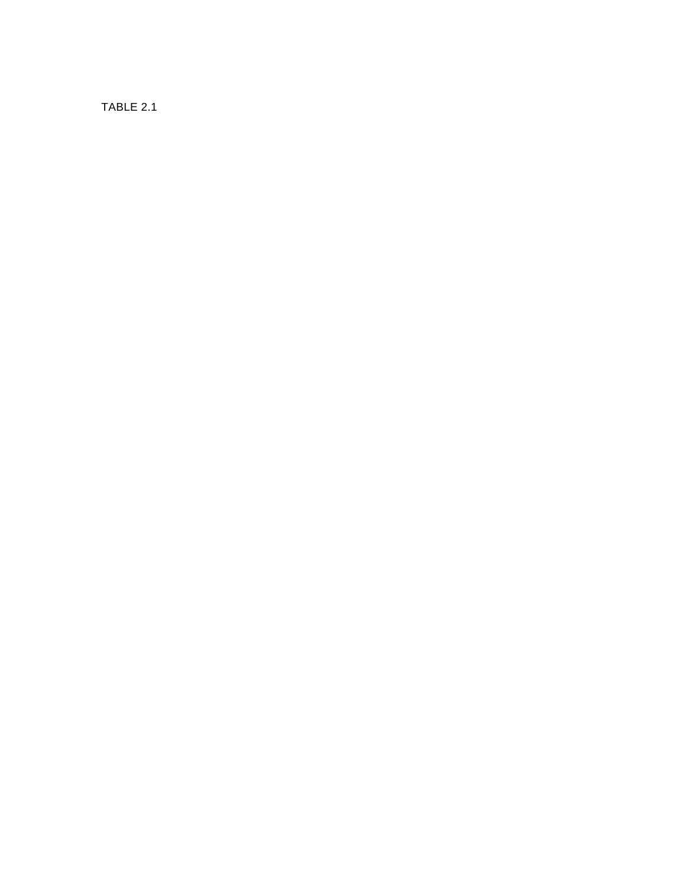TABLE 2.1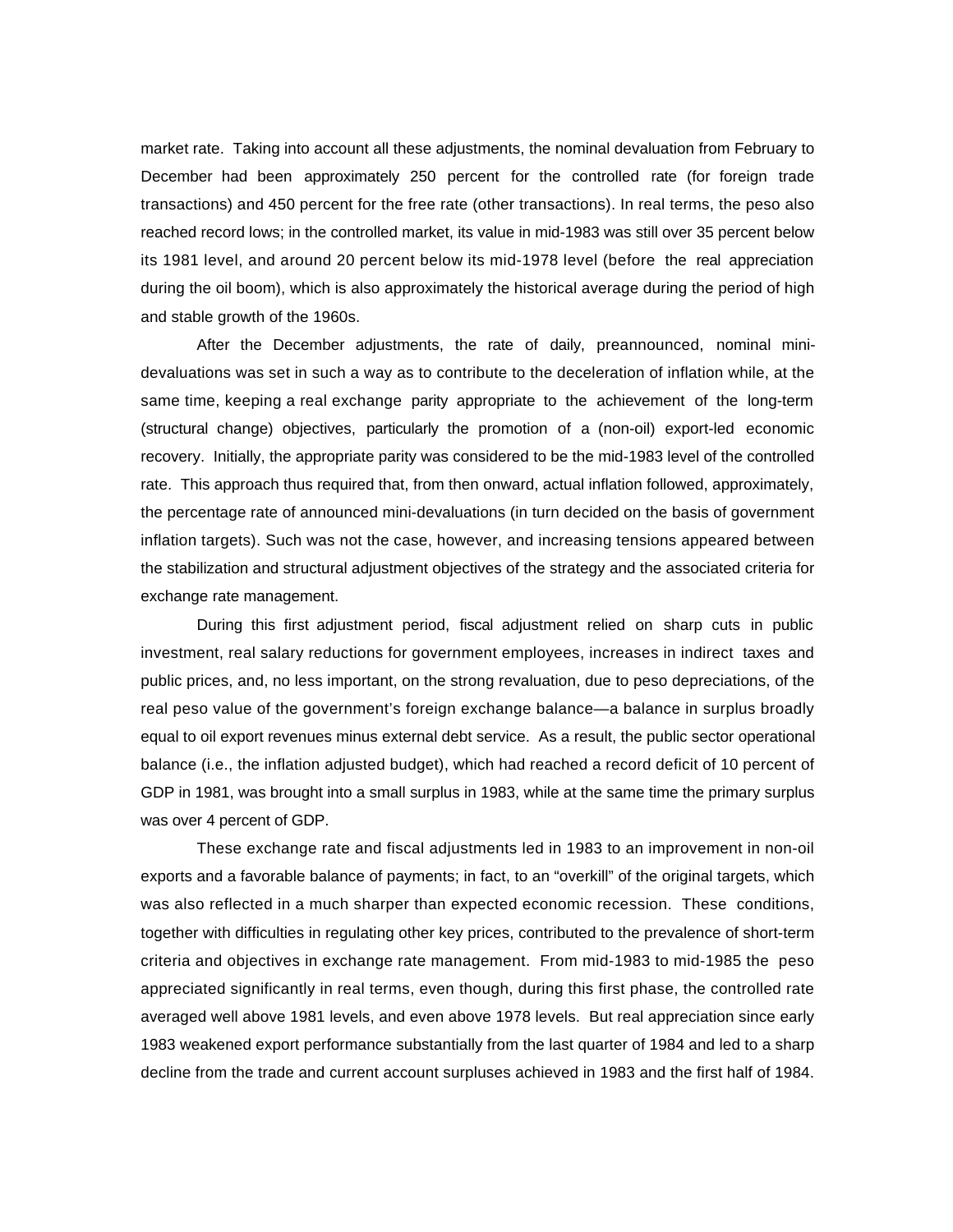market rate. Taking into account all these adjustments, the nominal devaluation from February to December had been approximately 250 percent for the controlled rate (for foreign trade transactions) and 450 percent for the free rate (other transactions). In real terms, the peso also reached record lows; in the controlled market, its value in mid-1983 was still over 35 percent below its 1981 level, and around 20 percent below its mid-1978 level (before the real appreciation during the oil boom), which is also approximately the historical average during the period of high and stable growth of the 1960s.

After the December adjustments, the rate of daily, preannounced, nominal mini-devaluations was set in such a way as to contribute to the deceleration of inflation while, at the same time, keeping a real exchange parity appropriate to the achievement of the long-term (structural change) objectives, particularly the promotion of a (non-oil) export-led economic recovery. Initially, the appropriate parity was considered to be the mid-1983 level of the controlled rate. This approach thus required that, from then onward, actual inflation followed, approximately, the percentage rate of announced mini-devaluations (in turn decided on the basis of government inflation targets). Such was not the case, however, and increasing tensions appeared between the stabilization and structural adjustment objectives of the strategy and the associated criteria for exchange rate management.

During this first adjustment period, fiscal adjustment relied on sharp cuts in public investment, real salary reductions for government employees, increases in indirect taxes and public prices, and, no less important, on the strong revaluation, due to peso depreciations, of the real peso value of the government's foreign exchange balance—a balance in surplus broadly equal to oil export revenues minus external debt service. As a result, the public sector operational balance (i.e., the inflation adjusted budget), which had reached a record deficit of 10 percent of GDP in 1981, was brought into a small surplus in 1983, while at the same time the primary surplus was over 4 percent of GDP.

These exchange rate and fiscal adjustments led in 1983 to an improvement in non-oil exports and a favorable balance of payments; in fact, to an "overkill" of the original targets, which was also reflected in a much sharper than expected economic recession. These conditions, together with difficulties in regulating other key prices, contributed to the prevalence of short-term criteria and objectives in exchange rate management. From mid-1983 to mid-1985 the peso appreciated significantly in real terms, even though, during this first phase, the controlled rate averaged well above 1981 levels, and even above 1978 levels. But real appreciation since early 1983 weakened export performance substantially from the last quarter of 1984 and led to a sharp decline from the trade and current account surpluses achieved in 1983 and the first half of 1984.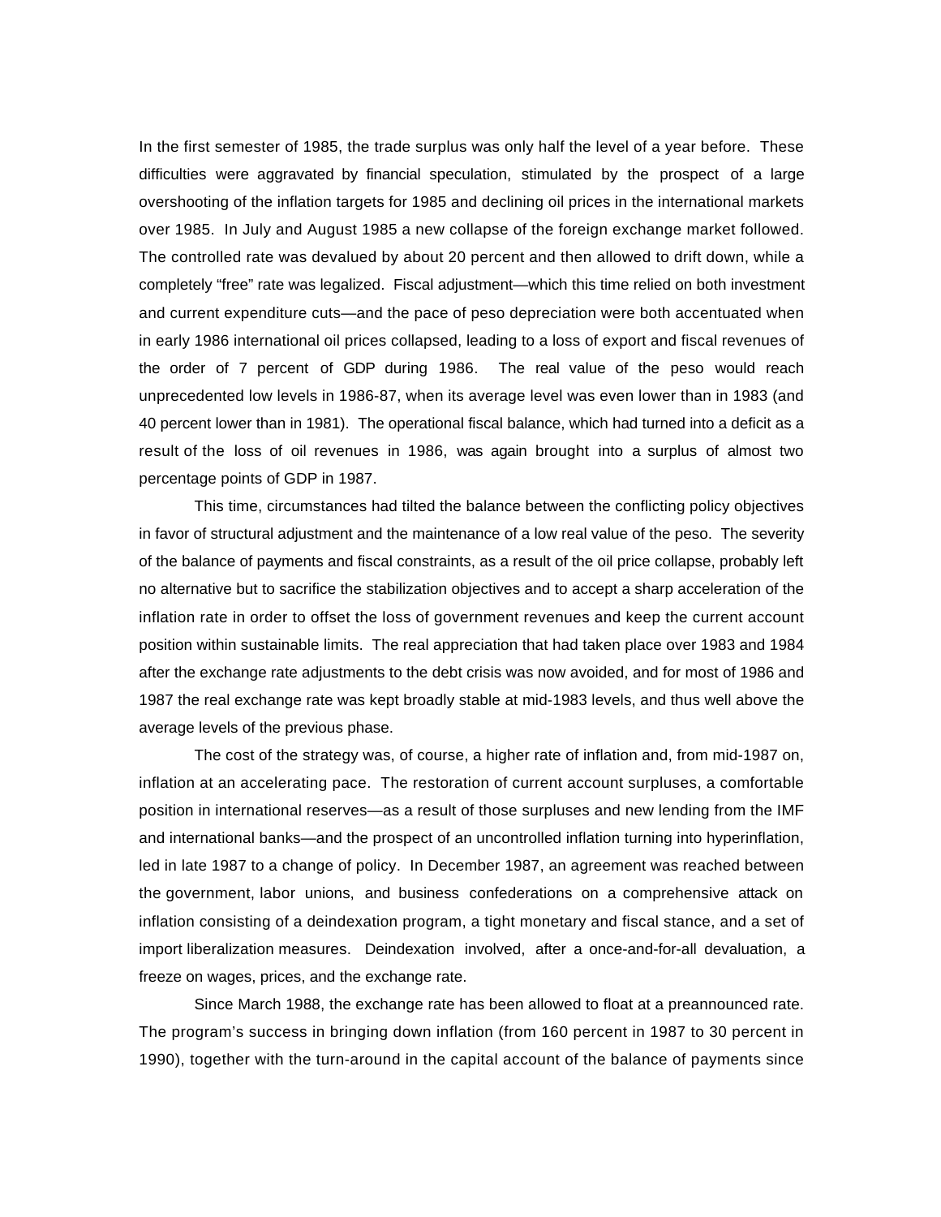In the first semester of 1985, the trade surplus was only half the level of a year before. These difficulties were aggravated by financial speculation, stimulated by the prospect of a large overshooting of the inflation targets for 1985 and declining oil prices in the international markets over 1985. In July and August 1985 a new collapse of the foreign exchange market followed. The controlled rate was devalued by about 20 percent and then allowed to drift down, while a completely "free" rate was legalized. Fiscal adjustment—which this time relied on both investment and current expenditure cuts—and the pace of peso depreciation were both accentuated when in early 1986 international oil prices collapsed, leading to a loss of export and fiscal revenues of the order of 7 percent of GDP during 1986. The real value of the peso would reach unprecedented low levels in 1986-87, when its average level was even lower than in 1983 (and 40 percent lower than in 1981). The operational fiscal balance, which had turned into a deficit as a result of the loss of oil revenues in 1986, was again brought into a surplus of almost two percentage points of GDP in 1987.

This time, circumstances had tilted the balance between the conflicting policy objectives in favor of structural adjustment and the maintenance of a low real value of the peso. The severity of the balance of payments and fiscal constraints, as a result of the oil price collapse, probably left no alternative but to sacrifice the stabilization objectives and to accept a sharp acceleration of the inflation rate in order to offset the loss of government revenues and keep the current account position within sustainable limits. The real appreciation that had taken place over 1983 and 1984 after the exchange rate adjustments to the debt crisis was now avoided, and for most of 1986 and 1987 the real exchange rate was kept broadly stable at mid-1983 levels, and thus well above the average levels of the previous phase.

The cost of the strategy was, of course, a higher rate of inflation and, from mid-1987 on, inflation at an accelerating pace. The restoration of current account surpluses, a comfortable position in international reserves—as a result of those surpluses and new lending from the IMF and international banks—and the prospect of an uncontrolled inflation turning into hyperinflation, led in late 1987 to a change of policy. In December 1987, an agreement was reached between the government, labor unions, and business confederations on a comprehensive attack on inflation consisting of a deindexation program, a tight monetary and fiscal stance, and a set of import liberalization measures. Deindexation involved, after a once-and-for-all devaluation, a freeze on wages, prices, and the exchange rate.

Since March 1988, the exchange rate has been allowed to float at a preannounced rate. The program's success in bringing down inflation (from 160 percent in 1987 to 30 percent in 1990), together with the turn-around in the capital account of the balance of payments since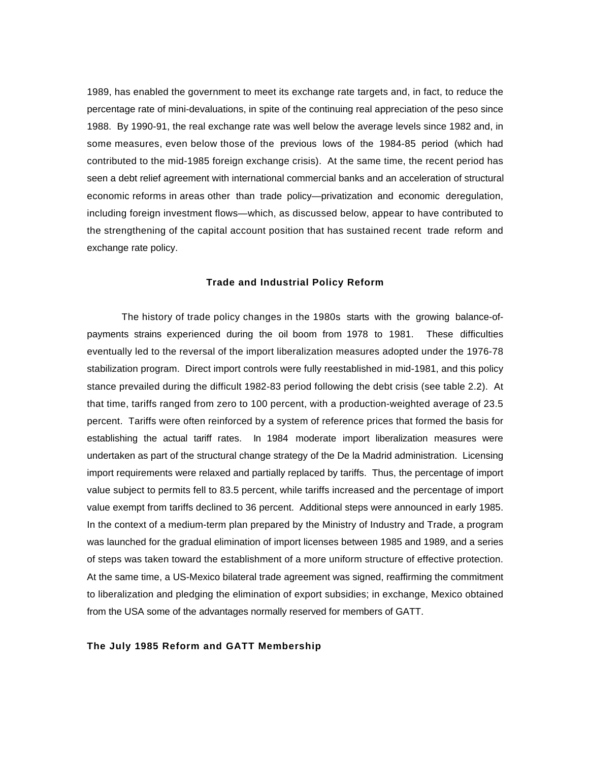1989, has enabled the government to meet its exchange rate targets and, in fact, to reduce the percentage rate of mini-devaluations, in spite of the continuing real appreciation of the peso since 1988. By 1990-91, the real exchange rate was well below the average levels since 1982 and, in some measures, even below those of the previous lows of the 1984-85 period (which had contributed to the mid-1985 foreign exchange crisis). At the same time, the recent period has seen a debt relief agreement with international commercial banks and an acceleration of structural economic reforms in areas other than trade policy—privatization and economic deregulation, including foreign investment flows—which, as discussed below, appear to have contributed to the strengthening of the capital account position that has sustained recent trade reform and exchange rate policy.

## Trade and Industrial Policy Reform

The history of trade policy changes in the 1980s starts with the growing balance-of-payments strains experienced during the oil boom from 1978 to 1981. These difficulties eventually led to the reversal of the import liberalization measures adopted under the 1976-78 stabilization program. Direct import controls were fully reestablished in mid-1981, and this policy stance prevailed during the difficult 1982-83 period following the debt crisis (see table 2.2). At that time, tariffs ranged from zero to 100 percent, with a production-weighted average of 23.5 percent. Tariffs were often reinforced by a system of reference prices that formed the basis for establishing the actual tariff rates. In 1984 moderate import liberalization measures were undertaken as part of the structural change strategy of the De la Madrid administration. Licensing import requirements were relaxed and partially replaced by tariffs. Thus, the percentage of import value subject to permits fell to 83.5 percent, while tariffs increased and the percentage of import value exempt from tariffs declined to 36 percent. Additional steps were announced in early 1985. In the context of a medium-term plan prepared by the Ministry of Industry and Trade, a program was launched for the gradual elimination of import licenses between 1985 and 1989, and a series of steps was taken toward the establishment of a more uniform structure of effective protection. At the same time, a US-Mexico bilateral trade agreement was signed, reaffirming the commitment to liberalization and pledging the elimination of export subsidies; in exchange, Mexico obtained from the USA some of the advantages normally reserved for members of GATT.

### The July 1985 Reform and GATT Membership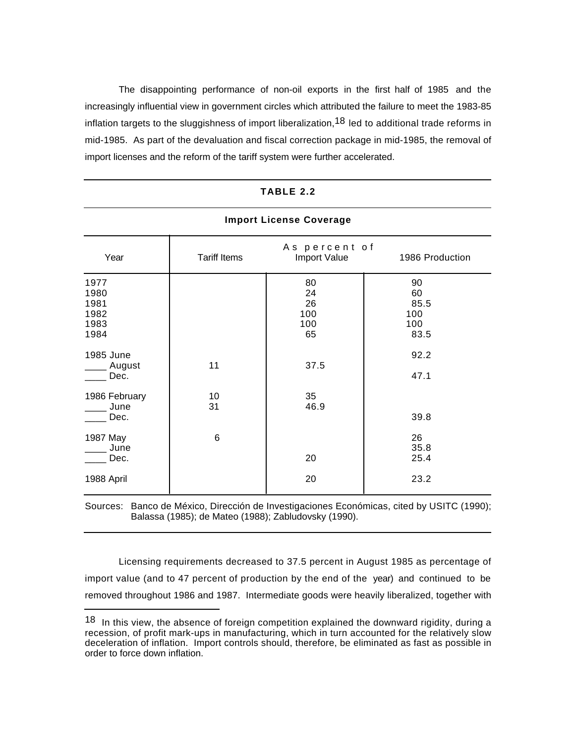The disappointing performance of non-oil exports in the first half of 1985 and the increasingly influential view in government circles which attributed the failure to meet the 1983-85 inflation targets to the sluggishness of import liberalization,[18] led to additional trade reforms in mid-1985. As part of the devaluation and fiscal correction package in mid-1985, the removal of import licenses and the reform of the tariff system were further accelerated.

**TABLE 2.2**

**Import License Coverage**

| Year | As percent of | | |
|---|---|---|---|
| | Tariff Items | Import Value | 1986 Production |
| 1977 | | 80 | 90 |
| 1980 | | 24 | 60 |
| 1981 | | 26 | 85.5 |
| 1982 | | 100 | 100 |
| 1983 | | 100 | 100 |
| 1984 | | 65 | 83.5 |
| 1985 June | | | 92.2 |
| ____ August | 11 | 37.5 | |
| ____ Dec. | | | 47.1 |
| 1986 February | 10 | 35 | |
| ____ June | 31 | 46.9 | |
| ____ Dec. | | | 39.8 |
| 1987 May | 6 | | 26 |
| ____ June | | | 35.8 |
| ____ Dec. | | 20 | 25.4 |
| 1988 April | | 20 | 23.2 |

Sources: Banco de México, Dirección de Investigaciones Económicas, cited by USITC (1990); Balassa (1985); de Mateo (1988); Zabludovsky (1990).

Licensing requirements decreased to 37.5 percent in August 1985 as percentage of import value (and to 47 percent of production by the end of the year) and continued to be removed throughout 1986 and 1987. Intermediate goods were heavily liberalized, together with

---

[18] In this view, the absence of foreign competition explained the downward rigidity, during a recession, of profit mark-ups in manufacturing, which in turn accounted for the relatively slow deceleration of inflation. Import controls should, therefore, be eliminated as fast as possible in order to force down inflation.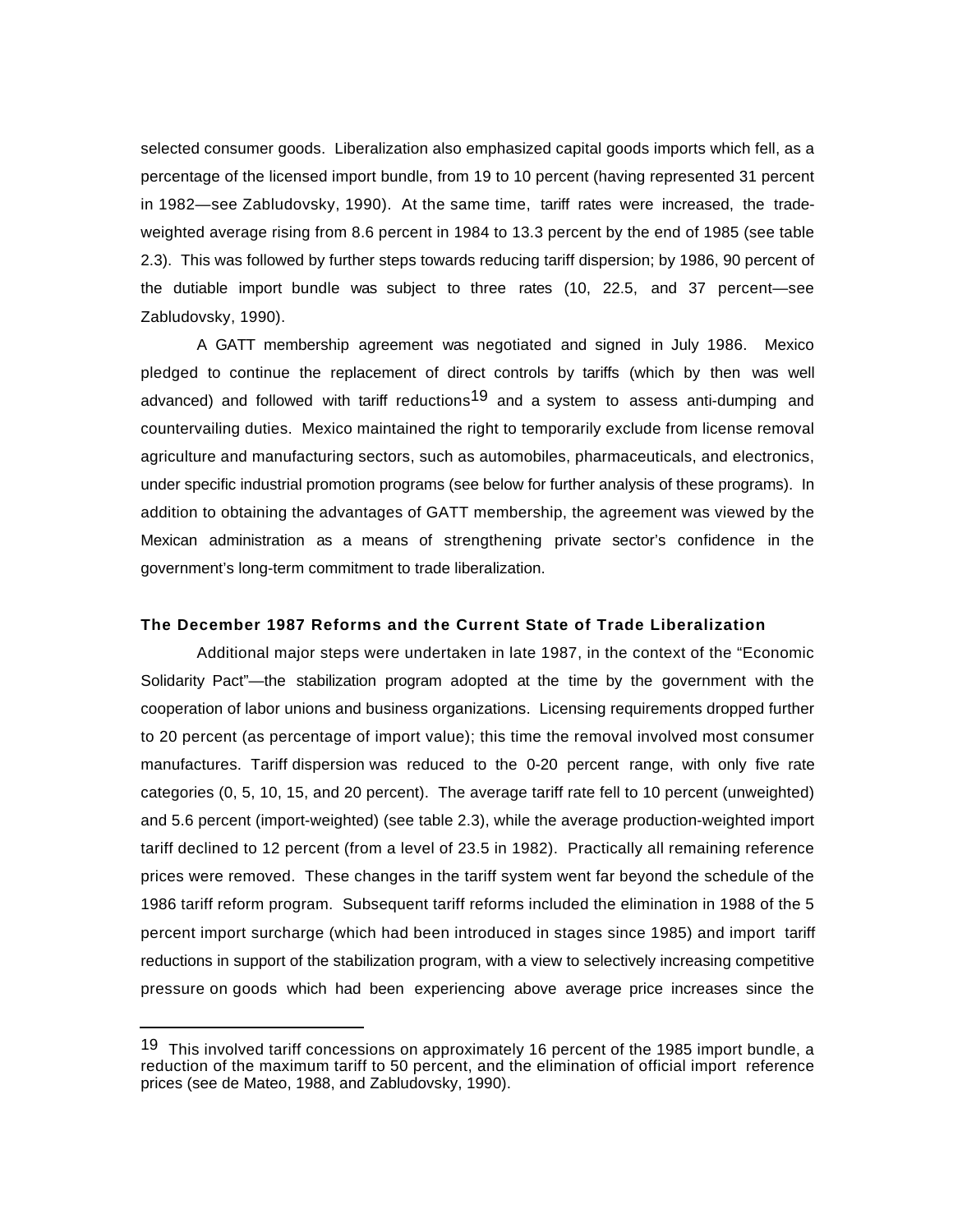selected consumer goods. Liberalization also emphasized capital goods imports which fell, as a percentage of the licensed import bundle, from 19 to 10 percent (having represented 31 percent in 1982—see Zabludovsky, 1990). At the same time, tariff rates were increased, the trade-weighted average rising from 8.6 percent in 1984 to 13.3 percent by the end of 1985 (see table 2.3). This was followed by further steps towards reducing tariff dispersion; by 1986, 90 percent of the dutiable import bundle was subject to three rates (10, 22.5, and 37 percent—see Zabludovsky, 1990).

A GATT membership agreement was negotiated and signed in July 1986. Mexico pledged to continue the replacement of direct controls by tariffs (which by then was well advanced) and followed with tariff reductions[19] and a system to assess anti-dumping and countervailing duties. Mexico maintained the right to temporarily exclude from license removal agriculture and manufacturing sectors, such as automobiles, pharmaceuticals, and electronics, under specific industrial promotion programs (see below for further analysis of these programs). In addition to obtaining the advantages of GATT membership, the agreement was viewed by the Mexican administration as a means of strengthening private sector's confidence in the government's long-term commitment to trade liberalization.

### The December 1987 Reforms and the Current State of Trade Liberalization

Additional major steps were undertaken in late 1987, in the context of the "Economic Solidarity Pact"—the stabilization program adopted at the time by the government with the cooperation of labor unions and business organizations. Licensing requirements dropped further to 20 percent (as percentage of import value); this time the removal involved most consumer manufactures. Tariff dispersion was reduced to the 0-20 percent range, with only five rate categories (0, 5, 10, 15, and 20 percent). The average tariff rate fell to 10 percent (unweighted) and 5.6 percent (import-weighted) (see table 2.3), while the average production-weighted import tariff declined to 12 percent (from a level of 23.5 in 1982). Practically all remaining reference prices were removed. These changes in the tariff system went far beyond the schedule of the 1986 tariff reform program. Subsequent tariff reforms included the elimination in 1988 of the 5 percent import surcharge (which had been introduced in stages since 1985) and import tariff reductions in support of the stabilization program, with a view to selectively increasing competitive pressure on goods which had been experiencing above average price increases since the

---

[19] This involved tariff concessions on approximately 16 percent of the 1985 import bundle, a reduction of the maximum tariff to 50 percent, and the elimination of official import reference prices (see de Mateo, 1988, and Zabludovsky, 1990).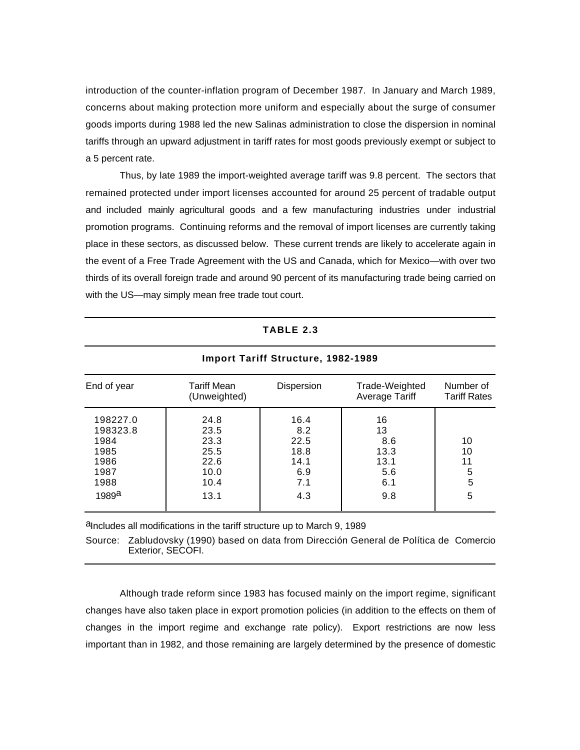introduction of the counter-inflation program of December 1987. In January and March 1989, concerns about making protection more uniform and especially about the surge of consumer goods imports during 1988 led the new Salinas administration to close the dispersion in nominal tariffs through an upward adjustment in tariff rates for most goods previously exempt or subject to a 5 percent rate.

Thus, by late 1989 the import-weighted average tariff was 9.8 percent. The sectors that remained protected under import licenses accounted for around 25 percent of tradable output and included mainly agricultural goods and a few manufacturing industries under industrial promotion programs. Continuing reforms and the removal of import licenses are currently taking place in these sectors, as discussed below. These current trends are likely to accelerate again in the event of a Free Trade Agreement with the US and Canada, which for Mexico—with over two thirds of its overall foreign trade and around 90 percent of its manufacturing trade being carried on with the US—may simply mean free trade tout court.

**TABLE 2.3**

**Import Tariff Structure, 1982-1989**

| End of year | Tariff Mean (Unweighted) | Dispersion | Trade-Weighted Average Tariff | Number of Tariff Rates |
|---|---|---|---|---|
| 198227.0 | 24.8 | 16.4 | 16 | |
| 198323.8 | 23.5 | 8.2 | 13 | |
| 1984 | 23.3 | 22.5 | 8.6 | 10 |
| 1985 | 25.5 | 18.8 | 13.3 | 10 |
| 1986 | 22.6 | 14.1 | 13.1 | 11 |
| 1987 | 10.0 | 6.9 | 5.6 | 5 |
| 1988 | 10.4 | 7.1 | 6.1 | 5 |
| 1989[a] | 13.1 | 4.3 | 9.8 | 5 |

[a]Includes all modifications in the tariff structure up to March 9, 1989

Source: Zabludovsky (1990) based on data from Dirección General de Política de Comercio Exterior, SECOFI.

Although trade reform since 1983 has focused mainly on the import regime, significant changes have also taken place in export promotion policies (in addition to the effects on them of changes in the import regime and exchange rate policy). Export restrictions are now less important than in 1982, and those remaining are largely determined by the presence of domestic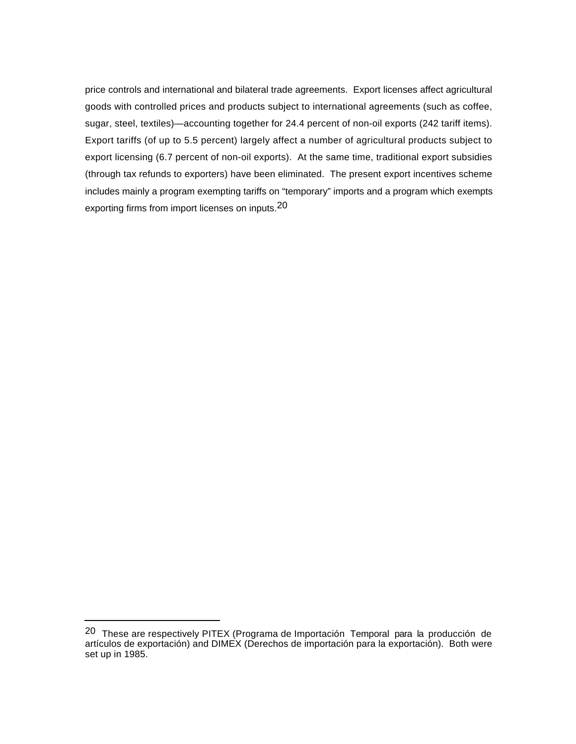price controls and international and bilateral trade agreements. Export licenses affect agricultural goods with controlled prices and products subject to international agreements (such as coffee, sugar, steel, textiles)—accounting together for 24.4 percent of non-oil exports (242 tariff items). Export tariffs (of up to 5.5 percent) largely affect a number of agricultural products subject to export licensing (6.7 percent of non-oil exports). At the same time, traditional export subsidies (through tax refunds to exporters) have been eliminated. The present export incentives scheme includes mainly a program exempting tariffs on "temporary" imports and a program which exempts exporting firms from import licenses on inputs.[20]

---

[20] These are respectively PITEX (Programa de Importación Temporal para la producción de artículos de exportación) and DIMEX (Derechos de importación para la exportación). Both were set up in 1985.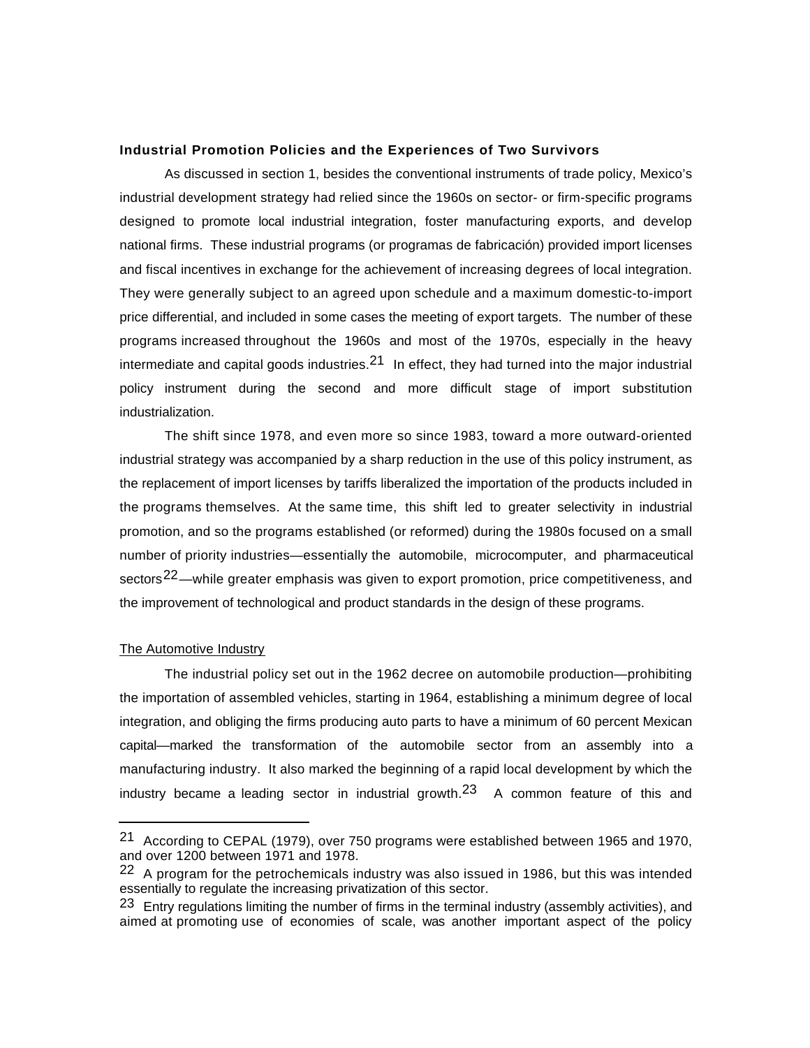**Industrial Promotion Policies and the Experiences of Two Survivors**

As discussed in section 1, besides the conventional instruments of trade policy, Mexico's industrial development strategy had relied since the 1960s on sector- or firm-specific programs designed to promote local industrial integration, foster manufacturing exports, and develop national firms. These industrial programs (or programas de fabricación) provided import licenses and fiscal incentives in exchange for the achievement of increasing degrees of local integration. They were generally subject to an agreed upon schedule and a maximum domestic-to-import price differential, and included in some cases the meeting of export targets. The number of these programs increased throughout the 1960s and most of the 1970s, especially in the heavy intermediate and capital goods industries.[21] In effect, they had turned into the major industrial policy instrument during the second and more difficult stage of import substitution industrialization.

The shift since 1978, and even more so since 1983, toward a more outward-oriented industrial strategy was accompanied by a sharp reduction in the use of this policy instrument, as the replacement of import licenses by tariffs liberalized the importation of the products included in the programs themselves. At the same time, this shift led to greater selectivity in industrial promotion, and so the programs established (or reformed) during the 1980s focused on a small number of priority industries—essentially the automobile, microcomputer, and pharmaceutical sectors[22]—while greater emphasis was given to export promotion, price competitiveness, and the improvement of technological and product standards in the design of these programs.

The Automotive Industry

The industrial policy set out in the 1962 decree on automobile production—prohibiting the importation of assembled vehicles, starting in 1964, establishing a minimum degree of local integration, and obliging the firms producing auto parts to have a minimum of 60 percent Mexican capital—marked the transformation of the automobile sector from an assembly into a manufacturing industry. It also marked the beginning of a rapid local development by which the industry became a leading sector in industrial growth.[23] A common feature of this and

---

[21] According to CEPAL (1979), over 750 programs were established between 1965 and 1970, and over 1200 between 1971 and 1978.

[22] A program for the petrochemicals industry was also issued in 1986, but this was intended essentially to regulate the increasing privatization of this sector.

[23] Entry regulations limiting the number of firms in the terminal industry (assembly activities), and aimed at promoting use of economies of scale, was another important aspect of the policy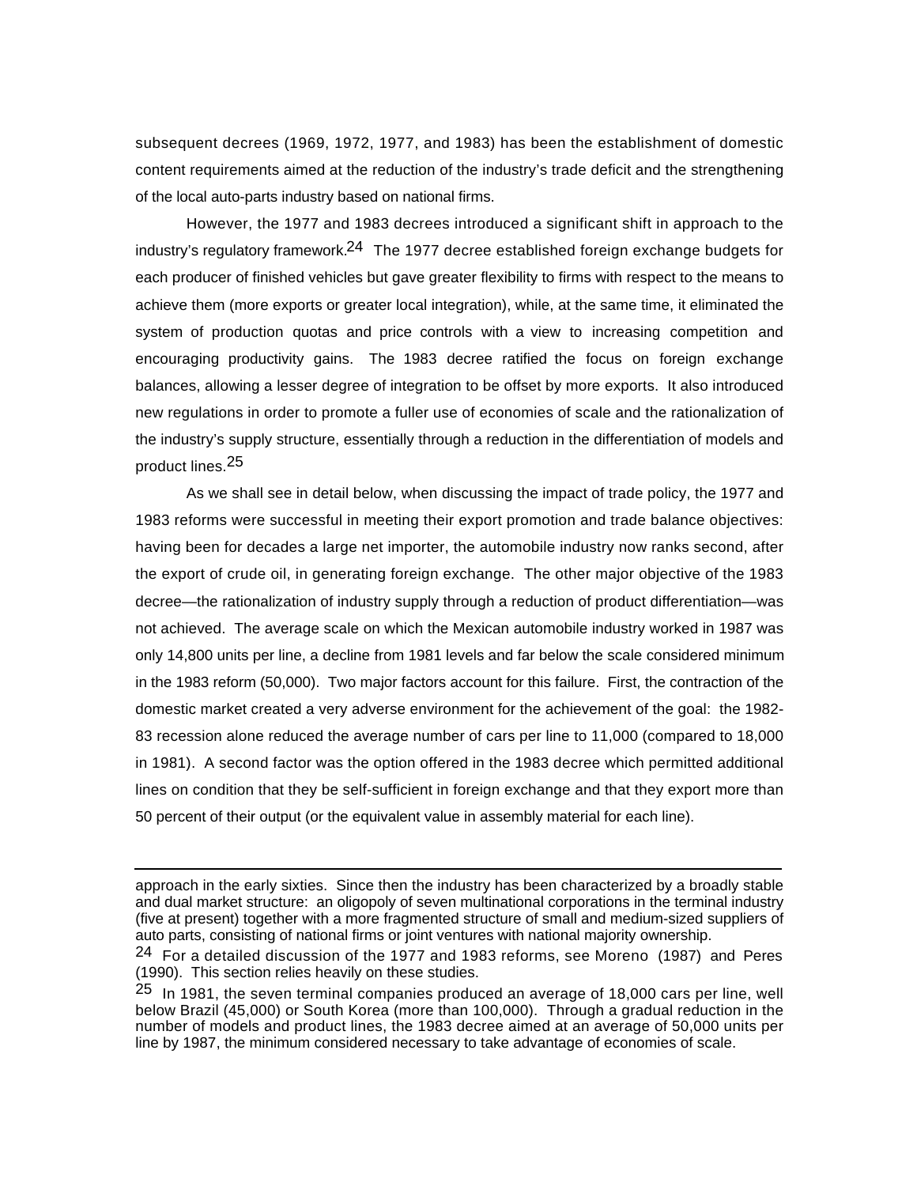subsequent decrees (1969, 1972, 1977, and 1983) has been the establishment of domestic content requirements aimed at the reduction of the industry's trade deficit and the strengthening of the local auto-parts industry based on national firms.

However, the 1977 and 1983 decrees introduced a significant shift in approach to the industry's regulatory framework.[24] The 1977 decree established foreign exchange budgets for each producer of finished vehicles but gave greater flexibility to firms with respect to the means to achieve them (more exports or greater local integration), while, at the same time, it eliminated the system of production quotas and price controls with a view to increasing competition and encouraging productivity gains. The 1983 decree ratified the focus on foreign exchange balances, allowing a lesser degree of integration to be offset by more exports. It also introduced new regulations in order to promote a fuller use of economies of scale and the rationalization of the industry's supply structure, essentially through a reduction in the differentiation of models and product lines.[25]

As we shall see in detail below, when discussing the impact of trade policy, the 1977 and 1983 reforms were successful in meeting their export promotion and trade balance objectives: having been for decades a large net importer, the automobile industry now ranks second, after the export of crude oil, in generating foreign exchange. The other major objective of the 1983 decree—the rationalization of industry supply through a reduction of product differentiation—was not achieved. The average scale on which the Mexican automobile industry worked in 1987 was only 14,800 units per line, a decline from 1981 levels and far below the scale considered minimum in the 1983 reform (50,000). Two major factors account for this failure. First, the contraction of the domestic market created a very adverse environment for the achievement of the goal: the 1982-83 recession alone reduced the average number of cars per line to 11,000 (compared to 18,000 in 1981). A second factor was the option offered in the 1983 decree which permitted additional lines on condition that they be self-sufficient in foreign exchange and that they export more than 50 percent of their output (or the equivalent value in assembly material for each line).

---

approach in the early sixties. Since then the industry has been characterized by a broadly stable and dual market structure: an oligopoly of seven multinational corporations in the terminal industry (five at present) together with a more fragmented structure of small and medium-sized suppliers of auto parts, consisting of national firms or joint ventures with national majority ownership.

[24] For a detailed discussion of the 1977 and 1983 reforms, see Moreno (1987) and Peres (1990). This section relies heavily on these studies.

[25] In 1981, the seven terminal companies produced an average of 18,000 cars per line, well below Brazil (45,000) or South Korea (more than 100,000). Through a gradual reduction in the number of models and product lines, the 1983 decree aimed at an average of 50,000 units per line by 1987, the minimum considered necessary to take advantage of economies of scale.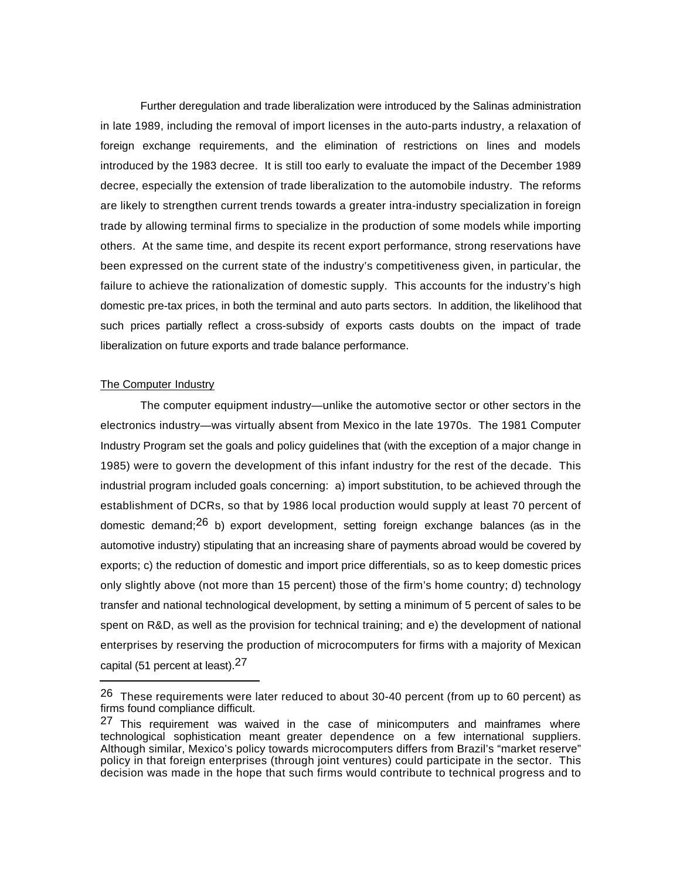Further deregulation and trade liberalization were introduced by the Salinas administration in late 1989, including the removal of import licenses in the auto-parts industry, a relaxation of foreign exchange requirements, and the elimination of restrictions on lines and models introduced by the 1983 decree. It is still too early to evaluate the impact of the December 1989 decree, especially the extension of trade liberalization to the automobile industry. The reforms are likely to strengthen current trends towards a greater intra-industry specialization in foreign trade by allowing terminal firms to specialize in the production of some models while importing others. At the same time, and despite its recent export performance, strong reservations have been expressed on the current state of the industry's competitiveness given, in particular, the failure to achieve the rationalization of domestic supply. This accounts for the industry's high domestic pre-tax prices, in both the terminal and auto parts sectors. In addition, the likelihood that such prices partially reflect a cross-subsidy of exports casts doubts on the impact of trade liberalization on future exports and trade balance performance.

<u>The Computer Industry</u>

The computer equipment industry—unlike the automotive sector or other sectors in the electronics industry—was virtually absent from Mexico in the late 1970s. The 1981 Computer Industry Program set the goals and policy guidelines that (with the exception of a major change in 1985) were to govern the development of this infant industry for the rest of the decade. This industrial program included goals concerning: a) import substitution, to be achieved through the establishment of DCRs, so that by 1986 local production would supply at least 70 percent of domestic demand;[26] b) export development, setting foreign exchange balances (as in the automotive industry) stipulating that an increasing share of payments abroad would be covered by exports; c) the reduction of domestic and import price differentials, so as to keep domestic prices only slightly above (not more than 15 percent) those of the firm's home country; d) technology transfer and national technological development, by setting a minimum of 5 percent of sales to be spent on R&D, as well as the provision for technical training; and e) the development of national enterprises by reserving the production of microcomputers for firms with a majority of Mexican capital (51 percent at least).[27]

---

[26] These requirements were later reduced to about 30-40 percent (from up to 60 percent) as firms found compliance difficult.

[27] This requirement was waived in the case of minicomputers and mainframes where technological sophistication meant greater dependence on a few international suppliers. Although similar, Mexico's policy towards microcomputers differs from Brazil's "market reserve" policy in that foreign enterprises (through joint ventures) could participate in the sector. This decision was made in the hope that such firms would contribute to technical progress and to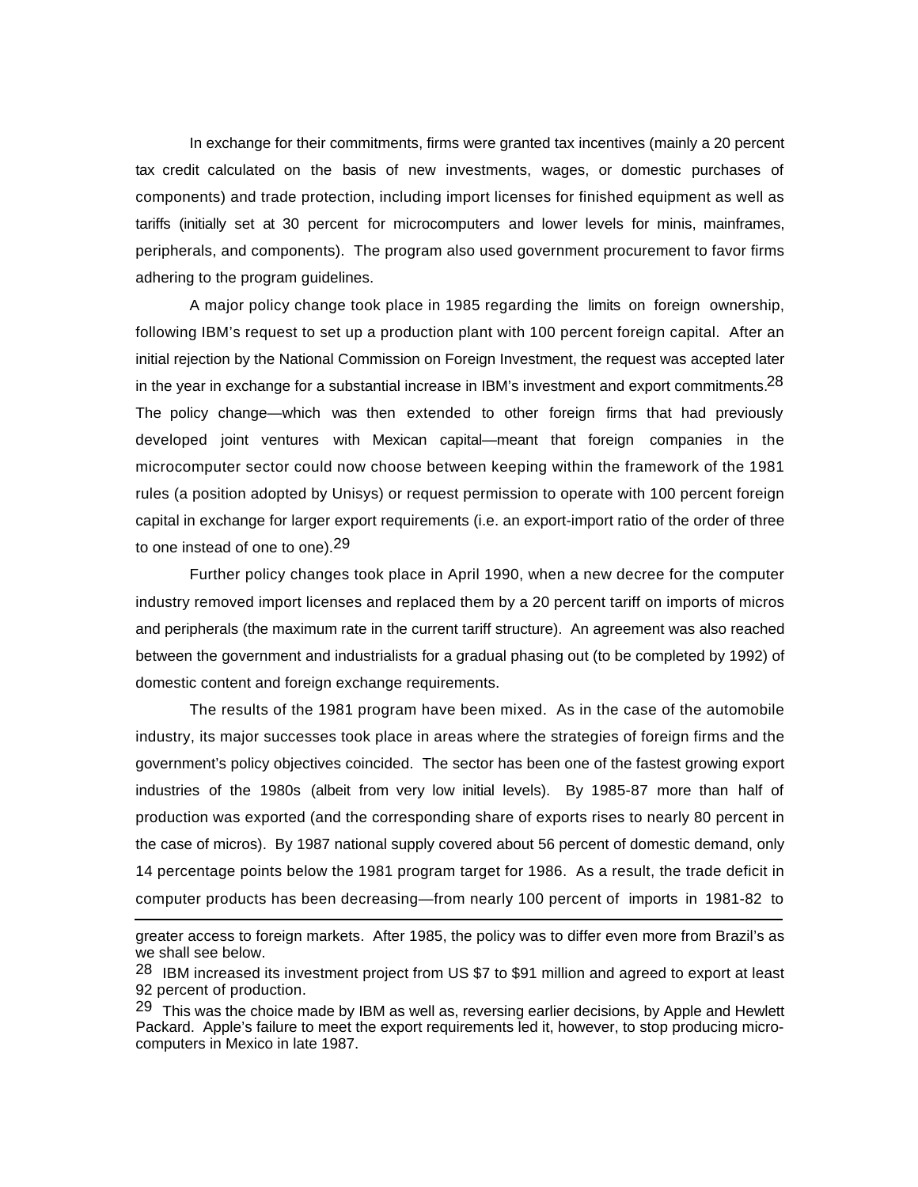In exchange for their commitments, firms were granted tax incentives (mainly a 20 percent tax credit calculated on the basis of new investments, wages, or domestic purchases of components) and trade protection, including import licenses for finished equipment as well as tariffs (initially set at 30 percent for microcomputers and lower levels for minis, mainframes, peripherals, and components). The program also used government procurement to favor firms adhering to the program guidelines.

A major policy change took place in 1985 regarding the limits on foreign ownership, following IBM's request to set up a production plant with 100 percent foreign capital. After an initial rejection by the National Commission on Foreign Investment, the request was accepted later in the year in exchange for a substantial increase in IBM's investment and export commitments.[28] The policy change—which was then extended to other foreign firms that had previously developed joint ventures with Mexican capital—meant that foreign companies in the microcomputer sector could now choose between keeping within the framework of the 1981 rules (a position adopted by Unisys) or request permission to operate with 100 percent foreign capital in exchange for larger export requirements (i.e. an export-import ratio of the order of three to one instead of one to one).[29]

Further policy changes took place in April 1990, when a new decree for the computer industry removed import licenses and replaced them by a 20 percent tariff on imports of micros and peripherals (the maximum rate in the current tariff structure). An agreement was also reached between the government and industrialists for a gradual phasing out (to be completed by 1992) of domestic content and foreign exchange requirements.

The results of the 1981 program have been mixed. As in the case of the automobile industry, its major successes took place in areas where the strategies of foreign firms and the government's policy objectives coincided. The sector has been one of the fastest growing export industries of the 1980s (albeit from very low initial levels). By 1985-87 more than half of production was exported (and the corresponding share of exports rises to nearly 80 percent in the case of micros). By 1987 national supply covered about 56 percent of domestic demand, only 14 percentage points below the 1981 program target for 1986. As a result, the trade deficit in computer products has been decreasing—from nearly 100 percent of imports in 1981-82 to

---

greater access to foreign markets. After 1985, the policy was to differ even more from Brazil's as we shall see below.

[28] IBM increased its investment project from US $7 to $91 million and agreed to export at least 92 percent of production.

[29] This was the choice made by IBM as well as, reversing earlier decisions, by Apple and Hewlett Packard. Apple's failure to meet the export requirements led it, however, to stop producing micro-computers in Mexico in late 1987.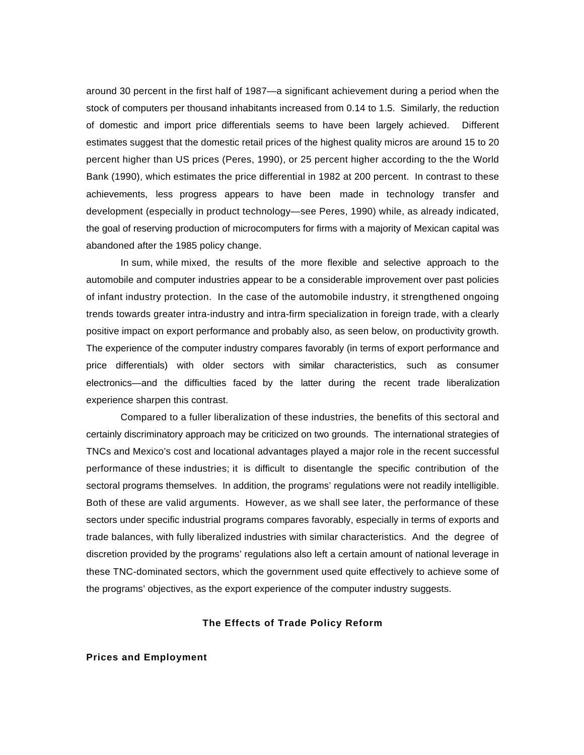around 30 percent in the first half of 1987—a significant achievement during a period when the stock of computers per thousand inhabitants increased from 0.14 to 1.5. Similarly, the reduction of domestic and import price differentials seems to have been largely achieved. Different estimates suggest that the domestic retail prices of the highest quality micros are around 15 to 20 percent higher than US prices (Peres, 1990), or 25 percent higher according to the the World Bank (1990), which estimates the price differential in 1982 at 200 percent. In contrast to these achievements, less progress appears to have been made in technology transfer and development (especially in product technology—see Peres, 1990) while, as already indicated, the goal of reserving production of microcomputers for firms with a majority of Mexican capital was abandoned after the 1985 policy change.

In sum, while mixed, the results of the more flexible and selective approach to the automobile and computer industries appear to be a considerable improvement over past policies of infant industry protection. In the case of the automobile industry, it strengthened ongoing trends towards greater intra-industry and intra-firm specialization in foreign trade, with a clearly positive impact on export performance and probably also, as seen below, on productivity growth. The experience of the computer industry compares favorably (in terms of export performance and price differentials) with older sectors with similar characteristics, such as consumer electronics—and the difficulties faced by the latter during the recent trade liberalization experience sharpen this contrast.

Compared to a fuller liberalization of these industries, the benefits of this sectoral and certainly discriminatory approach may be criticized on two grounds. The international strategies of TNCs and Mexico's cost and locational advantages played a major role in the recent successful performance of these industries; it is difficult to disentangle the specific contribution of the sectoral programs themselves. In addition, the programs' regulations were not readily intelligible. Both of these are valid arguments. However, as we shall see later, the performance of these sectors under specific industrial programs compares favorably, especially in terms of exports and trade balances, with fully liberalized industries with similar characteristics. And the degree of discretion provided by the programs' regulations also left a certain amount of national leverage in these TNC-dominated sectors, which the government used quite effectively to achieve some of the programs' objectives, as the export experience of the computer industry suggests.

## The Effects of Trade Policy Reform

### Prices and Employment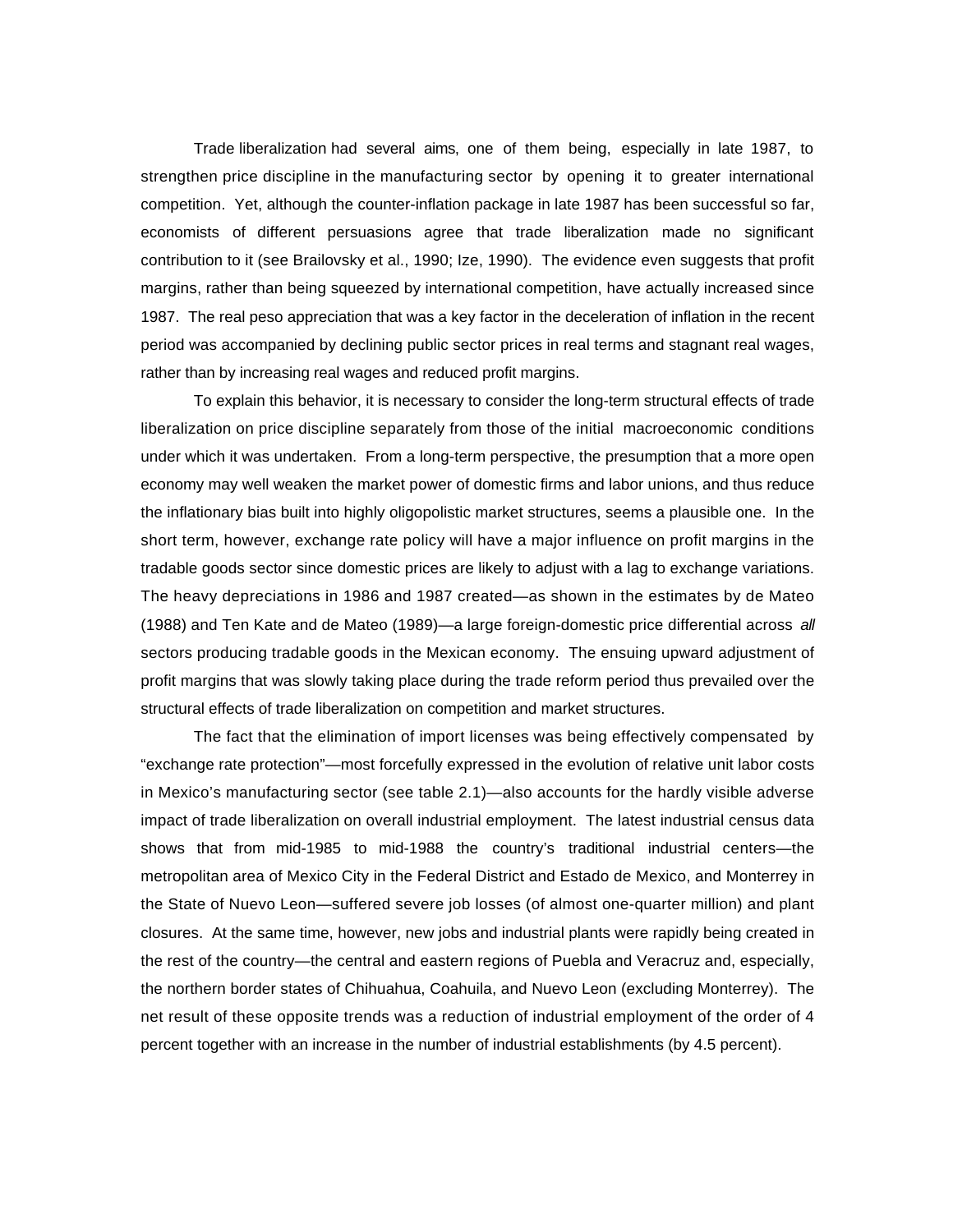Trade liberalization had several aims, one of them being, especially in late 1987, to strengthen price discipline in the manufacturing sector by opening it to greater international competition. Yet, although the counter-inflation package in late 1987 has been successful so far, economists of different persuasions agree that trade liberalization made no significant contribution to it (see Brailovsky et al., 1990; Ize, 1990). The evidence even suggests that profit margins, rather than being squeezed by international competition, have actually increased since 1987. The real peso appreciation that was a key factor in the deceleration of inflation in the recent period was accompanied by declining public sector prices in real terms and stagnant real wages, rather than by increasing real wages and reduced profit margins.

To explain this behavior, it is necessary to consider the long-term structural effects of trade liberalization on price discipline separately from those of the initial macroeconomic conditions under which it was undertaken. From a long-term perspective, the presumption that a more open economy may well weaken the market power of domestic firms and labor unions, and thus reduce the inflationary bias built into highly oligopolistic market structures, seems a plausible one. In the short term, however, exchange rate policy will have a major influence on profit margins in the tradable goods sector since domestic prices are likely to adjust with a lag to exchange variations. The heavy depreciations in 1986 and 1987 created—as shown in the estimates by de Mateo (1988) and Ten Kate and de Mateo (1989)—a large foreign-domestic price differential across *all* sectors producing tradable goods in the Mexican economy. The ensuing upward adjustment of profit margins that was slowly taking place during the trade reform period thus prevailed over the structural effects of trade liberalization on competition and market structures.

The fact that the elimination of import licenses was being effectively compensated by "exchange rate protection"—most forcefully expressed in the evolution of relative unit labor costs in Mexico's manufacturing sector (see table 2.1)—also accounts for the hardly visible adverse impact of trade liberalization on overall industrial employment. The latest industrial census data shows that from mid-1985 to mid-1988 the country's traditional industrial centers—the metropolitan area of Mexico City in the Federal District and Estado de Mexico, and Monterrey in the State of Nuevo Leon—suffered severe job losses (of almost one-quarter million) and plant closures. At the same time, however, new jobs and industrial plants were rapidly being created in the rest of the country—the central and eastern regions of Puebla and Veracruz and, especially, the northern border states of Chihuahua, Coahuila, and Nuevo Leon (excluding Monterrey). The net result of these opposite trends was a reduction of industrial employment of the order of 4 percent together with an increase in the number of industrial establishments (by 4.5 percent).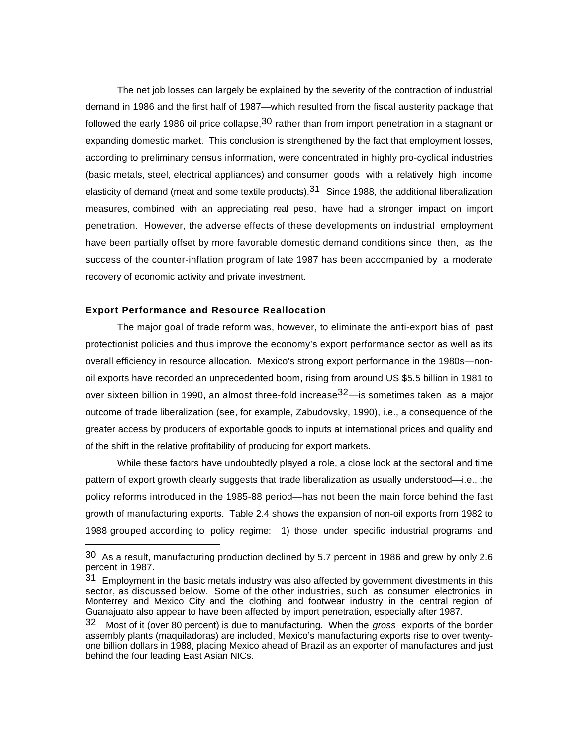The net job losses can largely be explained by the severity of the contraction of industrial demand in 1986 and the first half of 1987—which resulted from the fiscal austerity package that followed the early 1986 oil price collapse,[30] rather than from import penetration in a stagnant or expanding domestic market. This conclusion is strengthened by the fact that employment losses, according to preliminary census information, were concentrated in highly pro-cyclical industries (basic metals, steel, electrical appliances) and consumer goods with a relatively high income elasticity of demand (meat and some textile products).[31] Since 1988, the additional liberalization measures, combined with an appreciating real peso, have had a stronger impact on import penetration. However, the adverse effects of these developments on industrial employment have been partially offset by more favorable domestic demand conditions since then, as the success of the counter-inflation program of late 1987 has been accompanied by a moderate recovery of economic activity and private investment.

**Export Performance and Resource Reallocation**

The major goal of trade reform was, however, to eliminate the anti-export bias of past protectionist policies and thus improve the economy's export performance sector as well as its overall efficiency in resource allocation. Mexico's strong export performance in the 1980s—non-oil exports have recorded an unprecedented boom, rising from around US $5.5 billion in 1981 to over sixteen billion in 1990, an almost three-fold increase[32]—is sometimes taken as a major outcome of trade liberalization (see, for example, Zabudovsky, 1990), i.e., a consequence of the greater access by producers of exportable goods to inputs at international prices and quality and of the shift in the relative profitability of producing for export markets.

While these factors have undoubtedly played a role, a close look at the sectoral and time pattern of export growth clearly suggests that trade liberalization as usually understood—i.e., the policy reforms introduced in the 1985-88 period—has not been the main force behind the fast growth of manufacturing exports. Table 2.4 shows the expansion of non-oil exports from 1982 to 1988 grouped according to policy regime: 1) those under specific industrial programs and

---

[30] As a result, manufacturing production declined by 5.7 percent in 1986 and grew by only 2.6 percent in 1987.

[31] Employment in the basic metals industry was also affected by government divestments in this sector, as discussed below. Some of the other industries, such as consumer electronics in Monterrey and Mexico City and the clothing and footwear industry in the central region of Guanajuato also appear to have been affected by import penetration, especially after 1987.

[32] Most of it (over 80 percent) is due to manufacturing. When the *gross* exports of the border assembly plants (maquiladoras) are included, Mexico's manufacturing exports rise to over twenty-one billion dollars in 1988, placing Mexico ahead of Brazil as an exporter of manufactures and just behind the four leading East Asian NICs.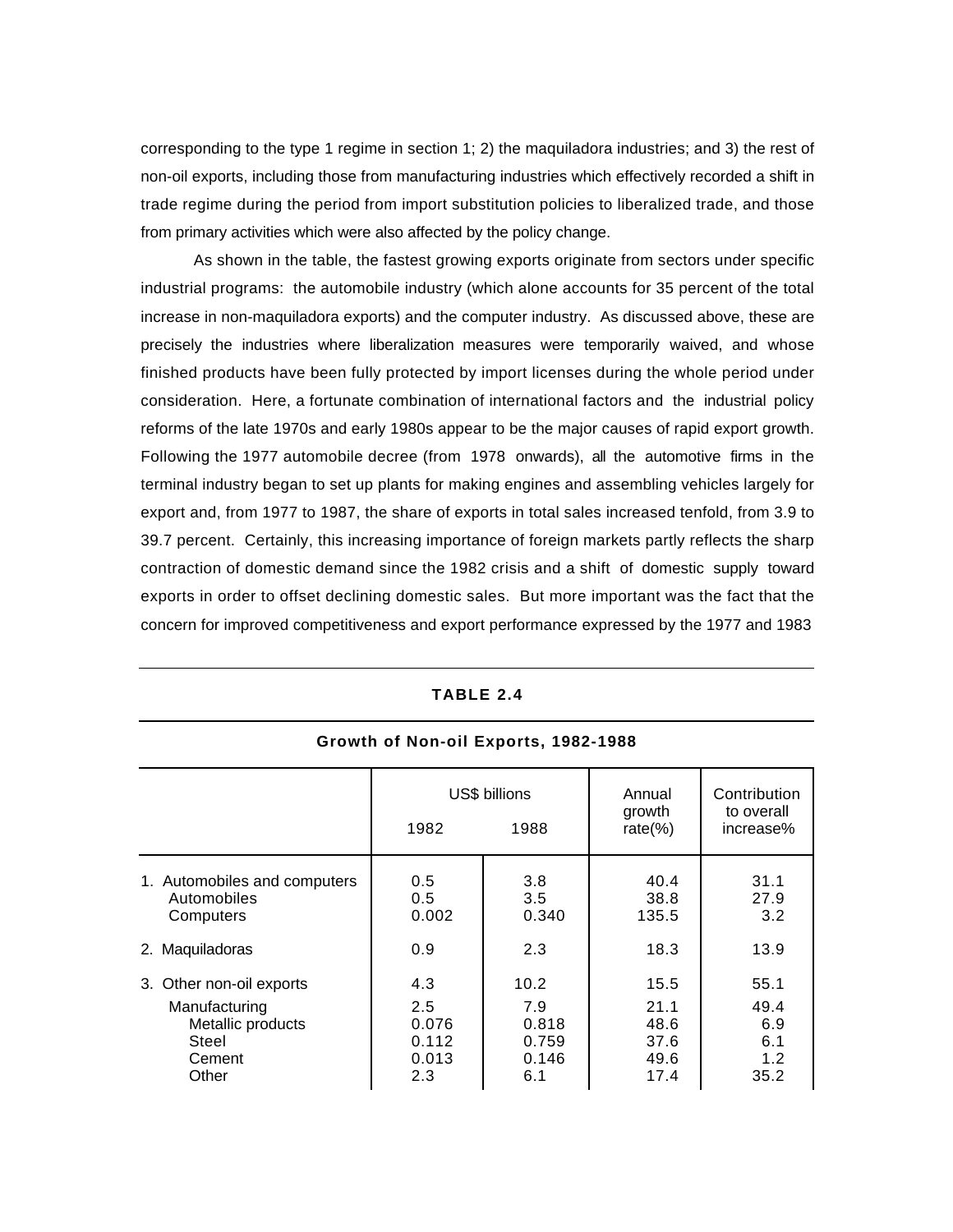corresponding to the type 1 regime in section 1; 2) the maquiladora industries; and 3) the rest of non-oil exports, including those from manufacturing industries which effectively recorded a shift in trade regime during the period from import substitution policies to liberalized trade, and those from primary activities which were also affected by the policy change.

As shown in the table, the fastest growing exports originate from sectors under specific industrial programs: the automobile industry (which alone accounts for 35 percent of the total increase in non-maquiladora exports) and the computer industry. As discussed above, these are precisely the industries where liberalization measures were temporarily waived, and whose finished products have been fully protected by import licenses during the whole period under consideration. Here, a fortunate combination of international factors and the industrial policy reforms of the late 1970s and early 1980s appear to be the major causes of rapid export growth. Following the 1977 automobile decree (from 1978 onwards), all the automotive firms in the terminal industry began to set up plants for making engines and assembling vehicles largely for export and, from 1977 to 1987, the share of exports in total sales increased tenfold, from 3.9 to 39.7 percent. Certainly, this increasing importance of foreign markets partly reflects the sharp contraction of domestic demand since the 1982 crisis and a shift of domestic supply toward exports in order to offset declining domestic sales. But more important was the fact that the concern for improved competitiveness and export performance expressed by the 1977 and 1983

**TABLE 2.4**

**Growth of Non-oil Exports, 1982-1988**

| | US$ billions | | Annual growth rate(%) | Contribution to overall increase% |
|---|---|---|---|---|
| | 1982 | 1988 | | |
| 1. Automobiles and computers | 0.5 | 3.8 | 40.4 | 31.1 |
| Automobiles | 0.5 | 3.5 | 38.8 | 27.9 |
| Computers | 0.002 | 0.340 | 135.5 | 3.2 |
| 2. Maquiladoras | 0.9 | 2.3 | 18.3 | 13.9 |
| 3. Other non-oil exports | 4.3 | 10.2 | 15.5 | 55.1 |
| Manufacturing | 2.5 | 7.9 | 21.1 | 49.4 |
| Metallic products | 0.076 | 0.818 | 48.6 | 6.9 |
| Steel | 0.112 | 0.759 | 37.6 | 6.1 |
| Cement | 0.013 | 0.146 | 49.6 | 1.2 |
| Other | 2.3 | 6.1 | 17.4 | 35.2 |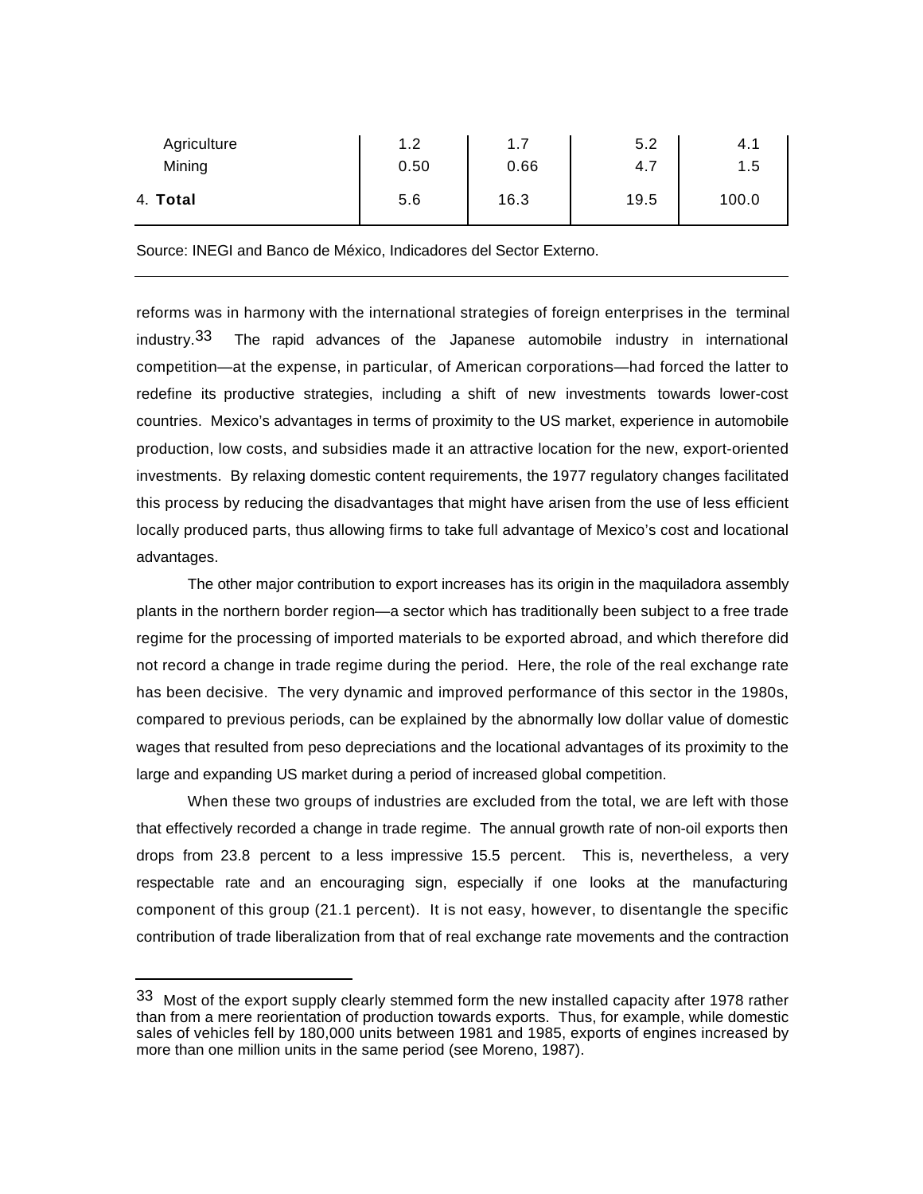| | | | | |
|---|---|---|---|---|
| Agriculture | 1.2 | 1.7 | 5.2 | 4.1 |
| Mining | 0.50 | 0.66 | 4.7 | 1.5 |
| 4. **Total** | 5.6 | 16.3 | 19.5 | 100.0 |

Source: INEGI and Banco de México, Indicadores del Sector Externo.

reforms was in harmony with the international strategies of foreign enterprises in the terminal industry.[33] The rapid advances of the Japanese automobile industry in international competition—at the expense, in particular, of American corporations—had forced the latter to redefine its productive strategies, including a shift of new investments towards lower-cost countries. Mexico's advantages in terms of proximity to the US market, experience in automobile production, low costs, and subsidies made it an attractive location for the new, export-oriented investments. By relaxing domestic content requirements, the 1977 regulatory changes facilitated this process by reducing the disadvantages that might have arisen from the use of less efficient locally produced parts, thus allowing firms to take full advantage of Mexico's cost and locational advantages.

The other major contribution to export increases has its origin in the maquiladora assembly plants in the northern border region—a sector which has traditionally been subject to a free trade regime for the processing of imported materials to be exported abroad, and which therefore did not record a change in trade regime during the period. Here, the role of the real exchange rate has been decisive. The very dynamic and improved performance of this sector in the 1980s, compared to previous periods, can be explained by the abnormally low dollar value of domestic wages that resulted from peso depreciations and the locational advantages of its proximity to the large and expanding US market during a period of increased global competition.

When these two groups of industries are excluded from the total, we are left with those that effectively recorded a change in trade regime. The annual growth rate of non-oil exports then drops from 23.8 percent to a less impressive 15.5 percent. This is, nevertheless, a very respectable rate and an encouraging sign, especially if one looks at the manufacturing component of this group (21.1 percent). It is not easy, however, to disentangle the specific contribution of trade liberalization from that of real exchange rate movements and the contraction

---

[33] Most of the export supply clearly stemmed form the new installed capacity after 1978 rather than from a mere reorientation of production towards exports. Thus, for example, while domestic sales of vehicles fell by 180,000 units between 1981 and 1985, exports of engines increased by more than one million units in the same period (see Moreno, 1987).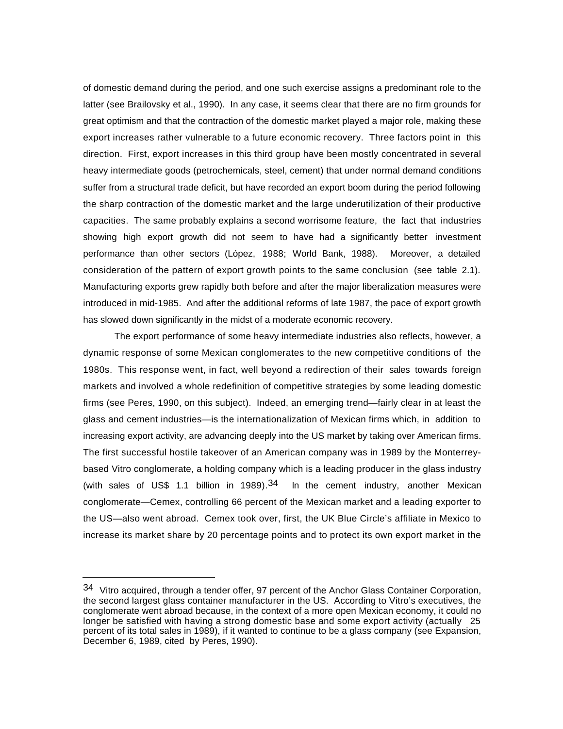of domestic demand during the period, and one such exercise assigns a predominant role to the latter (see Brailovsky et al., 1990). In any case, it seems clear that there are no firm grounds for great optimism and that the contraction of the domestic market played a major role, making these export increases rather vulnerable to a future economic recovery. Three factors point in this direction. First, export increases in this third group have been mostly concentrated in several heavy intermediate goods (petrochemicals, steel, cement) that under normal demand conditions suffer from a structural trade deficit, but have recorded an export boom during the period following the sharp contraction of the domestic market and the large underutilization of their productive capacities. The same probably explains a second worrisome feature, the fact that industries showing high export growth did not seem to have had a significantly better investment performance than other sectors (López, 1988; World Bank, 1988). Moreover, a detailed consideration of the pattern of export growth points to the same conclusion (see table 2.1). Manufacturing exports grew rapidly both before and after the major liberalization measures were introduced in mid-1985. And after the additional reforms of late 1987, the pace of export growth has slowed down significantly in the midst of a moderate economic recovery.

The export performance of some heavy intermediate industries also reflects, however, a dynamic response of some Mexican conglomerates to the new competitive conditions of the 1980s. This response went, in fact, well beyond a redirection of their sales towards foreign markets and involved a whole redefinition of competitive strategies by some leading domestic firms (see Peres, 1990, on this subject). Indeed, an emerging trend—fairly clear in at least the glass and cement industries—is the internationalization of Mexican firms which, in addition to increasing export activity, are advancing deeply into the US market by taking over American firms. The first successful hostile takeover of an American company was in 1989 by the Monterrey-based Vitro conglomerate, a holding company which is a leading producer in the glass industry (with sales of US$ 1.1 billion in 1989).[34] In the cement industry, another Mexican conglomerate—Cemex, controlling 66 percent of the Mexican market and a leading exporter to the US—also went abroad. Cemex took over, first, the UK Blue Circle's affiliate in Mexico to increase its market share by 20 percentage points and to protect its own export market in the

[34] Vitro acquired, through a tender offer, 97 percent of the Anchor Glass Container Corporation, the second largest glass container manufacturer in the US. According to Vitro's executives, the conglomerate went abroad because, in the context of a more open Mexican economy, it could no longer be satisfied with having a strong domestic base and some export activity (actually 25 percent of its total sales in 1989), if it wanted to continue to be a glass company (see Expansion, December 6, 1989, cited by Peres, 1990).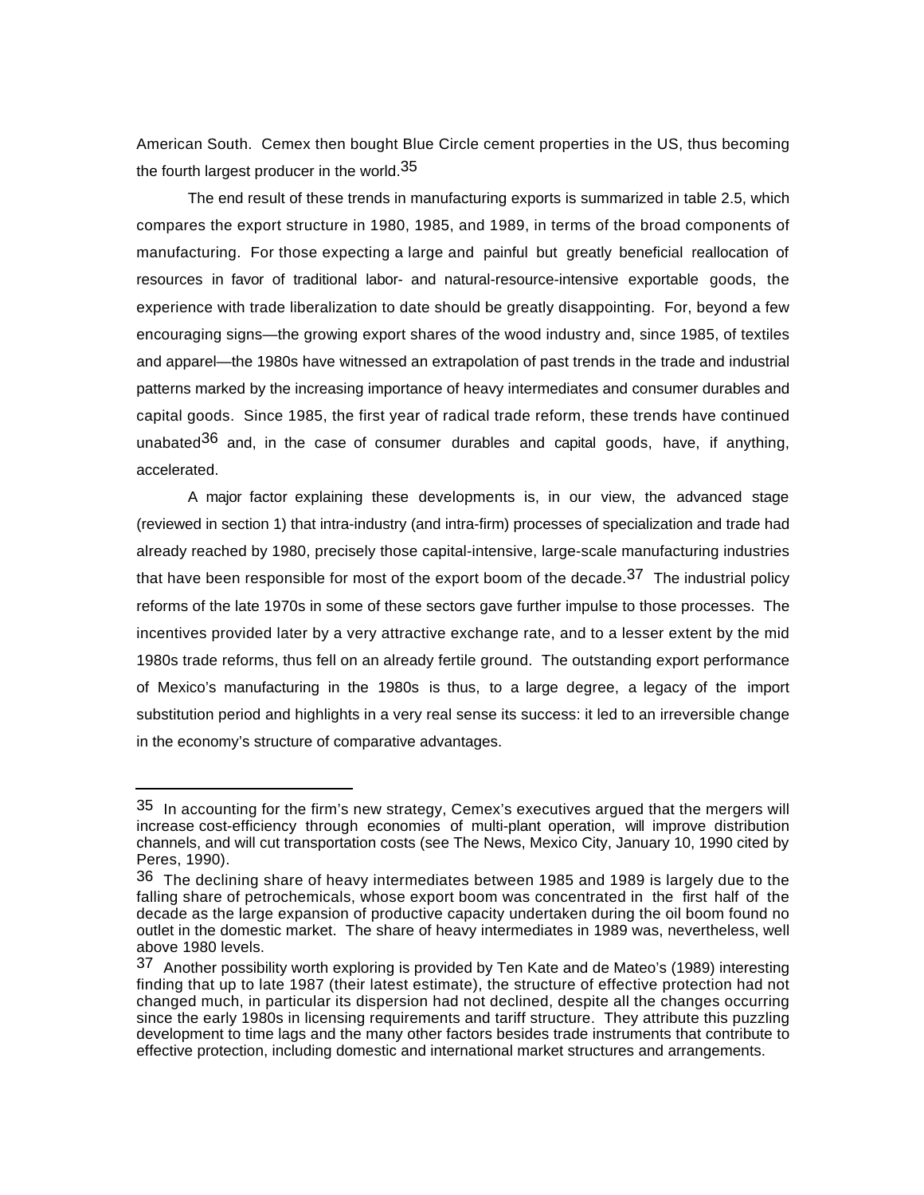American South. Cemex then bought Blue Circle cement properties in the US, thus becoming the fourth largest producer in the world.[35]

The end result of these trends in manufacturing exports is summarized in table 2.5, which compares the export structure in 1980, 1985, and 1989, in terms of the broad components of manufacturing. For those expecting a large and painful but greatly beneficial reallocation of resources in favor of traditional labor- and natural-resource-intensive exportable goods, the experience with trade liberalization to date should be greatly disappointing. For, beyond a few encouraging signs—the growing export shares of the wood industry and, since 1985, of textiles and apparel—the 1980s have witnessed an extrapolation of past trends in the trade and industrial patterns marked by the increasing importance of heavy intermediates and consumer durables and capital goods. Since 1985, the first year of radical trade reform, these trends have continued unabated[36] and, in the case of consumer durables and capital goods, have, if anything, accelerated.

A major factor explaining these developments is, in our view, the advanced stage (reviewed in section 1) that intra-industry (and intra-firm) processes of specialization and trade had already reached by 1980, precisely those capital-intensive, large-scale manufacturing industries that have been responsible for most of the export boom of the decade.[37] The industrial policy reforms of the late 1970s in some of these sectors gave further impulse to those processes. The incentives provided later by a very attractive exchange rate, and to a lesser extent by the mid 1980s trade reforms, thus fell on an already fertile ground. The outstanding export performance of Mexico's manufacturing in the 1980s is thus, to a large degree, a legacy of the import substitution period and highlights in a very real sense its success: it led to an irreversible change in the economy's structure of comparative advantages.

---

[35] In accounting for the firm's new strategy, Cemex's executives argued that the mergers will increase cost-efficiency through economies of multi-plant operation, will improve distribution channels, and will cut transportation costs (see The News, Mexico City, January 10, 1990 cited by Peres, 1990).

[36] The declining share of heavy intermediates between 1985 and 1989 is largely due to the falling share of petrochemicals, whose export boom was concentrated in the first half of the decade as the large expansion of productive capacity undertaken during the oil boom found no outlet in the domestic market. The share of heavy intermediates in 1989 was, nevertheless, well above 1980 levels.

[37] Another possibility worth exploring is provided by Ten Kate and de Mateo's (1989) interesting finding that up to late 1987 (their latest estimate), the structure of effective protection had not changed much, in particular its dispersion had not declined, despite all the changes occurring since the early 1980s in licensing requirements and tariff structure. They attribute this puzzling development to time lags and the many other factors besides trade instruments that contribute to effective protection, including domestic and international market structures and arrangements.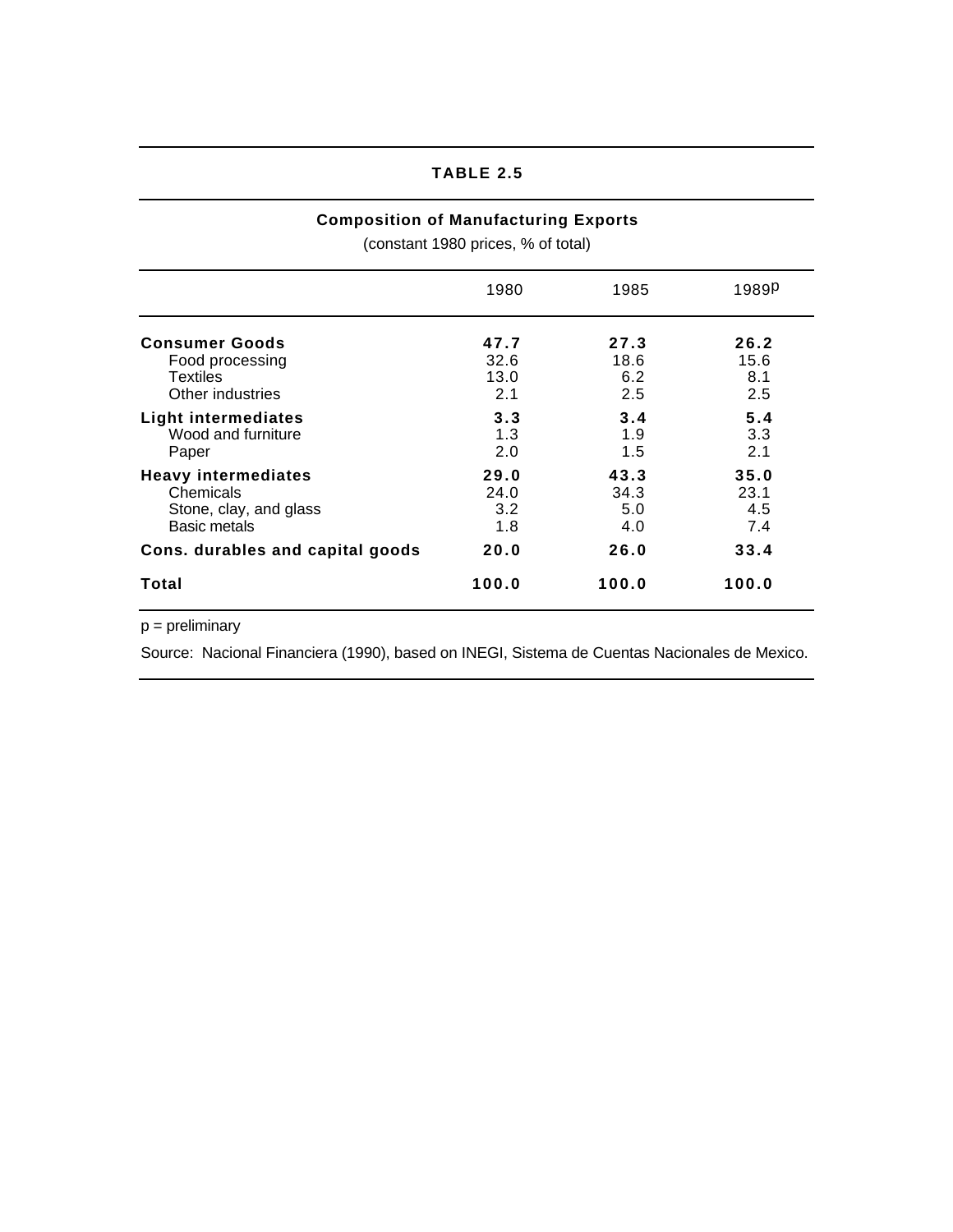**TABLE 2.5**

**Composition of Manufacturing Exports**

(constant 1980 prices, % of total)

| | 1980 | 1985 | 1989p |
|---|---|---|---|
| **Consumer Goods** | **47.7** | **27.3** | **26.2** |
| Food processing | 32.6 | 18.6 | 15.6 |
| Textiles | 13.0 | 6.2 | 8.1 |
| Other industries | 2.1 | 2.5 | 2.5 |
| **Light intermediates** | **3.3** | **3.4** | **5.4** |
| Wood and furniture | 1.3 | 1.9 | 3.3 |
| Paper | 2.0 | 1.5 | 2.1 |
| **Heavy intermediates** | **29.0** | **43.3** | **35.0** |
| Chemicals | 24.0 | 34.3 | 23.1 |
| Stone, clay, and glass | 3.2 | 5.0 | 4.5 |
| Basic metals | 1.8 | 4.0 | 7.4 |
| **Cons. durables and capital goods** | **20.0** | **26.0** | **33.4** |
| **Total** | **100.0** | **100.0** | **100.0** |

p = preliminary

Source: Nacional Financiera (1990), based on INEGI, Sistema de Cuentas Nacionales de Mexico.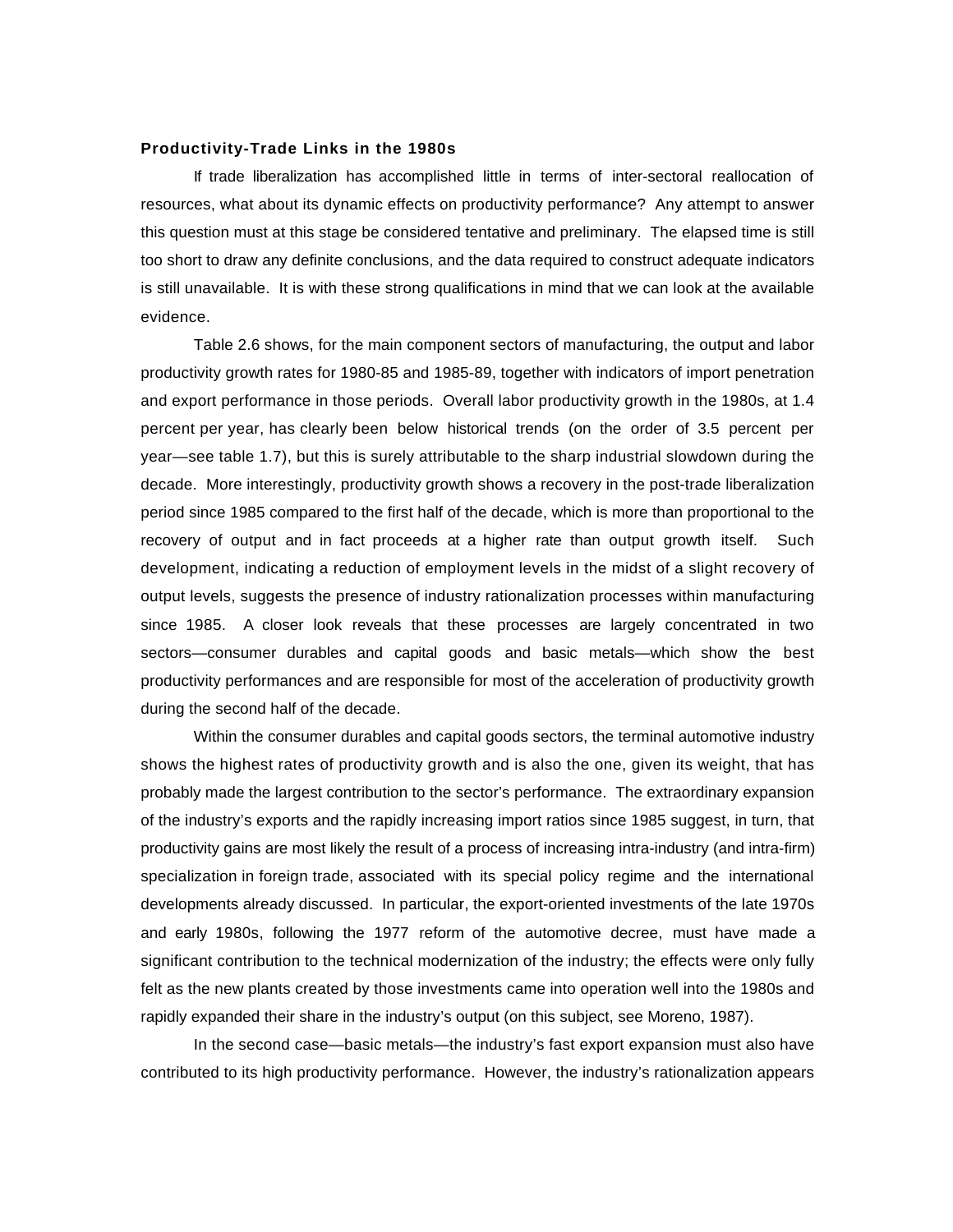**Productivity-Trade Links in the 1980s**

If trade liberalization has accomplished little in terms of inter-sectoral reallocation of resources, what about its dynamic effects on productivity performance? Any attempt to answer this question must at this stage be considered tentative and preliminary. The elapsed time is still too short to draw any definite conclusions, and the data required to construct adequate indicators is still unavailable. It is with these strong qualifications in mind that we can look at the available evidence.

Table 2.6 shows, for the main component sectors of manufacturing, the output and labor productivity growth rates for 1980-85 and 1985-89, together with indicators of import penetration and export performance in those periods. Overall labor productivity growth in the 1980s, at 1.4 percent per year, has clearly been below historical trends (on the order of 3.5 percent per year—see table 1.7), but this is surely attributable to the sharp industrial slowdown during the decade. More interestingly, productivity growth shows a recovery in the post-trade liberalization period since 1985 compared to the first half of the decade, which is more than proportional to the recovery of output and in fact proceeds at a higher rate than output growth itself. Such development, indicating a reduction of employment levels in the midst of a slight recovery of output levels, suggests the presence of industry rationalization processes within manufacturing since 1985. A closer look reveals that these processes are largely concentrated in two sectors—consumer durables and capital goods and basic metals—which show the best productivity performances and are responsible for most of the acceleration of productivity growth during the second half of the decade.

Within the consumer durables and capital goods sectors, the terminal automotive industry shows the highest rates of productivity growth and is also the one, given its weight, that has probably made the largest contribution to the sector's performance. The extraordinary expansion of the industry's exports and the rapidly increasing import ratios since 1985 suggest, in turn, that productivity gains are most likely the result of a process of increasing intra-industry (and intra-firm) specialization in foreign trade, associated with its special policy regime and the international developments already discussed. In particular, the export-oriented investments of the late 1970s and early 1980s, following the 1977 reform of the automotive decree, must have made a significant contribution to the technical modernization of the industry; the effects were only fully felt as the new plants created by those investments came into operation well into the 1980s and rapidly expanded their share in the industry's output (on this subject, see Moreno, 1987).

In the second case—basic metals—the industry's fast export expansion must also have contributed to its high productivity performance. However, the industry's rationalization appears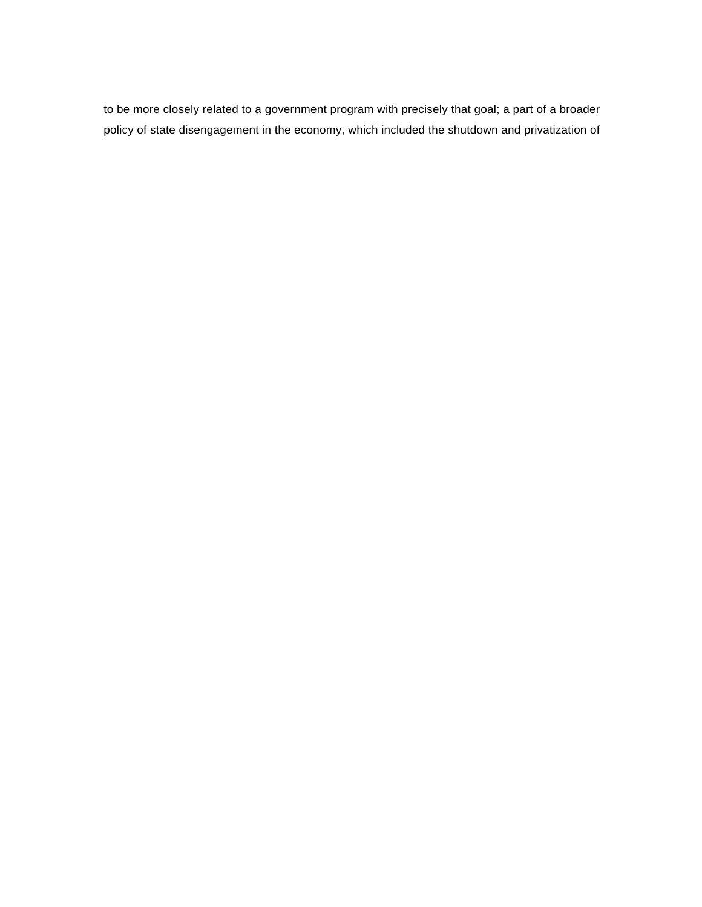to be more closely related to a government program with precisely that goal; a part of a broader policy of state disengagement in the economy, which included the shutdown and privatization of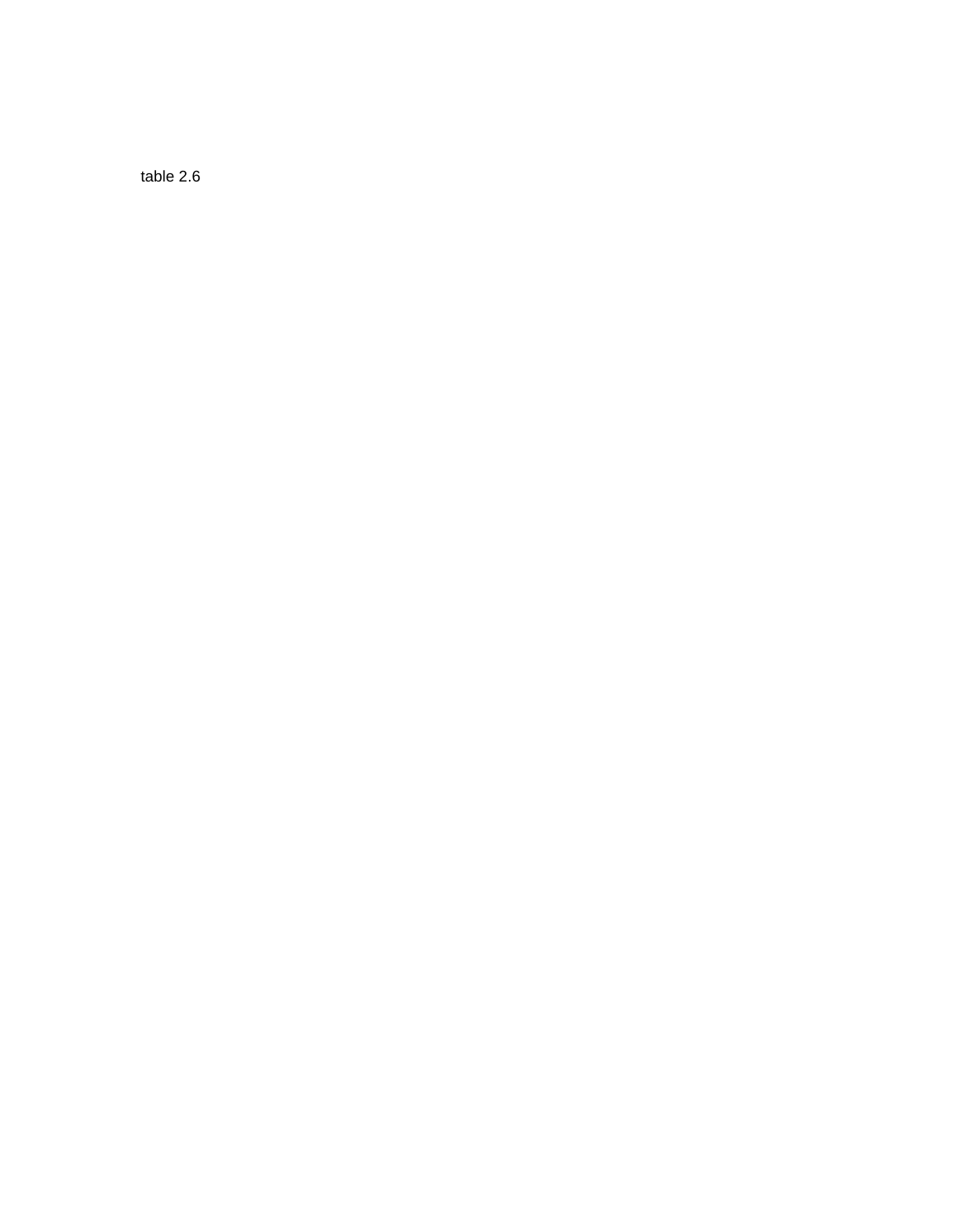table 2.6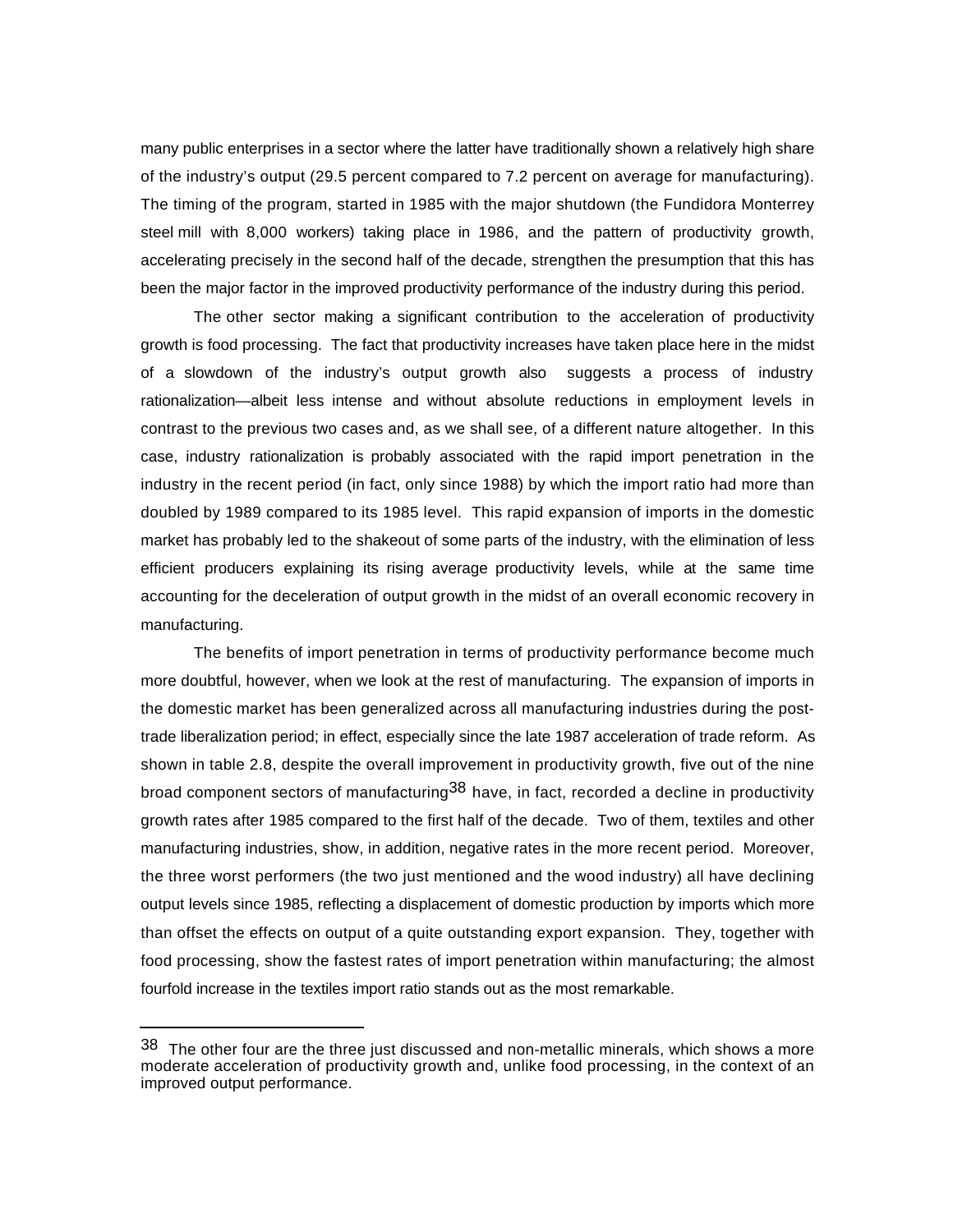many public enterprises in a sector where the latter have traditionally shown a relatively high share of the industry's output (29.5 percent compared to 7.2 percent on average for manufacturing). The timing of the program, started in 1985 with the major shutdown (the Fundidora Monterrey steel mill with 8,000 workers) taking place in 1986, and the pattern of productivity growth, accelerating precisely in the second half of the decade, strengthen the presumption that this has been the major factor in the improved productivity performance of the industry during this period.

The other sector making a significant contribution to the acceleration of productivity growth is food processing. The fact that productivity increases have taken place here in the midst of a slowdown of the industry's output growth also suggests a process of industry rationalization—albeit less intense and without absolute reductions in employment levels in contrast to the previous two cases and, as we shall see, of a different nature altogether. In this case, industry rationalization is probably associated with the rapid import penetration in the industry in the recent period (in fact, only since 1988) by which the import ratio had more than doubled by 1989 compared to its 1985 level. This rapid expansion of imports in the domestic market has probably led to the shakeout of some parts of the industry, with the elimination of less efficient producers explaining its rising average productivity levels, while at the same time accounting for the deceleration of output growth in the midst of an overall economic recovery in manufacturing.

The benefits of import penetration in terms of productivity performance become much more doubtful, however, when we look at the rest of manufacturing. The expansion of imports in the domestic market has been generalized across all manufacturing industries during the post-trade liberalization period; in effect, especially since the late 1987 acceleration of trade reform. As shown in table 2.8, despite the overall improvement in productivity growth, five out of the nine broad component sectors of manufacturing[38] have, in fact, recorded a decline in productivity growth rates after 1985 compared to the first half of the decade. Two of them, textiles and other manufacturing industries, show, in addition, negative rates in the more recent period. Moreover, the three worst performers (the two just mentioned and the wood industry) all have declining output levels since 1985, reflecting a displacement of domestic production by imports which more than offset the effects on output of a quite outstanding export expansion. They, together with food processing, show the fastest rates of import penetration within manufacturing; the almost fourfold increase in the textiles import ratio stands out as the most remarkable.

---

[38] The other four are the three just discussed and non-metallic minerals, which shows a more moderate acceleration of productivity growth and, unlike food processing, in the context of an improved output performance.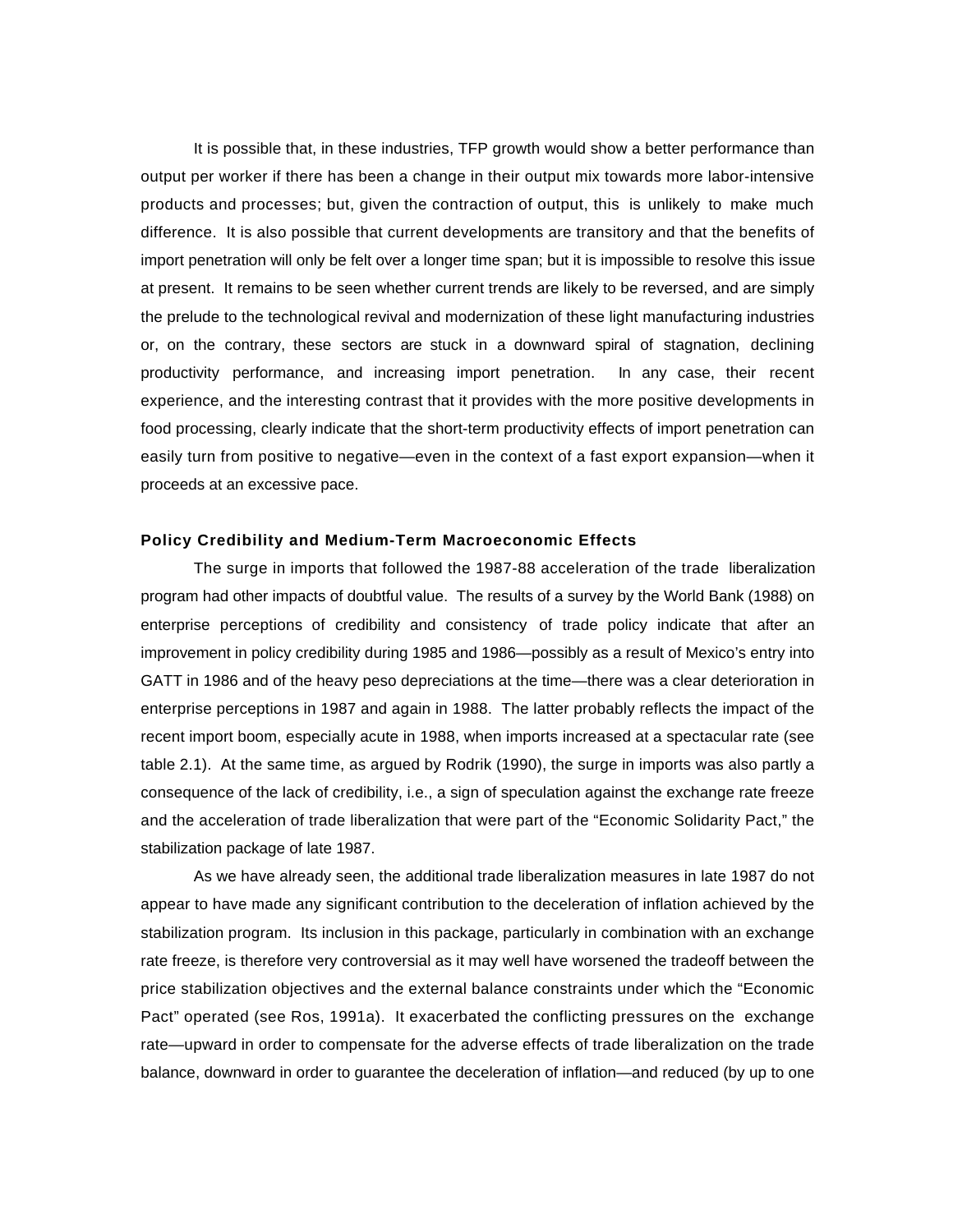It is possible that, in these industries, TFP growth would show a better performance than output per worker if there has been a change in their output mix towards more labor-intensive products and processes; but, given the contraction of output, this is unlikely to make much difference. It is also possible that current developments are transitory and that the benefits of import penetration will only be felt over a longer time span; but it is impossible to resolve this issue at present. It remains to be seen whether current trends are likely to be reversed, and are simply the prelude to the technological revival and modernization of these light manufacturing industries or, on the contrary, these sectors are stuck in a downward spiral of stagnation, declining productivity performance, and increasing import penetration. In any case, their recent experience, and the interesting contrast that it provides with the more positive developments in food processing, clearly indicate that the short-term productivity effects of import penetration can easily turn from positive to negative—even in the context of a fast export expansion—when it proceeds at an excessive pace.

**Policy Credibility and Medium-Term Macroeconomic Effects**

The surge in imports that followed the 1987-88 acceleration of the trade liberalization program had other impacts of doubtful value. The results of a survey by the World Bank (1988) on enterprise perceptions of credibility and consistency of trade policy indicate that after an improvement in policy credibility during 1985 and 1986—possibly as a result of Mexico's entry into GATT in 1986 and of the heavy peso depreciations at the time—there was a clear deterioration in enterprise perceptions in 1987 and again in 1988. The latter probably reflects the impact of the recent import boom, especially acute in 1988, when imports increased at a spectacular rate (see table 2.1). At the same time, as argued by Rodrik (1990), the surge in imports was also partly a consequence of the lack of credibility, i.e., a sign of speculation against the exchange rate freeze and the acceleration of trade liberalization that were part of the "Economic Solidarity Pact," the stabilization package of late 1987.

As we have already seen, the additional trade liberalization measures in late 1987 do not appear to have made any significant contribution to the deceleration of inflation achieved by the stabilization program. Its inclusion in this package, particularly in combination with an exchange rate freeze, is therefore very controversial as it may well have worsened the tradeoff between the price stabilization objectives and the external balance constraints under which the "Economic Pact" operated (see Ros, 1991a). It exacerbated the conflicting pressures on the exchange rate—upward in order to compensate for the adverse effects of trade liberalization on the trade balance, downward in order to guarantee the deceleration of inflation—and reduced (by up to one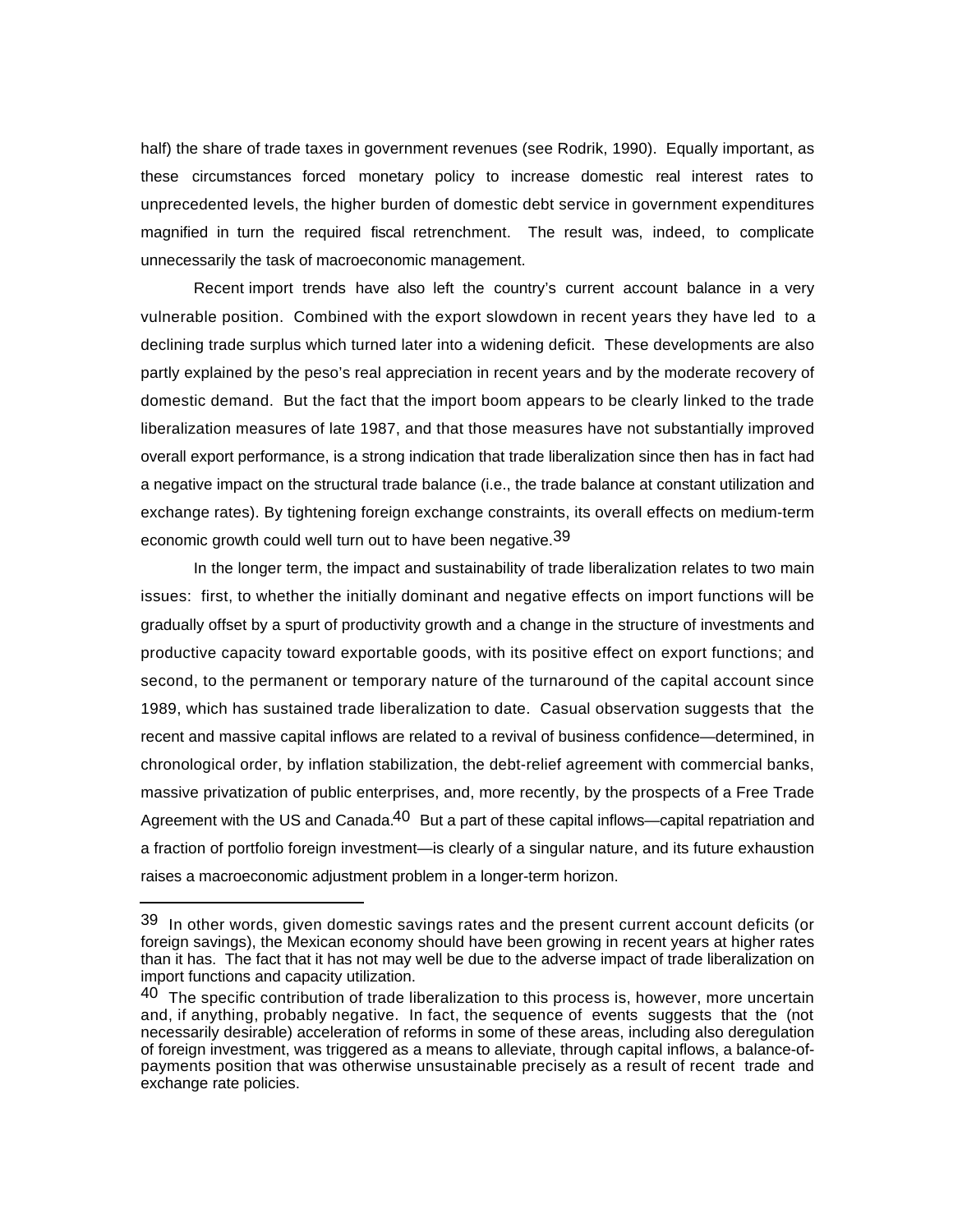half) the share of trade taxes in government revenues (see Rodrik, 1990). Equally important, as these circumstances forced monetary policy to increase domestic real interest rates to unprecedented levels, the higher burden of domestic debt service in government expenditures magnified in turn the required fiscal retrenchment. The result was, indeed, to complicate unnecessarily the task of macroeconomic management.

Recent import trends have also left the country's current account balance in a very vulnerable position. Combined with the export slowdown in recent years they have led to a declining trade surplus which turned later into a widening deficit. These developments are also partly explained by the peso's real appreciation in recent years and by the moderate recovery of domestic demand. But the fact that the import boom appears to be clearly linked to the trade liberalization measures of late 1987, and that those measures have not substantially improved overall export performance, is a strong indication that trade liberalization since then has in fact had a negative impact on the structural trade balance (i.e., the trade balance at constant utilization and exchange rates). By tightening foreign exchange constraints, its overall effects on medium-term economic growth could well turn out to have been negative.[39]

In the longer term, the impact and sustainability of trade liberalization relates to two main issues: first, to whether the initially dominant and negative effects on import functions will be gradually offset by a spurt of productivity growth and a change in the structure of investments and productive capacity toward exportable goods, with its positive effect on export functions; and second, to the permanent or temporary nature of the turnaround of the capital account since 1989, which has sustained trade liberalization to date. Casual observation suggests that the recent and massive capital inflows are related to a revival of business confidence—determined, in chronological order, by inflation stabilization, the debt-relief agreement with commercial banks, massive privatization of public enterprises, and, more recently, by the prospects of a Free Trade Agreement with the US and Canada.[40] But a part of these capital inflows—capital repatriation and a fraction of portfolio foreign investment—is clearly of a singular nature, and its future exhaustion raises a macroeconomic adjustment problem in a longer-term horizon.

---

[39] In other words, given domestic savings rates and the present current account deficits (or foreign savings), the Mexican economy should have been growing in recent years at higher rates than it has. The fact that it has not may well be due to the adverse impact of trade liberalization on import functions and capacity utilization.

[40] The specific contribution of trade liberalization to this process is, however, more uncertain and, if anything, probably negative. In fact, the sequence of events suggests that the (not necessarily desirable) acceleration of reforms in some of these areas, including also deregulation of foreign investment, was triggered as a means to alleviate, through capital inflows, a balance-of-payments position that was otherwise unsustainable precisely as a result of recent trade and exchange rate policies.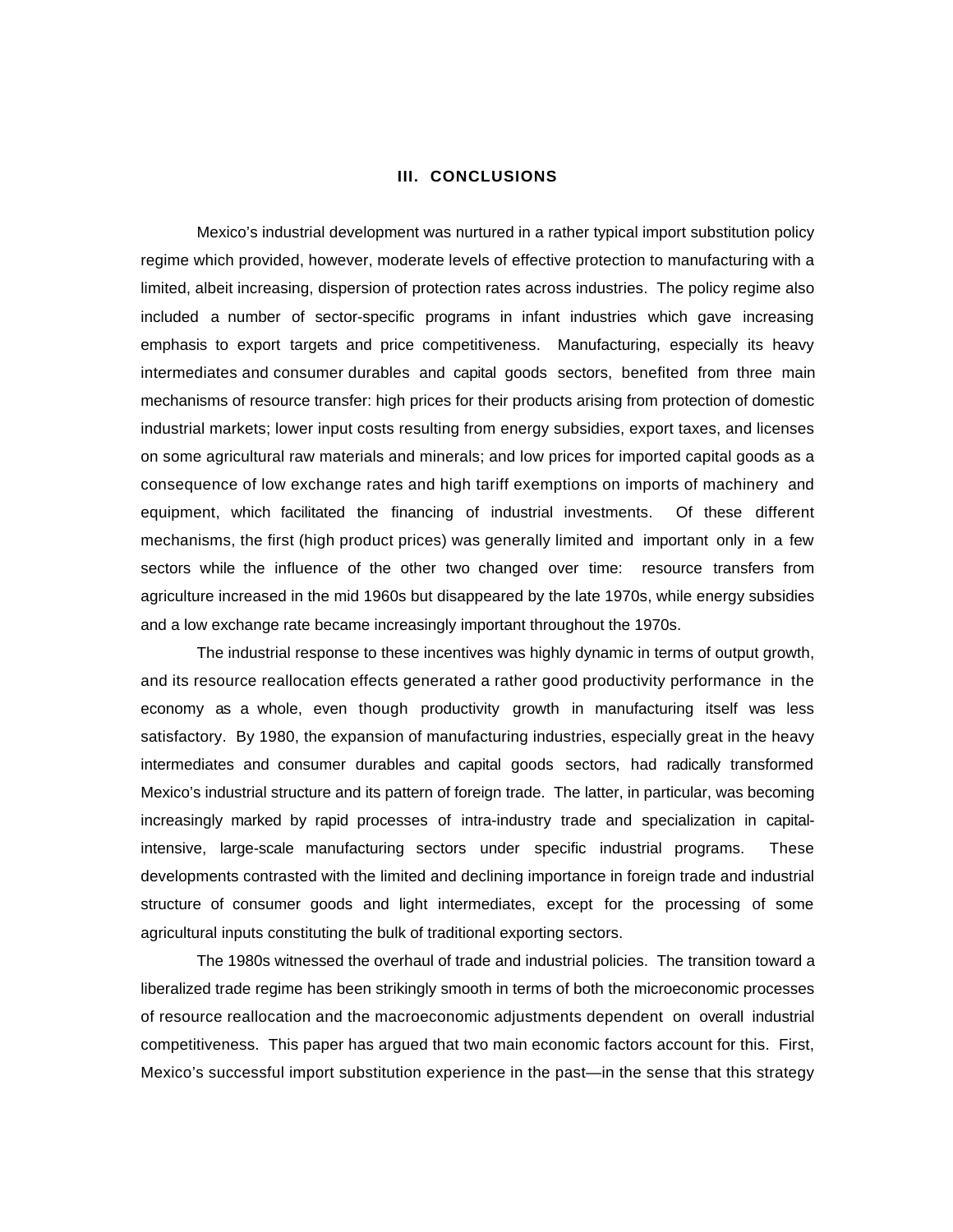## III. CONCLUSIONS

Mexico's industrial development was nurtured in a rather typical import substitution policy regime which provided, however, moderate levels of effective protection to manufacturing with a limited, albeit increasing, dispersion of protection rates across industries. The policy regime also included a number of sector-specific programs in infant industries which gave increasing emphasis to export targets and price competitiveness. Manufacturing, especially its heavy intermediates and consumer durables and capital goods sectors, benefited from three main mechanisms of resource transfer: high prices for their products arising from protection of domestic industrial markets; lower input costs resulting from energy subsidies, export taxes, and licenses on some agricultural raw materials and minerals; and low prices for imported capital goods as a consequence of low exchange rates and high tariff exemptions on imports of machinery and equipment, which facilitated the financing of industrial investments. Of these different mechanisms, the first (high product prices) was generally limited and important only in a few sectors while the influence of the other two changed over time: resource transfers from agriculture increased in the mid 1960s but disappeared by the late 1970s, while energy subsidies and a low exchange rate became increasingly important throughout the 1970s.

The industrial response to these incentives was highly dynamic in terms of output growth, and its resource reallocation effects generated a rather good productivity performance in the economy as a whole, even though productivity growth in manufacturing itself was less satisfactory. By 1980, the expansion of manufacturing industries, especially great in the heavy intermediates and consumer durables and capital goods sectors, had radically transformed Mexico's industrial structure and its pattern of foreign trade. The latter, in particular, was becoming increasingly marked by rapid processes of intra-industry trade and specialization in capital-intensive, large-scale manufacturing sectors under specific industrial programs. These developments contrasted with the limited and declining importance in foreign trade and industrial structure of consumer goods and light intermediates, except for the processing of some agricultural inputs constituting the bulk of traditional exporting sectors.

The 1980s witnessed the overhaul of trade and industrial policies. The transition toward a liberalized trade regime has been strikingly smooth in terms of both the microeconomic processes of resource reallocation and the macroeconomic adjustments dependent on overall industrial competitiveness. This paper has argued that two main economic factors account for this. First, Mexico's successful import substitution experience in the past—in the sense that this strategy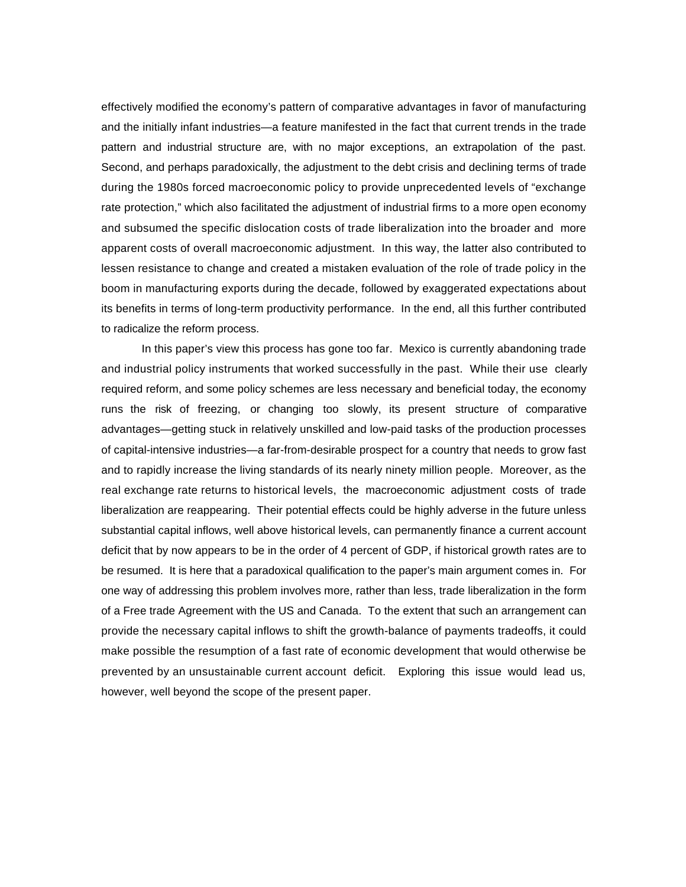effectively modified the economy's pattern of comparative advantages in favor of manufacturing and the initially infant industries—a feature manifested in the fact that current trends in the trade pattern and industrial structure are, with no major exceptions, an extrapolation of the past. Second, and perhaps paradoxically, the adjustment to the debt crisis and declining terms of trade during the 1980s forced macroeconomic policy to provide unprecedented levels of "exchange rate protection," which also facilitated the adjustment of industrial firms to a more open economy and subsumed the specific dislocation costs of trade liberalization into the broader and more apparent costs of overall macroeconomic adjustment. In this way, the latter also contributed to lessen resistance to change and created a mistaken evaluation of the role of trade policy in the boom in manufacturing exports during the decade, followed by exaggerated expectations about its benefits in terms of long-term productivity performance. In the end, all this further contributed to radicalize the reform process.

In this paper's view this process has gone too far. Mexico is currently abandoning trade and industrial policy instruments that worked successfully in the past. While their use clearly required reform, and some policy schemes are less necessary and beneficial today, the economy runs the risk of freezing, or changing too slowly, its present structure of comparative advantages—getting stuck in relatively unskilled and low-paid tasks of the production processes of capital-intensive industries—a far-from-desirable prospect for a country that needs to grow fast and to rapidly increase the living standards of its nearly ninety million people. Moreover, as the real exchange rate returns to historical levels, the macroeconomic adjustment costs of trade liberalization are reappearing. Their potential effects could be highly adverse in the future unless substantial capital inflows, well above historical levels, can permanently finance a current account deficit that by now appears to be in the order of 4 percent of GDP, if historical growth rates are to be resumed. It is here that a paradoxical qualification to the paper's main argument comes in. For one way of addressing this problem involves more, rather than less, trade liberalization in the form of a Free trade Agreement with the US and Canada. To the extent that such an arrangement can provide the necessary capital inflows to shift the growth-balance of payments tradeoffs, it could make possible the resumption of a fast rate of economic development that would otherwise be prevented by an unsustainable current account deficit. Exploring this issue would lead us, however, well beyond the scope of the present paper.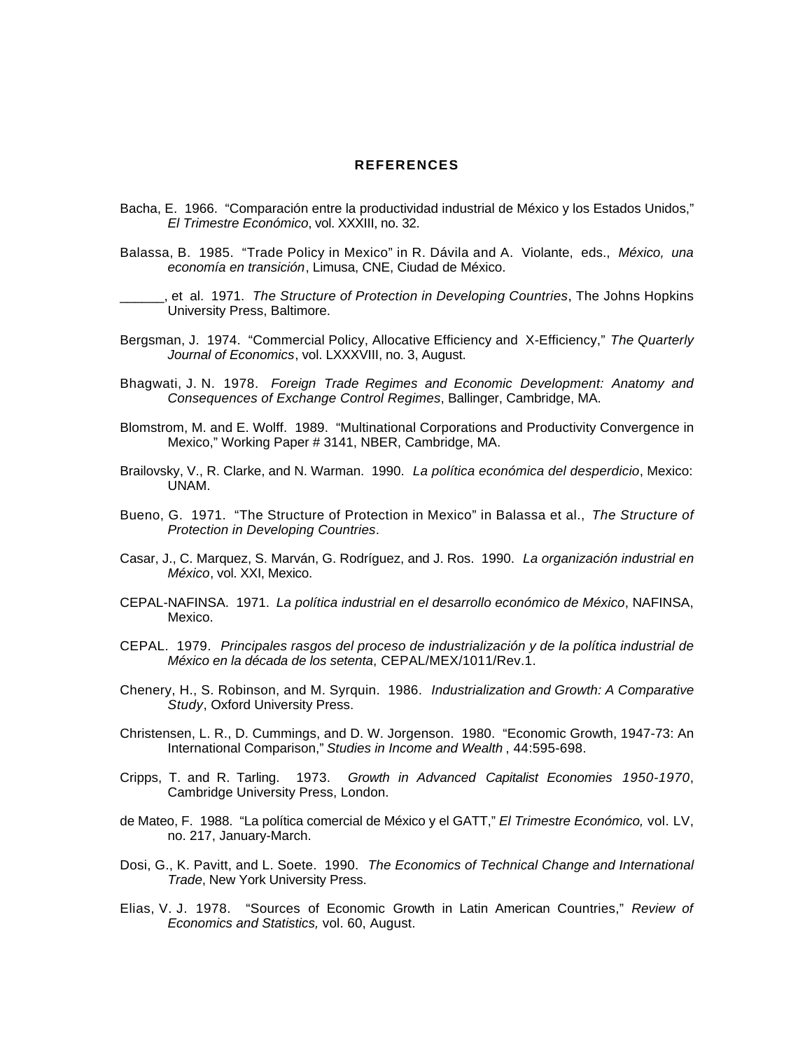## REFERENCES

Bacha, E. 1966. "Comparación entre la productividad industrial de México y los Estados Unidos," *El Trimestre Económico*, vol. XXXIII, no. 32.

Balassa, B. 1985. "Trade Policy in Mexico" in R. Dávila and A. Violante, eds., *México, una economía en transición*, Limusa, CNE, Ciudad de México.

______, et al. 1971. *The Structure of Protection in Developing Countries*, The Johns Hopkins University Press, Baltimore.

Bergsman, J. 1974. "Commercial Policy, Allocative Efficiency and X-Efficiency," *The Quarterly Journal of Economics*, vol. LXXXVIII, no. 3, August.

Bhagwati, J. N. 1978. *Foreign Trade Regimes and Economic Development: Anatomy and Consequences of Exchange Control Regimes*, Ballinger, Cambridge, MA.

Blomstrom, M. and E. Wolff. 1989. "Multinational Corporations and Productivity Convergence in Mexico," Working Paper # 3141, NBER, Cambridge, MA.

Brailovsky, V., R. Clarke, and N. Warman. 1990. *La política económica del desperdicio*, Mexico: UNAM.

Bueno, G. 1971. "The Structure of Protection in Mexico" in Balassa et al., *The Structure of Protection in Developing Countries*.

Casar, J., C. Marquez, S. Marván, G. Rodríguez, and J. Ros. 1990. *La organización industrial en México*, vol. XXI, Mexico.

CEPAL-NAFINSA. 1971. *La política industrial en el desarrollo económico de México*, NAFINSA, Mexico.

CEPAL. 1979. *Principales rasgos del proceso de industrialización y de la política industrial de México en la década de los setenta*, CEPAL/MEX/1011/Rev.1.

Chenery, H., S. Robinson, and M. Syrquin. 1986. *Industrialization and Growth: A Comparative Study*, Oxford University Press.

Christensen, L. R., D. Cummings, and D. W. Jorgenson. 1980. "Economic Growth, 1947-73: An International Comparison," *Studies in Income and Wealth* , 44:595-698.

Cripps, T. and R. Tarling. 1973. *Growth in Advanced Capitalist Economies 1950-1970*, Cambridge University Press, London.

de Mateo, F. 1988. "La política comercial de México y el GATT," *El Trimestre Económico,* vol. LV, no. 217, January-March.

Dosi, G., K. Pavitt, and L. Soete. 1990. *The Economics of Technical Change and International Trade*, New York University Press.

Elias, V. J. 1978. "Sources of Economic Growth in Latin American Countries," *Review of Economics and Statistics,* vol. 60, August.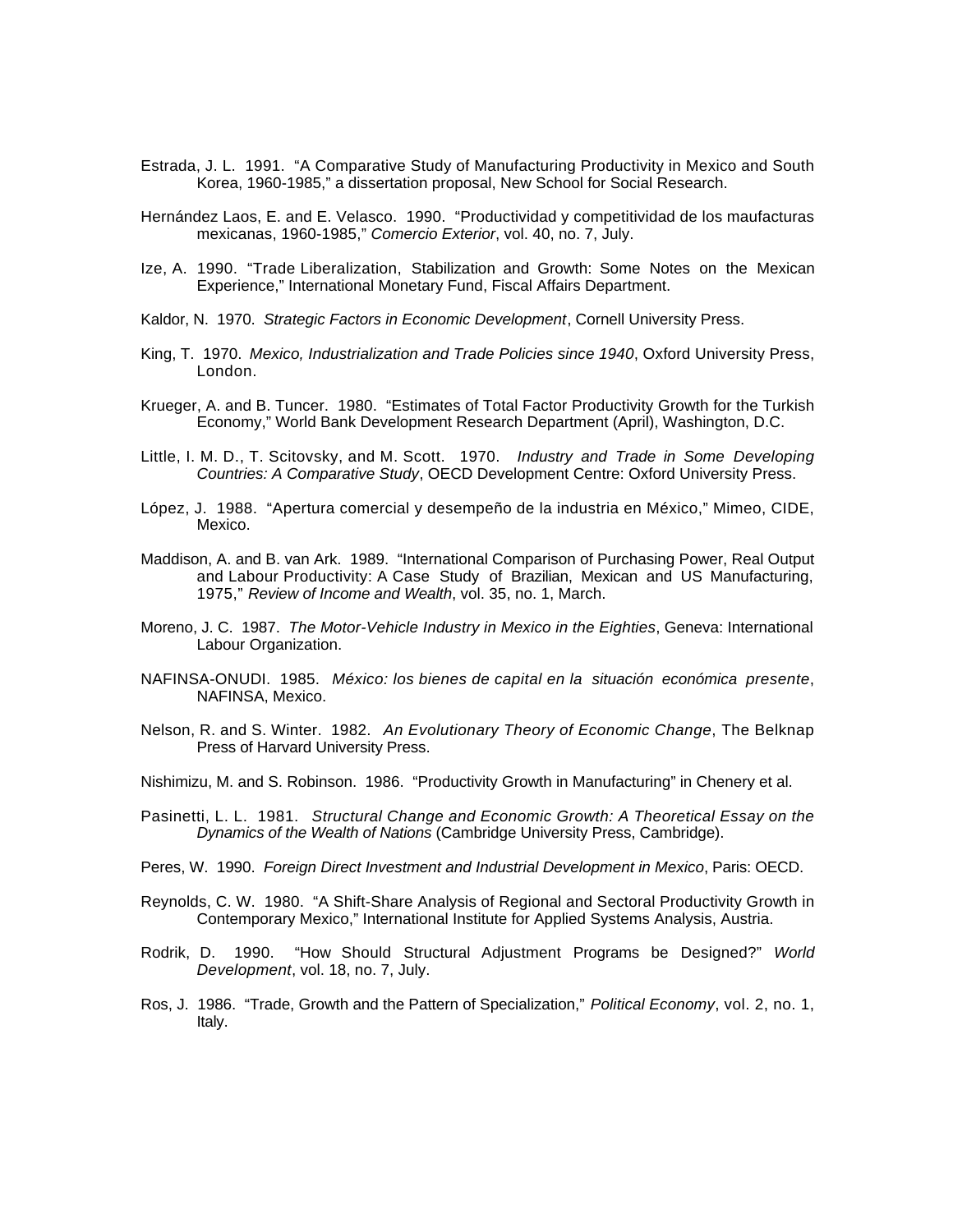Estrada, J. L. 1991. "A Comparative Study of Manufacturing Productivity in Mexico and South Korea, 1960-1985," a dissertation proposal, New School for Social Research.

Hernández Laos, E. and E. Velasco. 1990. "Productividad y competitividad de los maufacturas mexicanas, 1960-1985," *Comercio Exterior*, vol. 40, no. 7, July.

Ize, A. 1990. "Trade Liberalization, Stabilization and Growth: Some Notes on the Mexican Experience," International Monetary Fund, Fiscal Affairs Department.

Kaldor, N. 1970. *Strategic Factors in Economic Development*, Cornell University Press.

King, T. 1970. *Mexico, Industrialization and Trade Policies since 1940*, Oxford University Press, London.

Krueger, A. and B. Tuncer. 1980. "Estimates of Total Factor Productivity Growth for the Turkish Economy," World Bank Development Research Department (April), Washington, D.C.

Little, I. M. D., T. Scitovsky, and M. Scott. 1970. *Industry and Trade in Some Developing Countries: A Comparative Study*, OECD Development Centre: Oxford University Press.

López, J. 1988. "Apertura comercial y desempeño de la industria en México," Mimeo, CIDE, Mexico.

Maddison, A. and B. van Ark. 1989. "International Comparison of Purchasing Power, Real Output and Labour Productivity: A Case Study of Brazilian, Mexican and US Manufacturing, 1975," *Review of Income and Wealth*, vol. 35, no. 1, March.

Moreno, J. C. 1987. *The Motor-Vehicle Industry in Mexico in the Eighties*, Geneva: International Labour Organization.

NAFINSA-ONUDI. 1985. *México: los bienes de capital en la situación económica presente*, NAFINSA, Mexico.

Nelson, R. and S. Winter. 1982. *An Evolutionary Theory of Economic Change*, The Belknap Press of Harvard University Press.

Nishimizu, M. and S. Robinson. 1986. "Productivity Growth in Manufacturing" in Chenery et al.

Pasinetti, L. L. 1981. *Structural Change and Economic Growth: A Theoretical Essay on the Dynamics of the Wealth of Nations* (Cambridge University Press, Cambridge).

Peres, W. 1990. *Foreign Direct Investment and Industrial Development in Mexico*, Paris: OECD.

Reynolds, C. W. 1980. "A Shift-Share Analysis of Regional and Sectoral Productivity Growth in Contemporary Mexico," International Institute for Applied Systems Analysis, Austria.

Rodrik, D. 1990. "How Should Structural Adjustment Programs be Designed?" *World Development*, vol. 18, no. 7, July.

Ros, J. 1986. "Trade, Growth and the Pattern of Specialization," *Political Economy*, vol. 2, no. 1, Italy.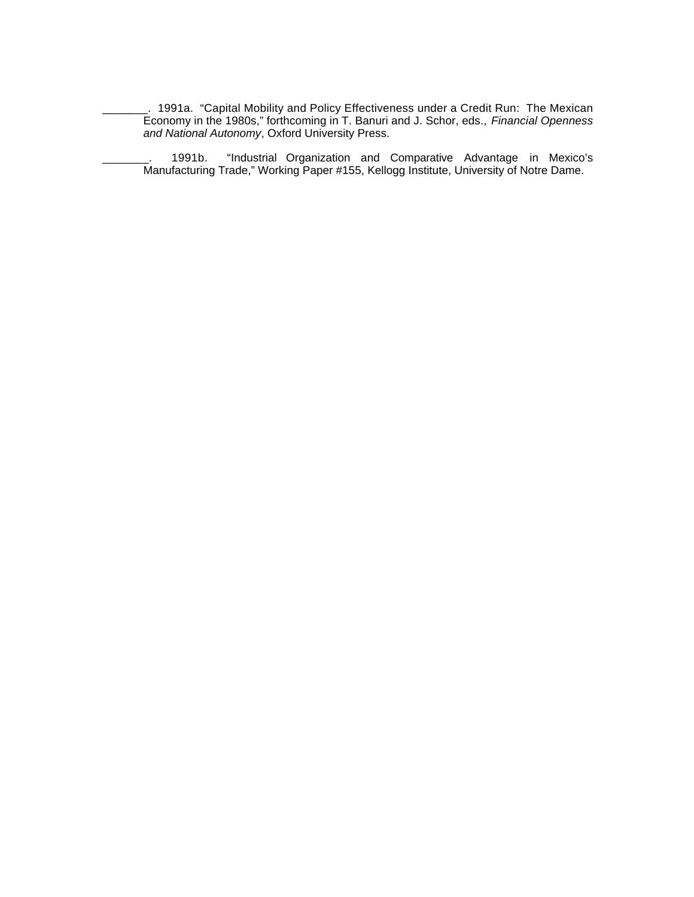_______. 1991a. "Capital Mobility and Policy Effectiveness under a Credit Run: The Mexican Economy in the 1980s," forthcoming in T. Banuri and J. Schor, eds., *Financial Openness and National Autonomy*, Oxford University Press.

_______. 1991b. "Industrial Organization and Comparative Advantage in Mexico's Manufacturing Trade," Working Paper #155, Kellogg Institute, University of Notre Dame.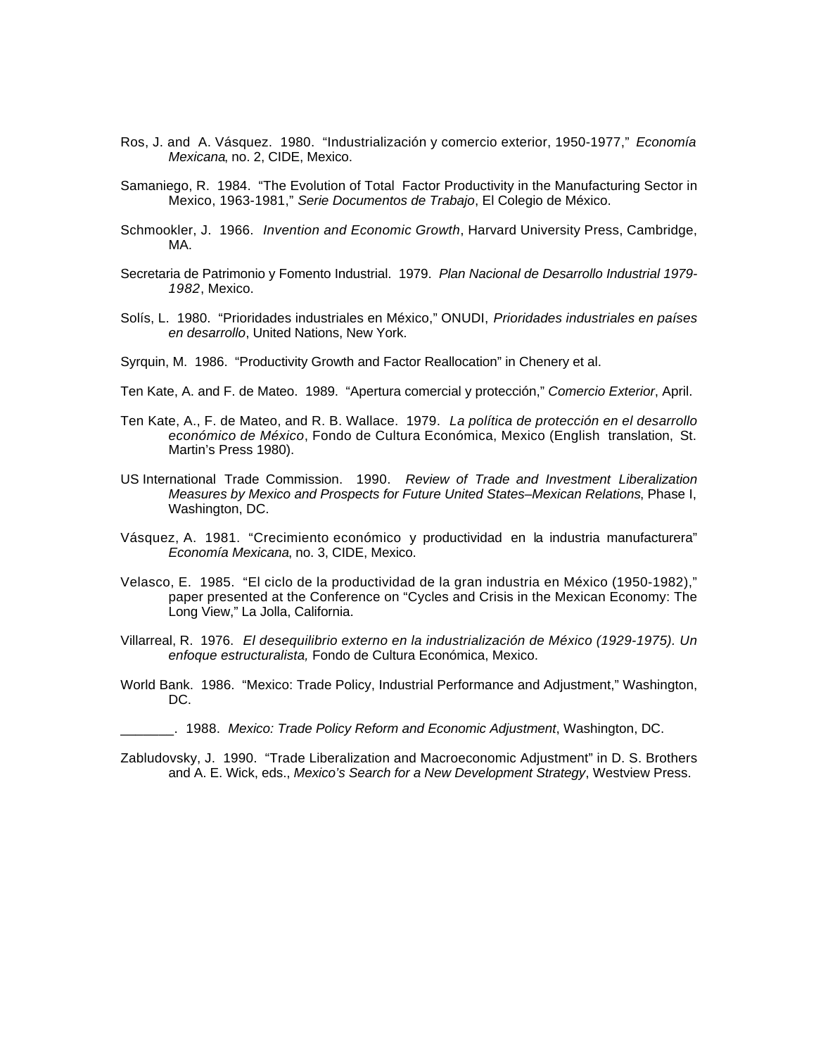Ros, J. and A. Vásquez. 1980. "Industrialización y comercio exterior, 1950-1977," *Economía Mexicana*, no. 2, CIDE, Mexico.

Samaniego, R. 1984. "The Evolution of Total Factor Productivity in the Manufacturing Sector in Mexico, 1963-1981," *Serie Documentos de Trabajo*, El Colegio de México.

Schmookler, J. 1966. *Invention and Economic Growth*, Harvard University Press, Cambridge, MA.

Secretaria de Patrimonio y Fomento Industrial. 1979. *Plan Nacional de Desarrollo Industrial 1979-1982*, Mexico.

Solís, L. 1980. "Prioridades industriales en México," ONUDI, *Prioridades industriales en países en desarrollo*, United Nations, New York.

Syrquin, M. 1986. "Productivity Growth and Factor Reallocation" in Chenery et al.

Ten Kate, A. and F. de Mateo. 1989. "Apertura comercial y protección," *Comercio Exterior*, April.

Ten Kate, A., F. de Mateo, and R. B. Wallace. 1979. *La política de protección en el desarrollo económico de México*, Fondo de Cultura Económica, Mexico (English translation, St. Martin's Press 1980).

US International Trade Commission. 1990. *Review of Trade and Investment Liberalization Measures by Mexico and Prospects for Future United States–Mexican Relations*, Phase I, Washington, DC.

Vásquez, A. 1981. "Crecimiento económico y productividad en la industria manufacturera" *Economía Mexicana*, no. 3, CIDE, Mexico.

Velasco, E. 1985. "El ciclo de la productividad de la gran industria en México (1950-1982)," paper presented at the Conference on "Cycles and Crisis in the Mexican Economy: The Long View," La Jolla, California.

Villarreal, R. 1976. *El desequilibrio externo en la industrialización de México (1929-1975). Un enfoque estructuralista,* Fondo de Cultura Económica, Mexico.

World Bank. 1986. "Mexico: Trade Policy, Industrial Performance and Adjustment," Washington, DC.

_______. 1988. *Mexico: Trade Policy Reform and Economic Adjustment*, Washington, DC.

Zabludovsky, J. 1990. "Trade Liberalization and Macroeconomic Adjustment" in D. S. Brothers and A. E. Wick, eds., *Mexico's Search for a New Development Strategy*, Westview Press.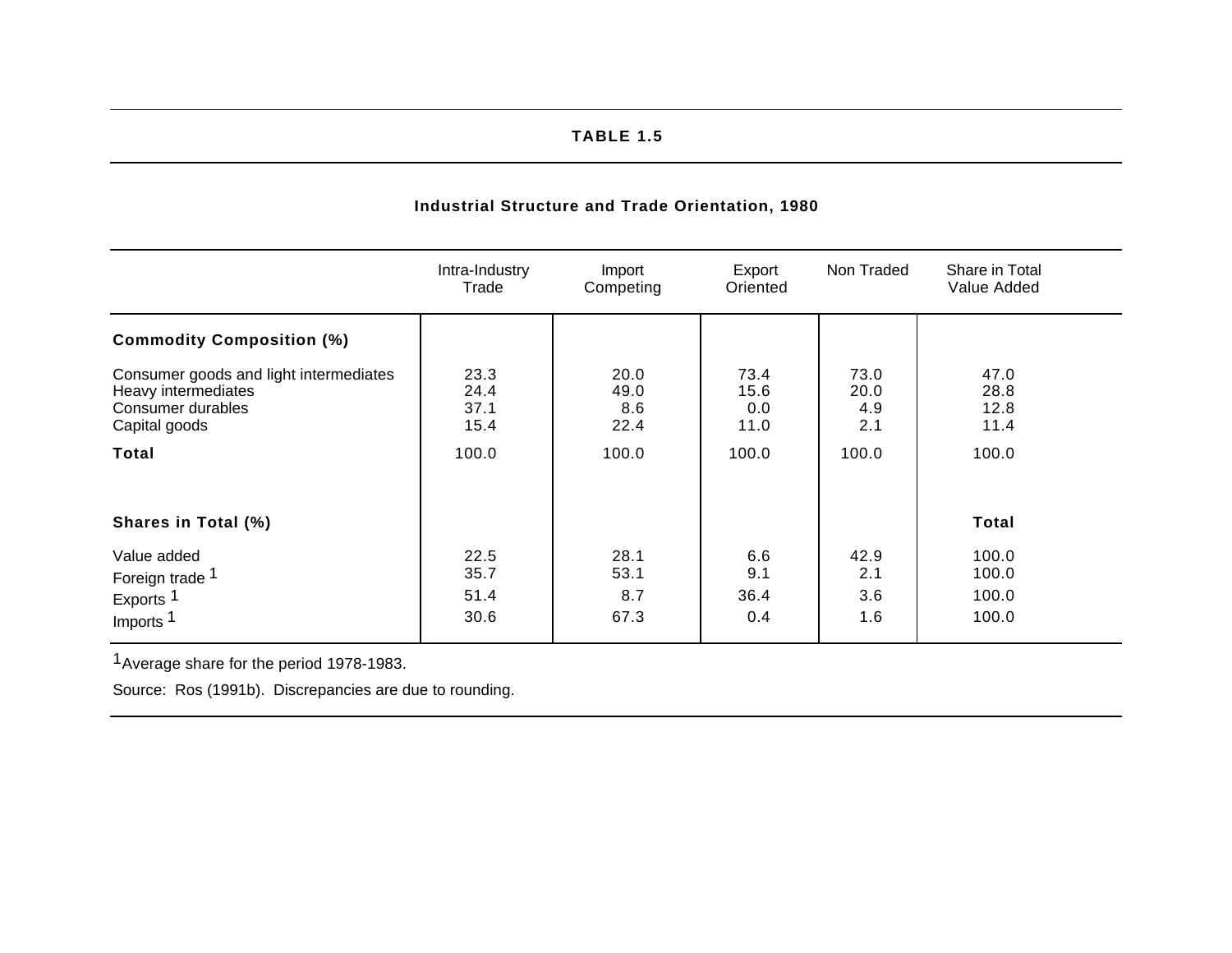**TABLE 1.5**

**Industrial Structure and Trade Orientation, 1980**

| | Intra-Industry Trade | Import Competing | Export Oriented | Non Traded | Share in Total Value Added |
|---|---|---|---|---|---|
| **Commodity Composition (%)** | | | | | |
| Consumer goods and light intermediates | 23.3 | 20.0 | 73.4 | 73.0 | 47.0 |
| Heavy intermediates | 24.4 | 49.0 | 15.6 | 20.0 | 28.8 |
| Consumer durables | 37.1 | 8.6 | 0.0 | 4.9 | 12.8 |
| Capital goods | 15.4 | 22.4 | 11.0 | 2.1 | 11.4 |
| **Total** | 100.0 | 100.0 | 100.0 | 100.0 | 100.0 |
| **Shares in Total (%)** | | | | | **Total** |
| Value added | 22.5 | 28.1 | 6.6 | 42.9 | 100.0 |
| Foreign trade [1] | 35.7 | 53.1 | 9.1 | 2.1 | 100.0 |
| Exports [1] | 51.4 | 8.7 | 36.4 | 3.6 | 100.0 |
| Imports [1] | 30.6 | 67.3 | 0.4 | 1.6 | 100.0 |

[1] Average share for the period 1978-1983.

Source: Ros (1991b). Discrepancies are due to rounding.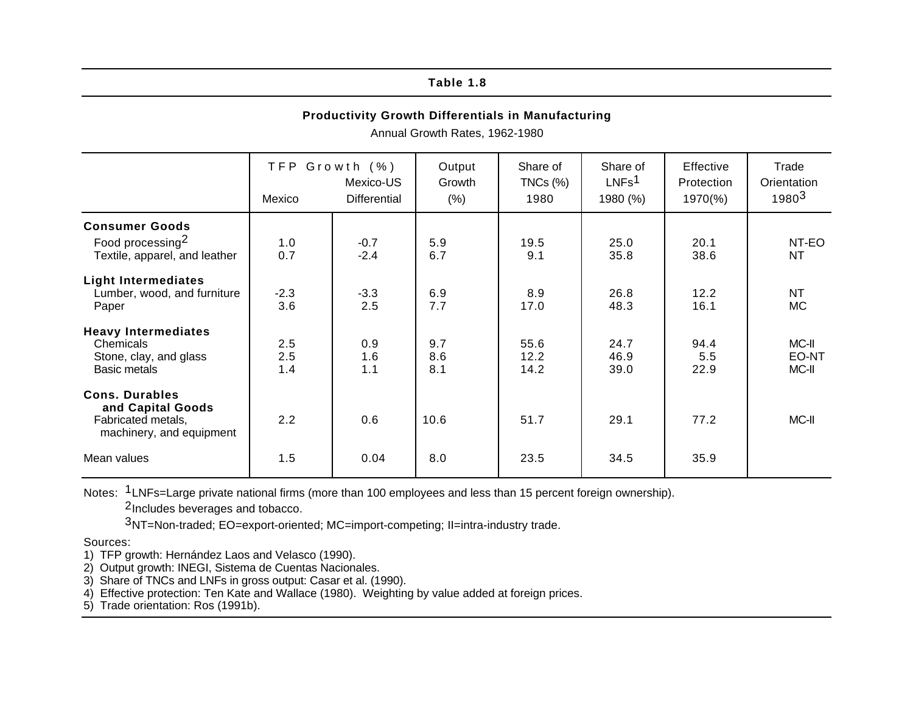**Table 1.8**

**Productivity Growth Differentials in Manufacturing**

Annual Growth Rates, 1962-1980

| | TFP Growth (%) | | Output Growth (%) | Share of TNCs (%) 1980 | Share of LNFs[1] 1980 (%) | Effective Protection 1970(%) | Trade Orientation 1980[3] |
|---|---|---|---|---|---|---|---|
| | Mexico | Mexico-US Differential | | | | | |
| **Consumer Goods** | | | | | | | |
| Food processing[2] | 1.0 | -0.7 | 5.9 | 19.5 | 25.0 | 20.1 | NT-EO |
| Textile, apparel, and leather | 0.7 | -2.4 | 6.7 | 9.1 | 35.8 | 38.6 | NT |
| **Light Intermediates** | | | | | | | |
| Lumber, wood, and furniture | -2.3 | -3.3 | 6.9 | 8.9 | 26.8 | 12.2 | NT |
| Paper | 3.6 | 2.5 | 7.7 | 17.0 | 48.3 | 16.1 | MC |
| **Heavy Intermediates** | | | | | | | |
| Chemicals | 2.5 | 0.9 | 9.7 | 55.6 | 24.7 | 94.4 | MC-II |
| Stone, clay, and glass | 2.5 | 1.6 | 8.6 | 12.2 | 46.9 | 5.5 | EO-NT |
| Basic metals | 1.4 | 1.1 | 8.1 | 14.2 | 39.0 | 22.9 | MC-II |
| **Cons. Durables and Capital Goods** | | | | | | | |
| Fabricated metals, machinery, and equipment | 2.2 | 0.6 | 10.6 | 51.7 | 29.1 | 77.2 | MC-II |
| Mean values | 1.5 | 0.04 | 8.0 | 23.5 | 34.5 | 35.9 | |

Notes: [1]LNFs=Large private national firms (more than 100 employees and less than 15 percent foreign ownership).

[2]Includes beverages and tobacco.

[3]NT=Non-traded; EO=export-oriented; MC=import-competing; II=intra-industry trade.

Sources:
1) TFP growth: Hernández Laos and Velasco (1990).
2) Output growth: INEGI, Sistema de Cuentas Nacionales.
3) Share of TNCs and LNFs in gross output: Casar et al. (1990).
4) Effective protection: Ten Kate and Wallace (1980). Weighting by value added at foreign prices.
5) Trade orientation: Ros (1991b).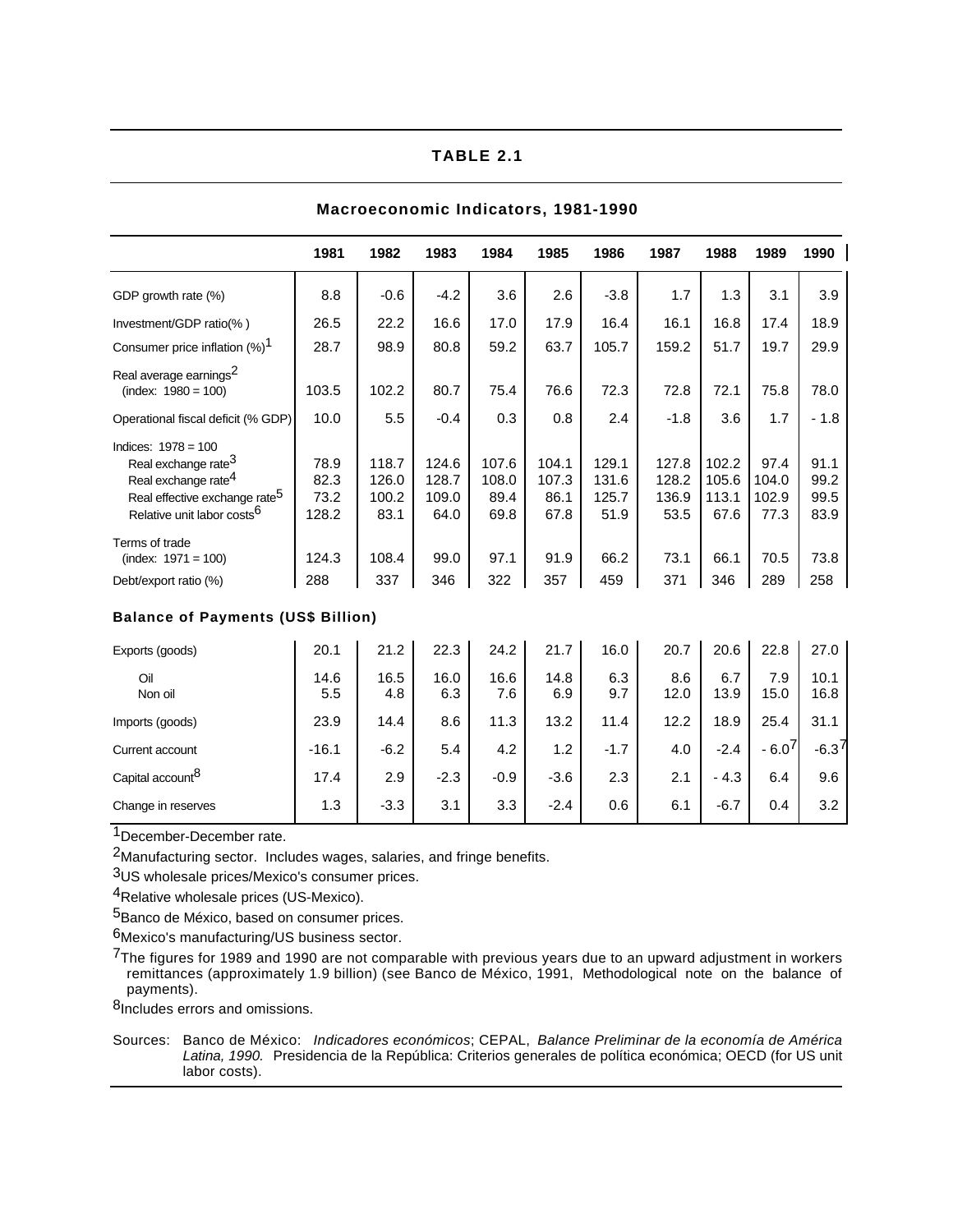# TABLE 2.1

## Macroeconomic Indicators, 1981-1990

| | 1981 | 1982 | 1983 | 1984 | 1985 | 1986 | 1987 | 1988 | 1989 | 1990 |
|---|---|---|---|---|---|---|---|---|---|---|
| GDP growth rate (%) | 8.8 | -0.6 | -4.2 | 3.6 | 2.6 | -3.8 | 1.7 | 1.3 | 3.1 | 3.9 |
| Investment/GDP ratio(% ) | 26.5 | 22.2 | 16.6 | 17.0 | 17.9 | 16.4 | 16.1 | 16.8 | 17.4 | 18.9 |
| Consumer price inflation (%)[1] | 28.7 | 98.9 | 80.8 | 59.2 | 63.7 | 105.7 | 159.2 | 51.7 | 19.7 | 29.9 |
| Real average earnings[2] (index: 1980 = 100) | 103.5 | 102.2 | 80.7 | 75.4 | 76.6 | 72.3 | 72.8 | 72.1 | 75.8 | 78.0 |
| Operational fiscal deficit (% GDP) | 10.0 | 5.5 | -0.4 | 0.3 | 0.8 | 2.4 | -1.8 | 3.6 | 1.7 | - 1.8 |
| Indices: 1978 = 100 | | | | | | | | | | |
| Real exchange rate[3] | 78.9 | 118.7 | 124.6 | 107.6 | 104.1 | 129.1 | 127.8 | 102.2 | 97.4 | 91.1 |
| Real exchange rate[4] | 82.3 | 126.0 | 128.7 | 108.0 | 107.3 | 131.6 | 128.2 | 105.6 | 104.0 | 99.2 |
| Real effective exchange rate[5] | 73.2 | 100.2 | 109.0 | 89.4 | 86.1 | 125.7 | 136.9 | 113.1 | 102.9 | 99.5 |
| Relative unit labor costs[6] | 128.2 | 83.1 | 64.0 | 69.8 | 67.8 | 51.9 | 53.5 | 67.6 | 77.3 | 83.9 |
| Terms of trade (index: 1971 = 100) | 124.3 | 108.4 | 99.0 | 97.1 | 91.9 | 66.2 | 73.1 | 66.1 | 70.5 | 73.8 |
| Debt/export ratio (%) | 288 | 337 | 346 | 322 | 357 | 459 | 371 | 346 | 289 | 258 |

### Balance of Payments (US$ Billion)

| | 1981 | 1982 | 1983 | 1984 | 1985 | 1986 | 1987 | 1988 | 1989 | 1990 |
|---|---|---|---|---|---|---|---|---|---|---|
| Exports (goods) | 20.1 | 21.2 | 22.3 | 24.2 | 21.7 | 16.0 | 20.7 | 20.6 | 22.8 | 27.0 |
| Oil | 14.6 | 16.5 | 16.0 | 16.6 | 14.8 | 6.3 | 8.6 | 6.7 | 7.9 | 10.1 |
| Non oil | 5.5 | 4.8 | 6.3 | 7.6 | 6.9 | 9.7 | 12.0 | 13.9 | 15.0 | 16.8 |
| Imports (goods) | 23.9 | 14.4 | 8.6 | 11.3 | 13.2 | 11.4 | 12.2 | 18.9 | 25.4 | 31.1 |
| Current account | -16.1 | -6.2 | 5.4 | 4.2 | 1.2 | -1.7 | 4.0 | -2.4 | - 6.0[7] | -6.3[7] |
| Capital account[8] | 17.4 | 2.9 | -2.3 | -0.9 | -3.6 | 2.3 | 2.1 | - 4.3 | 6.4 | 9.6 |
| Change in reserves | 1.3 | -3.3 | 3.1 | 3.3 | -2.4 | 0.6 | 6.1 | -6.7 | 0.4 | 3.2 |

[1] December-December rate.

[2] Manufacturing sector. Includes wages, salaries, and fringe benefits.

[3] US wholesale prices/Mexico's consumer prices.

[4] Relative wholesale prices (US-Mexico).

[5] Banco de México, based on consumer prices.

[6] Mexico's manufacturing/US business sector.

[7] The figures for 1989 and 1990 are not comparable with previous years due to an upward adjustment in workers remittances (approximately 1.9 billion) (see Banco de México, 1991, Methodological note on the balance of payments).

[8] Includes errors and omissions.

Sources: Banco de México: *Indicadores económicos*; CEPAL, *Balance Preliminar de la economía de América Latina, 1990.* Presidencia de la República: Criterios generales de política económica; OECD (for US unit labor costs).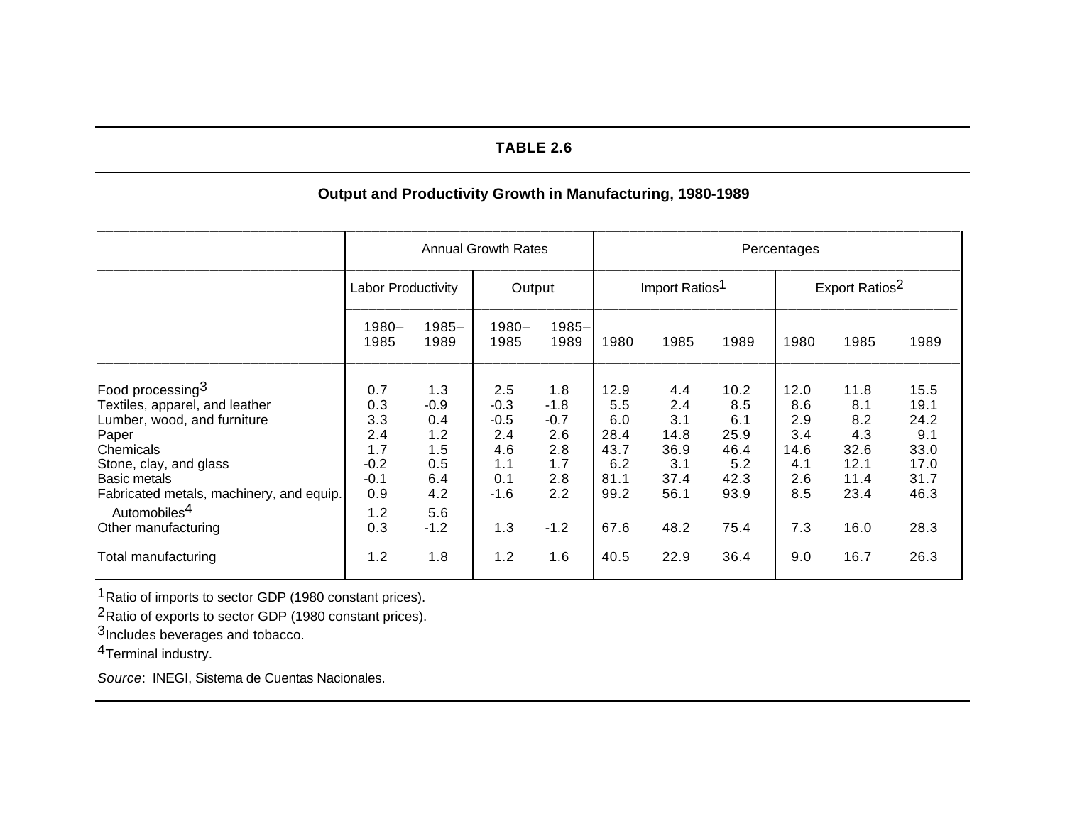# TABLE 2.6

## Output and Productivity Growth in Manufacturing, 1980-1989

| | Annual Growth Rates | | | | Percentages | | | | | |
|---|---|---|---|---|---|---|---|---|---|---|
| | Labor Productivity | | Output | | Import Ratios[1] | | | Export Ratios[2] | | |
| | 1980–1985 | 1985–1989 | 1980–1985 | 1985–1989 | 1980 | 1985 | 1989 | 1980 | 1985 | 1989 |
| Food processing[3] | 0.7 | 1.3 | 2.5 | 1.8 | 12.9 | 4.4 | 10.2 | 12.0 | 11.8 | 15.5 |
| Textiles, apparel, and leather | 0.3 | -0.9 | -0.3 | -1.8 | 5.5 | 2.4 | 8.5 | 8.6 | 8.1 | 19.1 |
| Lumber, wood, and furniture | 3.3 | 0.4 | -0.5 | -0.7 | 6.0 | 3.1 | 6.1 | 2.9 | 8.2 | 24.2 |
| Paper | 2.4 | 1.2 | 2.4 | 2.6 | 28.4 | 14.8 | 25.9 | 3.4 | 4.3 | 9.1 |
| Chemicals | 1.7 | 1.5 | 4.6 | 2.8 | 43.7 | 36.9 | 46.4 | 14.6 | 32.6 | 33.0 |
| Stone, clay, and glass | -0.2 | 0.5 | 1.1 | 1.7 | 6.2 | 3.1 | 5.2 | 4.1 | 12.1 | 17.0 |
| Basic metals | -0.1 | 6.4 | 0.1 | 2.8 | 81.1 | 37.4 | 42.3 | 2.6 | 11.4 | 31.7 |
| Fabricated metals, machinery, and equip. | 0.9 | 4.2 | -1.6 | 2.2 | 99.2 | 56.1 | 93.9 | 8.5 | 23.4 | 46.3 |
| Automobiles[4] | 1.2 | 5.6 | | | | | | | | |
| Other manufacturing | 0.3 | -1.2 | 1.3 | -1.2 | 67.6 | 48.2 | 75.4 | 7.3 | 16.0 | 28.3 |
| Total manufacturing | 1.2 | 1.8 | 1.2 | 1.6 | 40.5 | 22.9 | 36.4 | 9.0 | 16.7 | 26.3 |

[1]Ratio of imports to sector GDP (1980 constant prices).

[2]Ratio of exports to sector GDP (1980 constant prices).

[3]Includes beverages and tobacco.

[4]Terminal industry.

*Source*: INEGI, Sistema de Cuentas Nacionales.